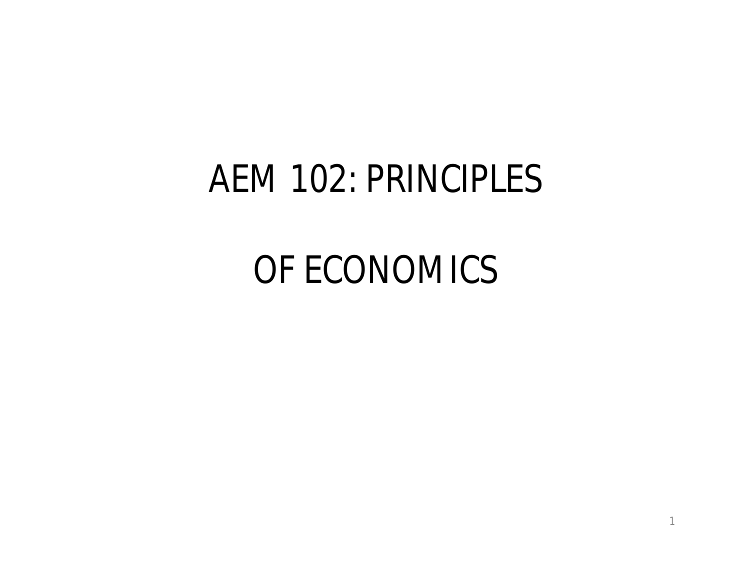# AEM 102: PRINCIPLES OF ECONOMICS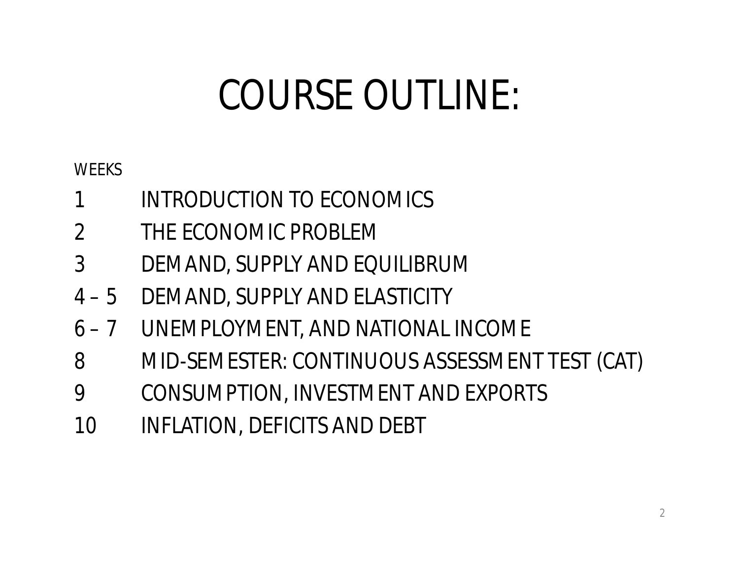# COURSE OUTLINE:

| WEEKS | |
|---|---|
| 1 | INTRODUCTION TO ECONOMICS |
| 2 | THE ECONOMIC PROBLEM |
| 3 | DEMAND, SUPPLY AND EQUILIBRUM |
| 4 – 5 | DEMAND, SUPPLY AND ELASTICITY |
| 6 – 7 | UNEMPLOYMENT, AND NATIONAL INCOME |
| 8 | MID-SEMESTER: CONTINUOUS ASSESSMENT TEST (CAT) |
| 9 | CONSUMPTION, INVESTMENT AND EXPORTS |
| 10 | INFLATION, DEFICITS AND DEBT |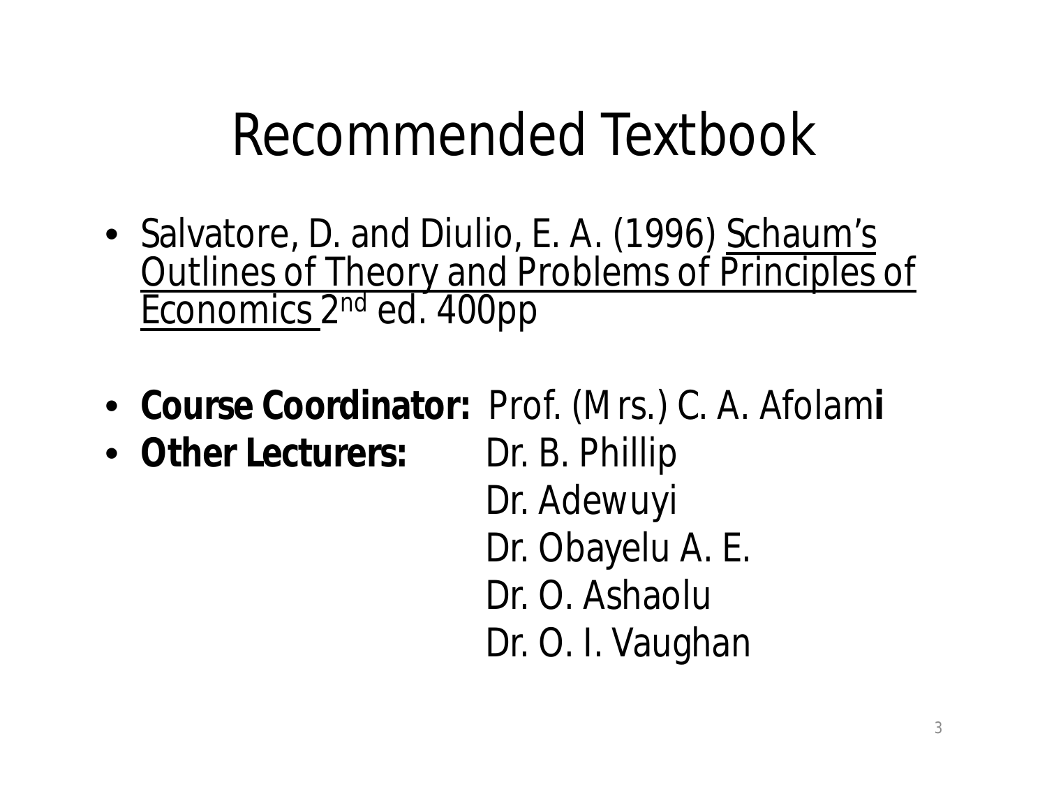# Recommended Textbook

- Salvatore, D. and Diulio, E. A. (1996) Schaum's Outlines of Theory and Problems of Principles of Economics 2nd ed. 400pp

- **Course Coordinator:** Prof. (Mrs.) C. A. Afolami
- **Other Lecturers:** Dr. B. Phillip
  Dr. Adewuyi
  Dr. Obayelu A. E.
  Dr. O. Ashaolu
  Dr. O. I. Vaughan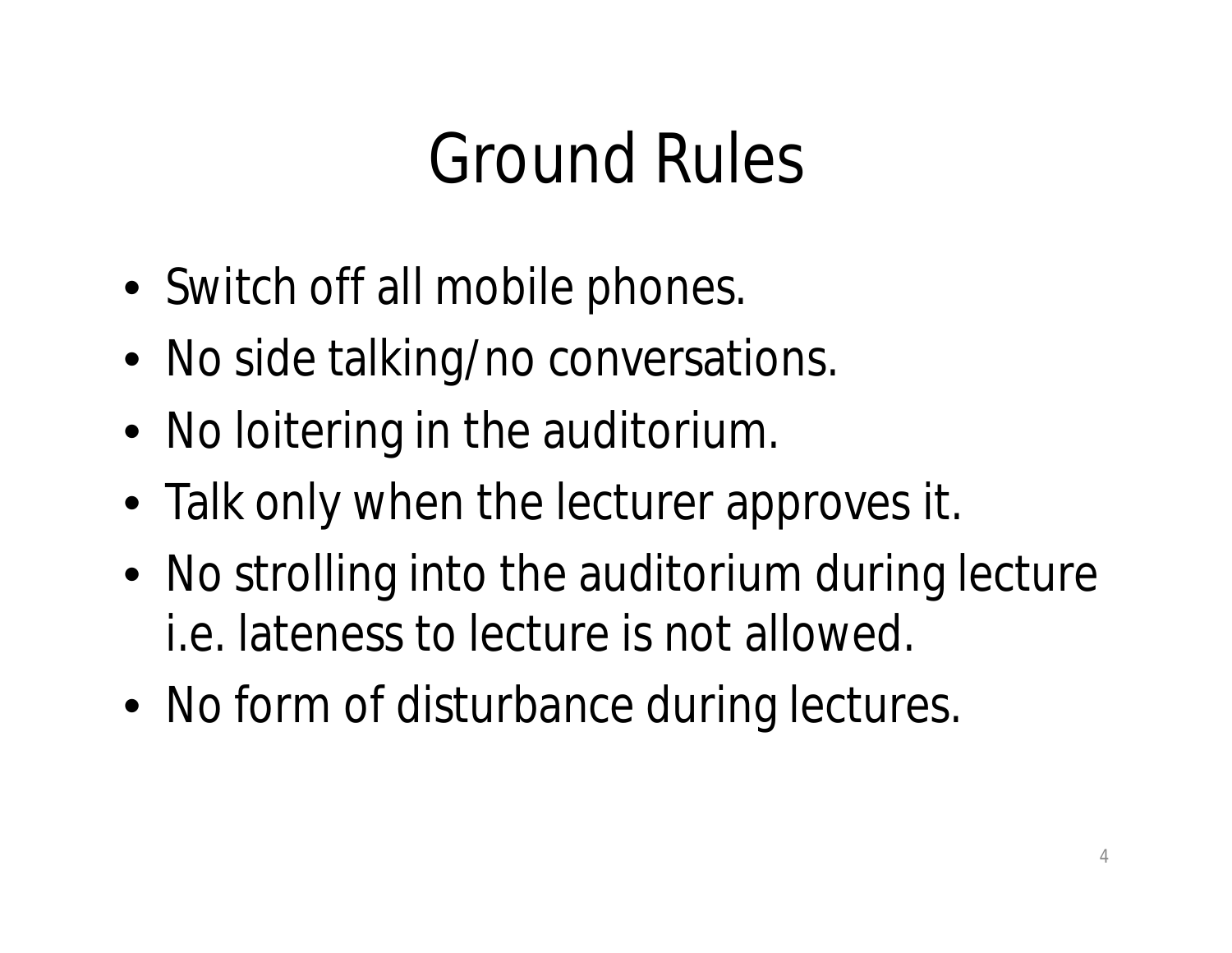# Ground Rules

- Switch off all mobile phones.
- No side talking/no conversations.
- No loitering in the auditorium.
- Talk only when the lecturer approves it.
- No strolling into the auditorium during lecture i.e. lateness to lecture is not allowed.
- No form of disturbance during lectures.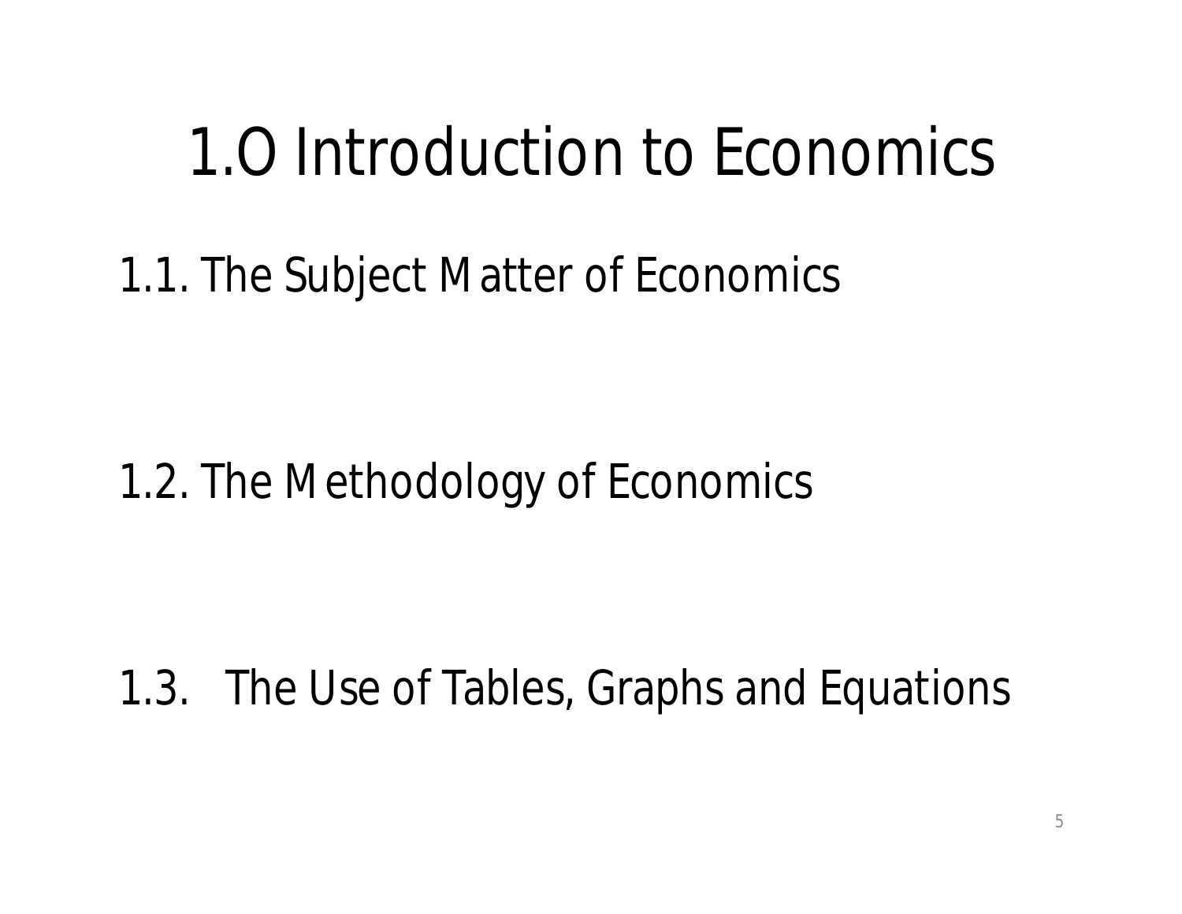# 1.O Introduction to Economics

## 1.1. The Subject Matter of Economics

## 1.2. The Methodology of Economics

## 1.3. The Use of Tables, Graphs and Equations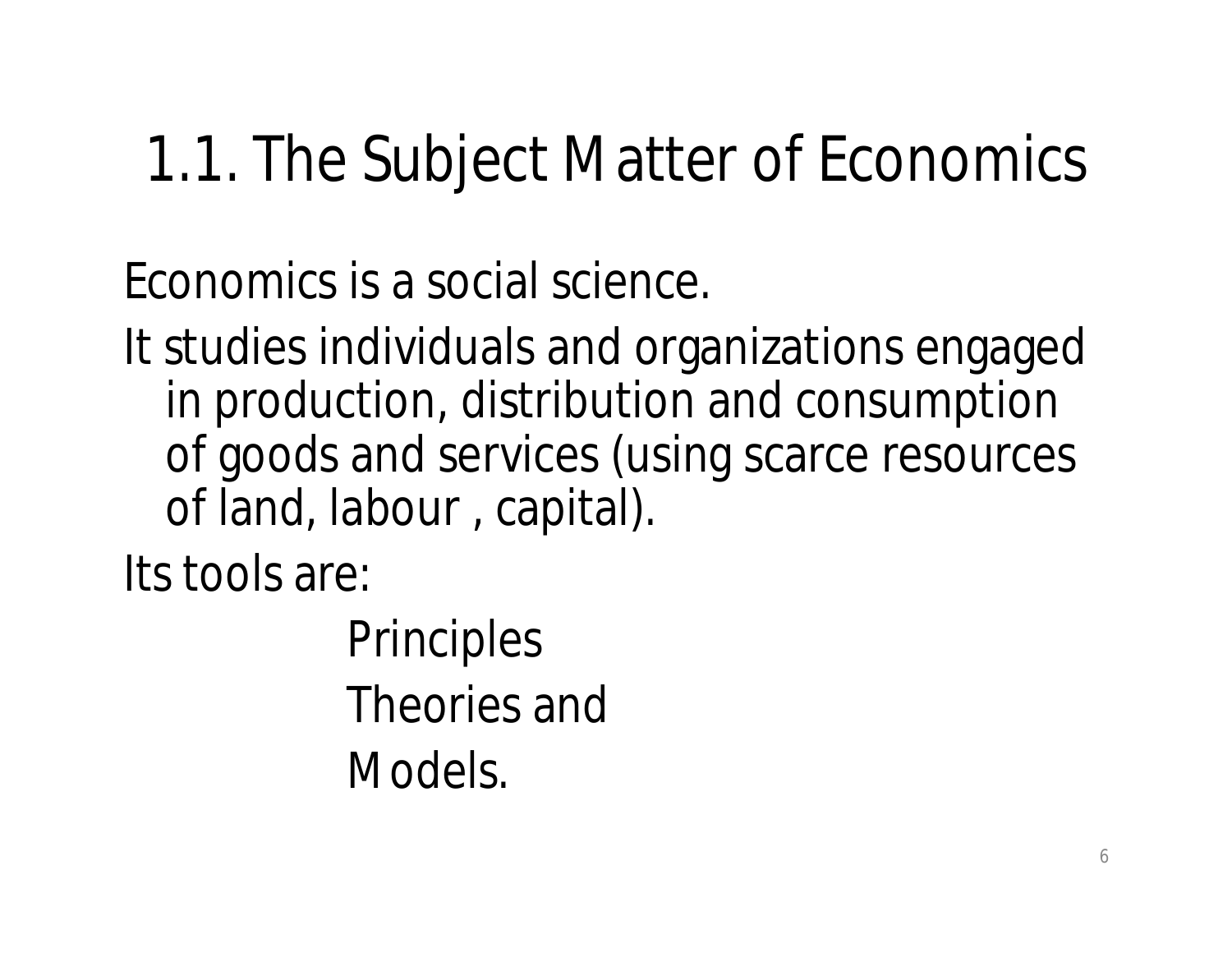# 1.1. The Subject Matter of Economics

Economics is a social science.

It studies individuals and organizations engaged in production, distribution and consumption of goods and services (using scarce resources of land, labour , capital).

Its tools are:

Principles

Theories and

Models.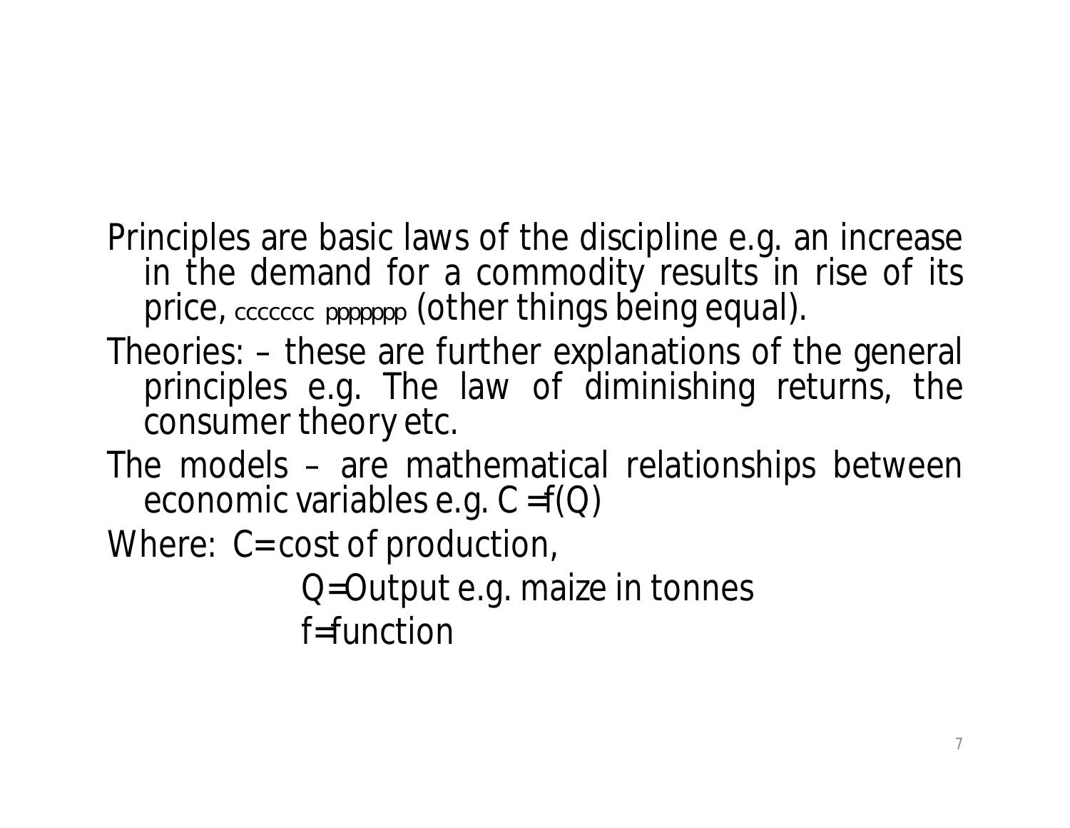Principles are basic laws of the discipline e.g. an increase in the demand for a commodity results in rise of its price, ccccccc ppppppp (other things being equal).

Theories: – these are further explanations of the general principles e.g. The law of diminishing returns, the consumer theory etc.

The models – are mathematical relationships between economic variables e.g. $C = f(Q)$

Where: C= cost of production,

Q=Output e.g. maize in tonnes

f=function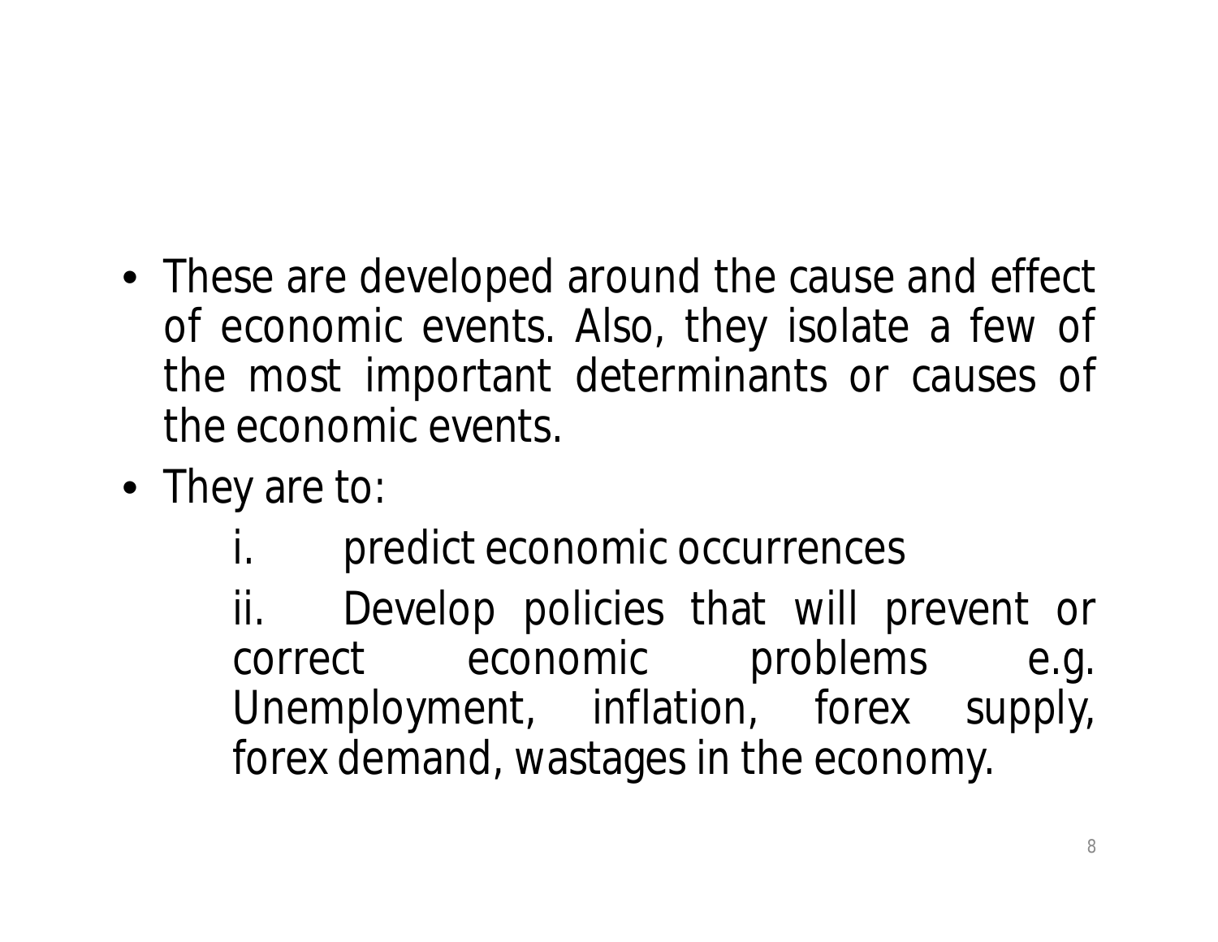- These are developed around the cause and effect of economic events. Also, they isolate a few of the most important determinants or causes of the economic events.
- They are to:

  i. predict economic occurrences

  ii. Develop policies that will prevent or correct economic problems e.g. Unemployment, inflation, forex supply, forex demand, wastages in the economy.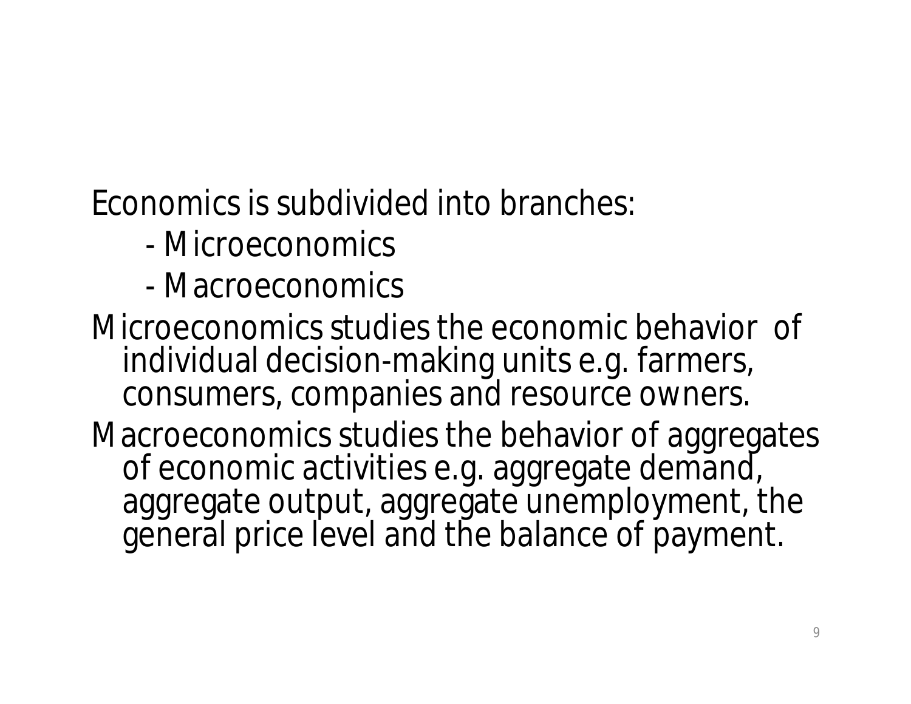Economics is subdivided into branches:

- Microeconomics
- Macroeconomics

Microeconomics studies the economic behavior of individual decision-making units e.g. farmers, consumers, companies and resource owners.

Macroeconomics studies the behavior of aggregates of economic activities e.g. aggregate demand, aggregate output, aggregate unemployment, the general price level and the balance of payment.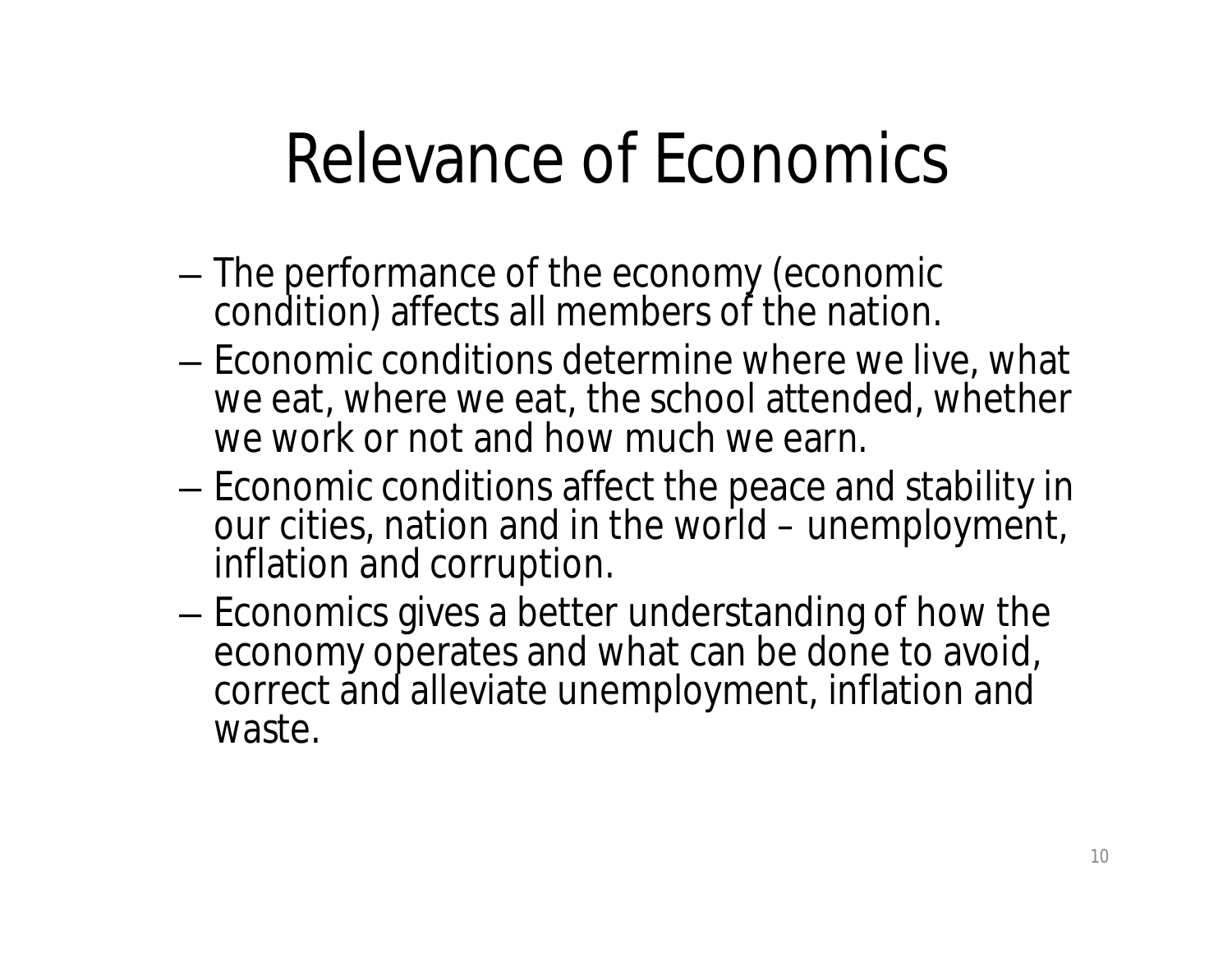# Relevance of Economics

- The performance of the economy (economic condition) affects all members of the nation.
- Economic conditions determine where we live, what we eat, where we eat, the school attended, whether we work or not and how much we earn.
- Economic conditions affect the peace and stability in our cities, nation and in the world – unemployment, inflation and corruption.
- Economics gives a better understanding of how the economy operates and what can be done to avoid, correct and alleviate unemployment, inflation and waste.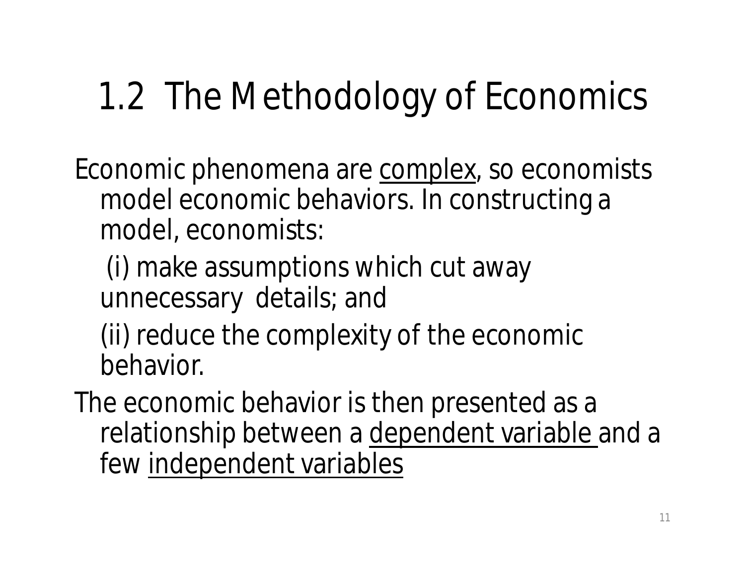# 1.2 The Methodology of Economics

Economic phenomena are <u>complex</u>, so economists model economic behaviors. In constructing a model, economists:

(i) make assumptions which cut away unnecessary details; and

(ii) reduce the complexity of the economic behavior.

The economic behavior is then presented as a relationship between a <u>dependent variable</u> and a few <u>independent variables</u>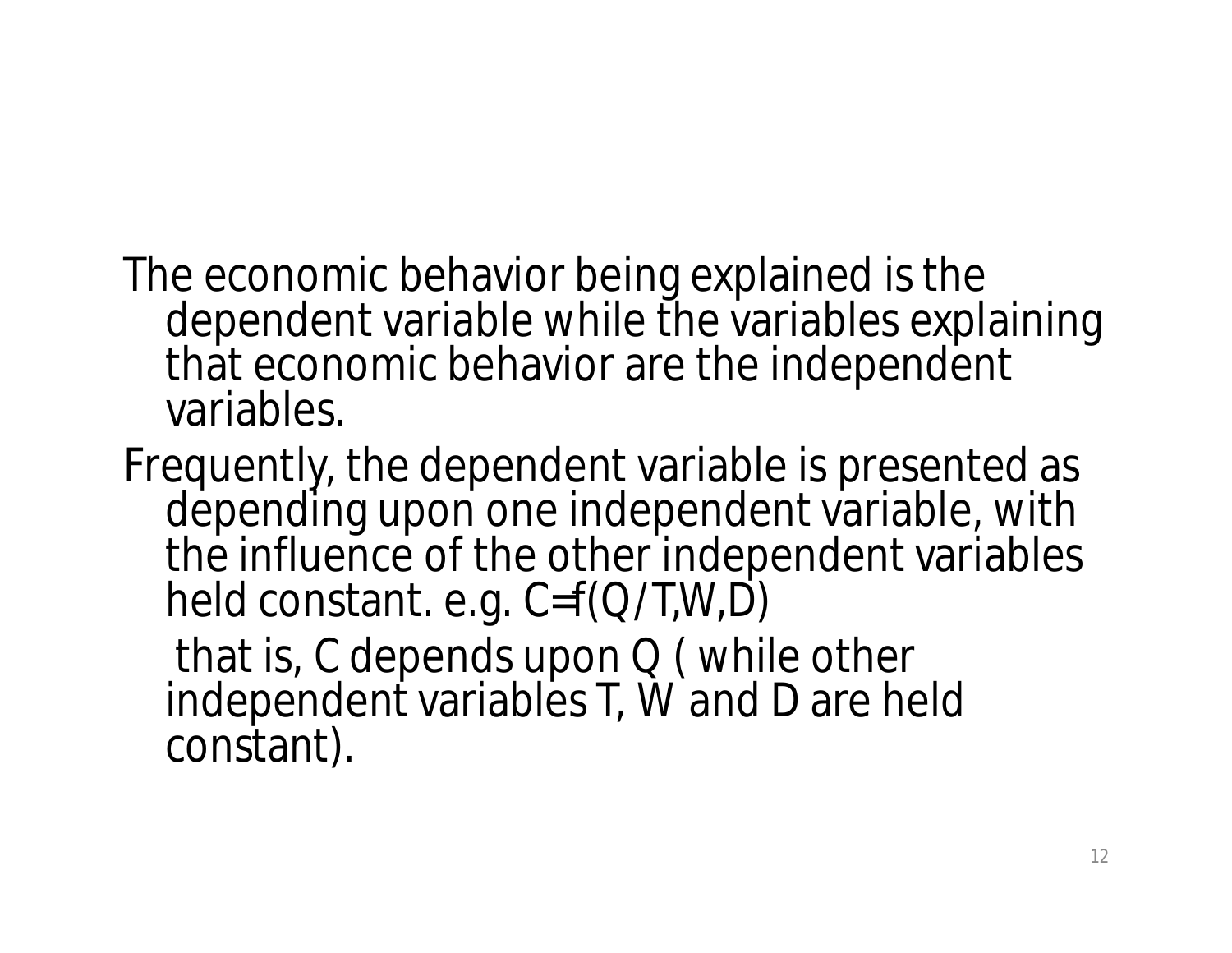The economic behavior being explained is the dependent variable while the variables explaining that economic behavior are the independent variables.

Frequently, the dependent variable is presented as depending upon one independent variable, with the influence of the other independent variables held constant. e.g. $C=f(Q/T,W,D)$

that is, C depends upon Q ( while other independent variables T, W and D are held constant).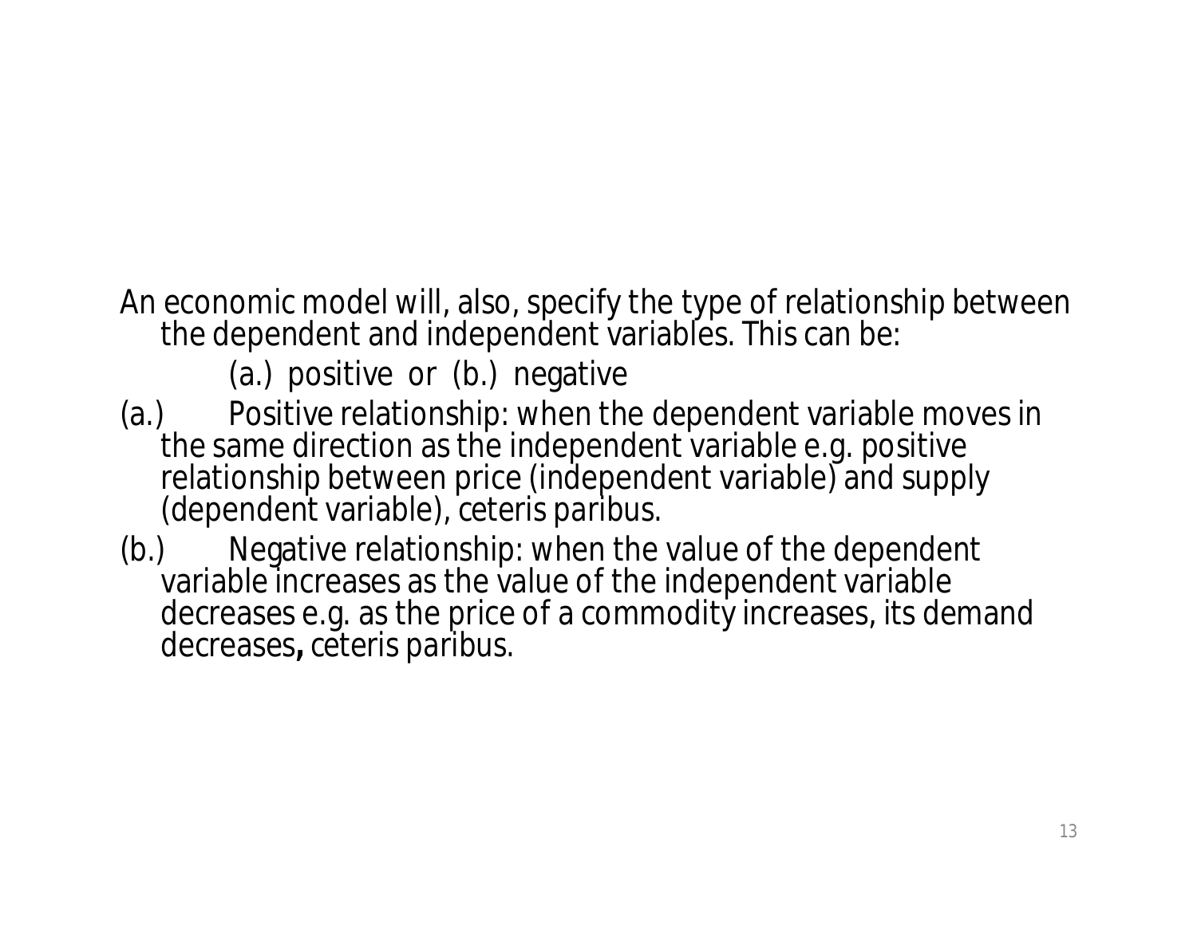An economic model will, also, specify the type of relationship between the dependent and independent variables. This can be:

(a.) positive or (b.) negative

(a.) Positive relationship: when the dependent variable moves in the same direction as the independent variable e.g. positive relationship between price (independent variable) and supply (dependent variable), ceteris paribus.

(b.) Negative relationship: when the value of the dependent variable increases as the value of the independent variable decreases e.g. as the price of a commodity increases, its demand decreases**,** ceteris paribus.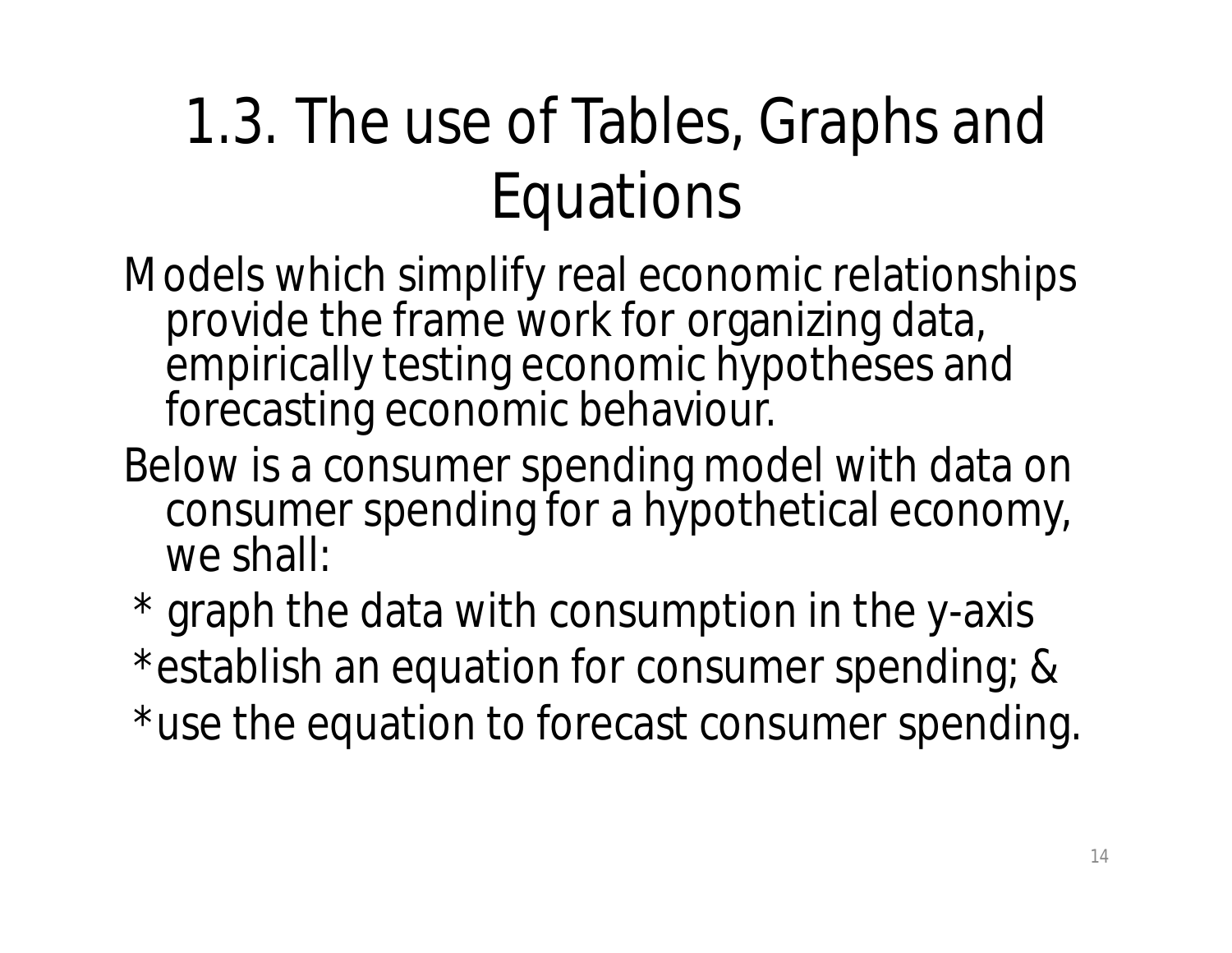# 1.3. The use of Tables, Graphs and Equations

Models which simplify real economic relationships provide the frame work for organizing data, empirically testing economic hypotheses and forecasting economic behaviour.

Below is a consumer spending model with data on consumer spending for a hypothetical economy, we shall:

* graph the data with consumption in the y-axis
* establish an equation for consumer spending; &
* use the equation to forecast consumer spending.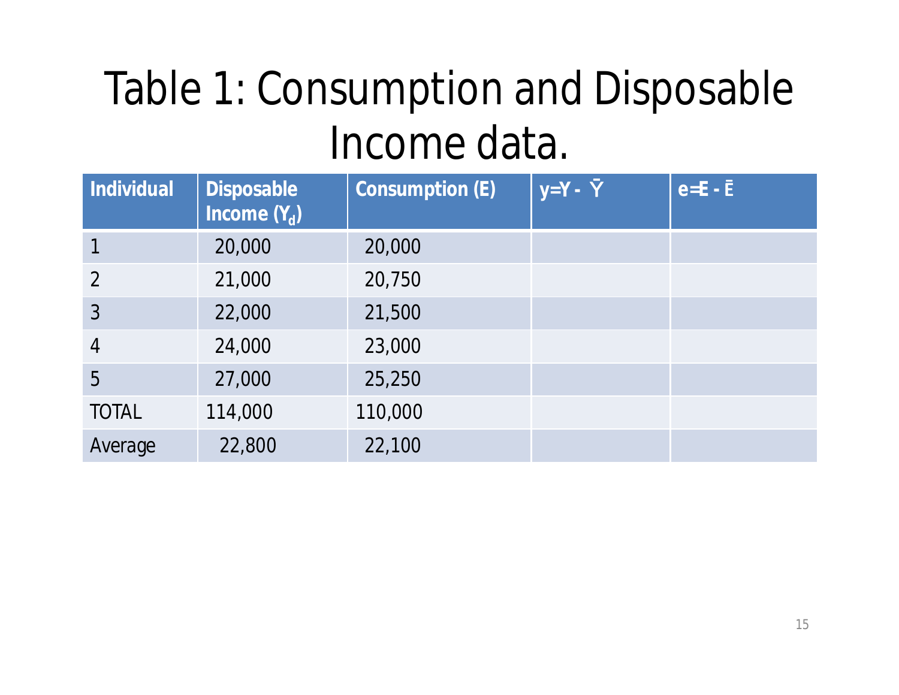# Table 1: Consumption and Disposable Income data.

| Individual | Disposable Income ($Y_d$) | Consumption (E) | $y = Y - \bar{Y}$ | $e = E - \bar{E}$ |
|---|---|---|---|---|
| 1 | 20,000 | 20,000 | | |
| 2 | 21,000 | 20,750 | | |
| 3 | 22,000 | 21,500 | | |
| 4 | 24,000 | 23,000 | | |
| 5 | 27,000 | 25,250 | | |
| TOTAL | 114,000 | 110,000 | | |
| Average | 22,800 | 22,100 | | |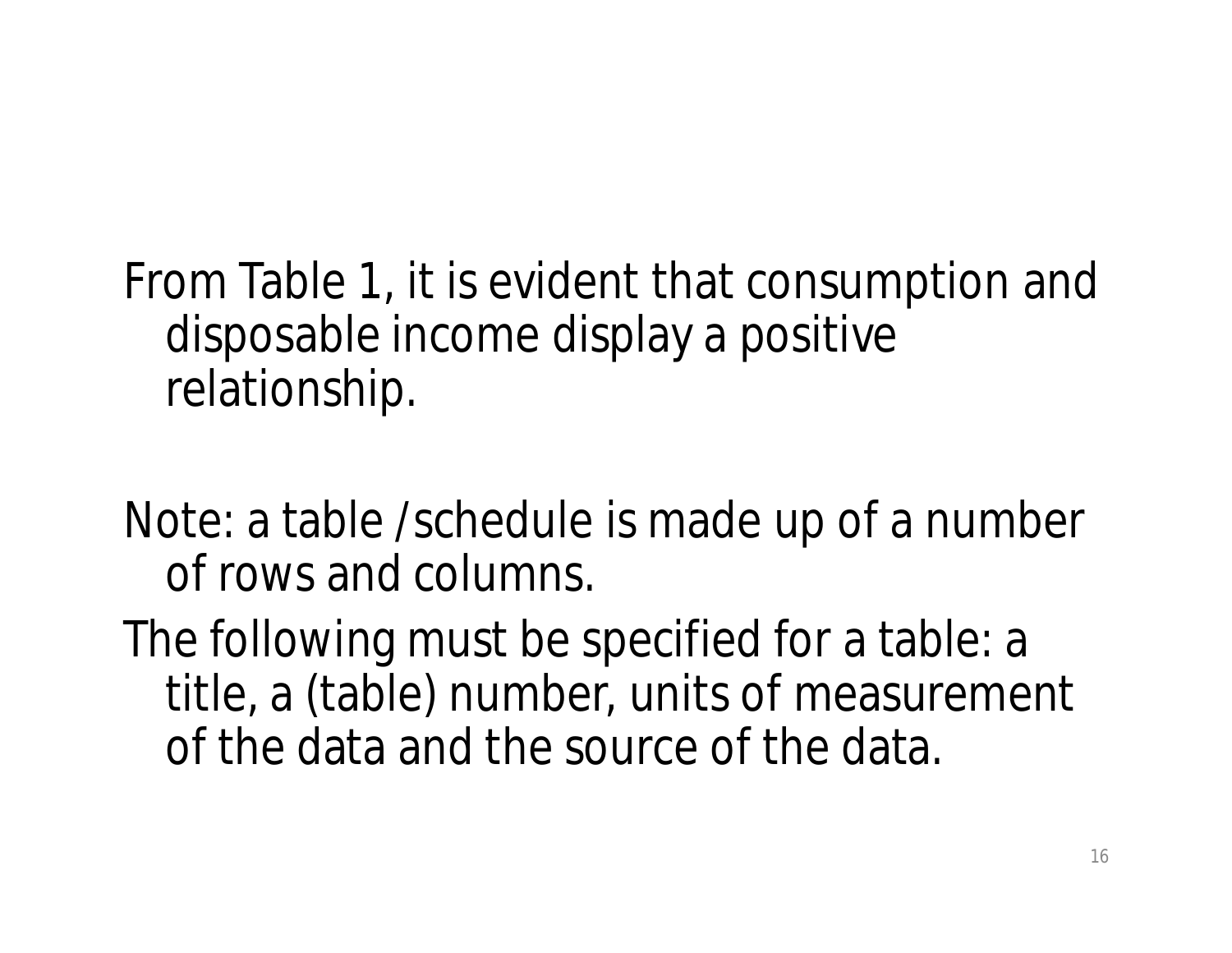From Table 1, it is evident that consumption and disposable income display a positive relationship.

Note: a table /schedule is made up of a number of rows and columns.

The following must be specified for a table: a title, a (table) number, units of measurement of the data and the source of the data.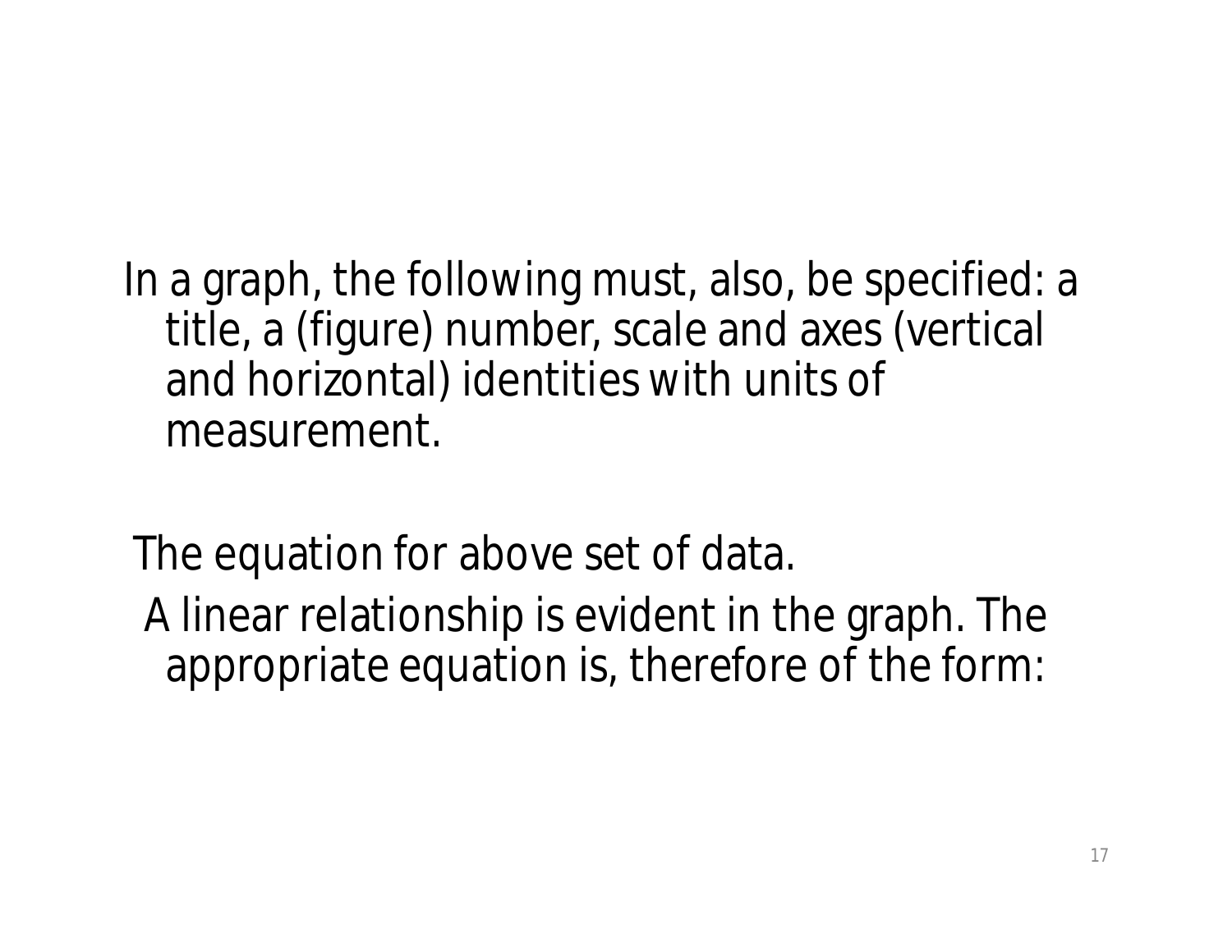In a graph, the following must, also, be specified: a title, a (figure) number, scale and axes (vertical and horizontal) identities with units of measurement.

The equation for above set of data.

A linear relationship is evident in the graph. The appropriate equation is, therefore of the form: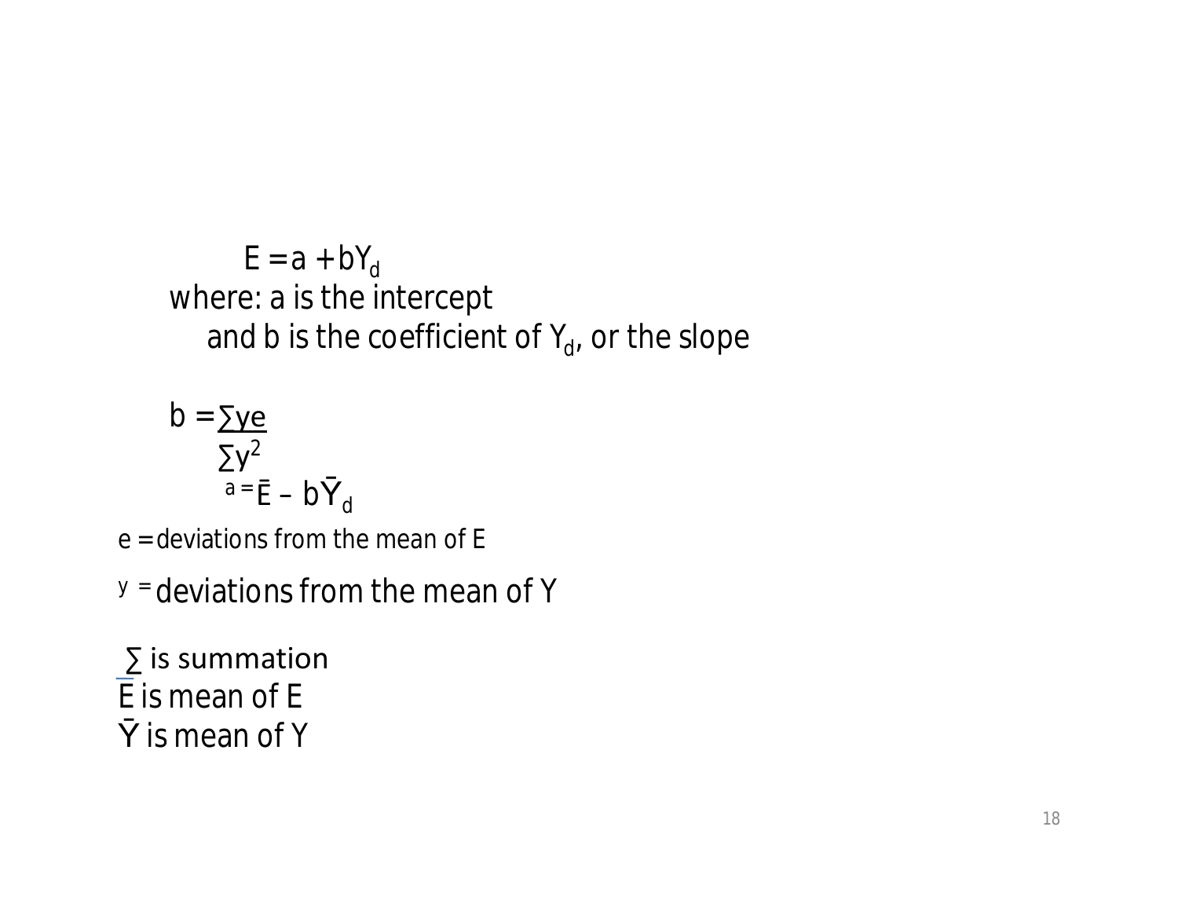$$E = a + bY_d$$

where: a is the intercept

and b is the coefficient of $Y_d$, or the slope

$$b = \frac{\sum ye}{\sum y^2}$$

$$a = \bar{E} - b\bar{Y}_d$$

e = deviations from the mean of E

y = deviations from the mean of Y

$\sum$ is summation

$\bar{E}$ is mean of E

$\bar{Y}$ is mean of Y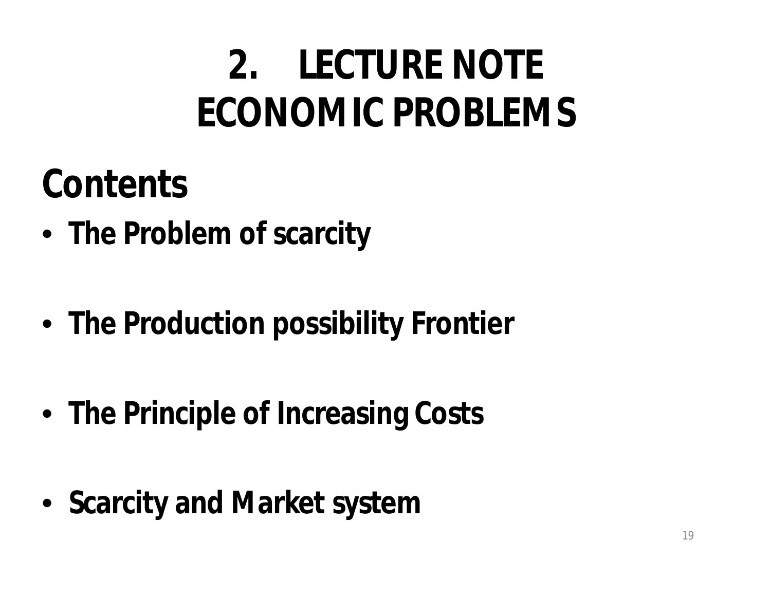# 2. LECTURE NOTE ECONOMIC PROBLEMS

## Contents

- **The Problem of scarcity**
- **The Production possibility Frontier**
- **The Principle of Increasing Costs**
- **Scarcity and Market system**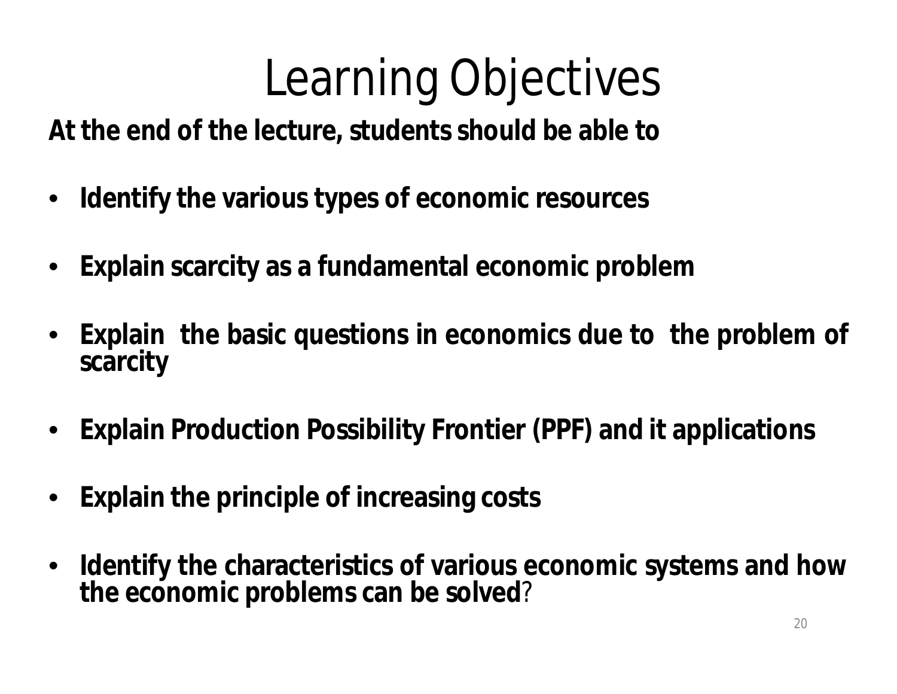# Learning Objectives

**At the end of the lecture, students should be able to**

- **Identify the various types of economic resources**
- **Explain scarcity as a fundamental economic problem**
- **Explain the basic questions in economics due to the problem of scarcity**
- **Explain Production Possibility Frontier (PPF) and it applications**
- **Explain the principle of increasing costs**
- **Identify the characteristics of various economic systems and how the economic problems can be solved**?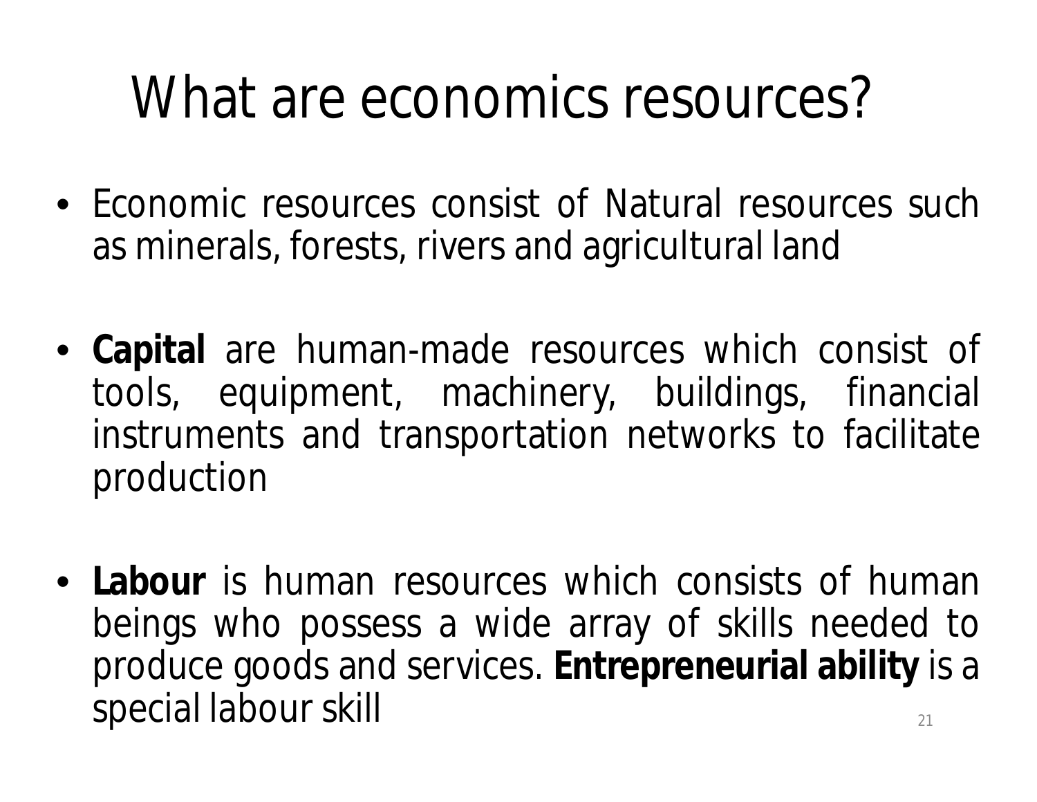# What are economics resources?

- Economic resources consist of Natural resources such as minerals, forests, rivers and agricultural land

- **Capital** are human-made resources which consist of tools, equipment, machinery, buildings, financial instruments and transportation networks to facilitate production

- **Labour** is human resources which consists of human beings who possess a wide array of skills needed to produce goods and services. **Entrepreneurial ability** is a special labour skill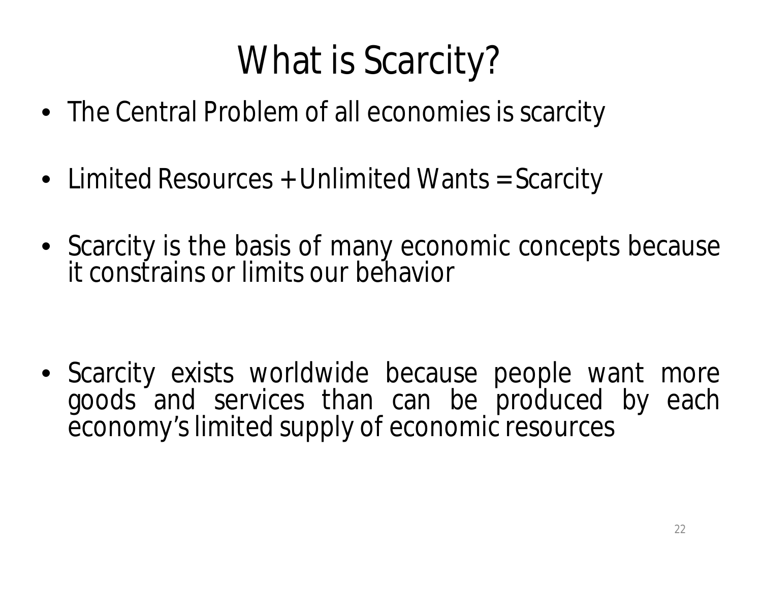# What is Scarcity?

- The Central Problem of all economies is scarcity
- Limited Resources + Unlimited Wants = Scarcity
- Scarcity is the basis of many economic concepts because it constrains or limits our behavior
- Scarcity exists worldwide because people want more goods and services than can be produced by each economy's limited supply of economic resources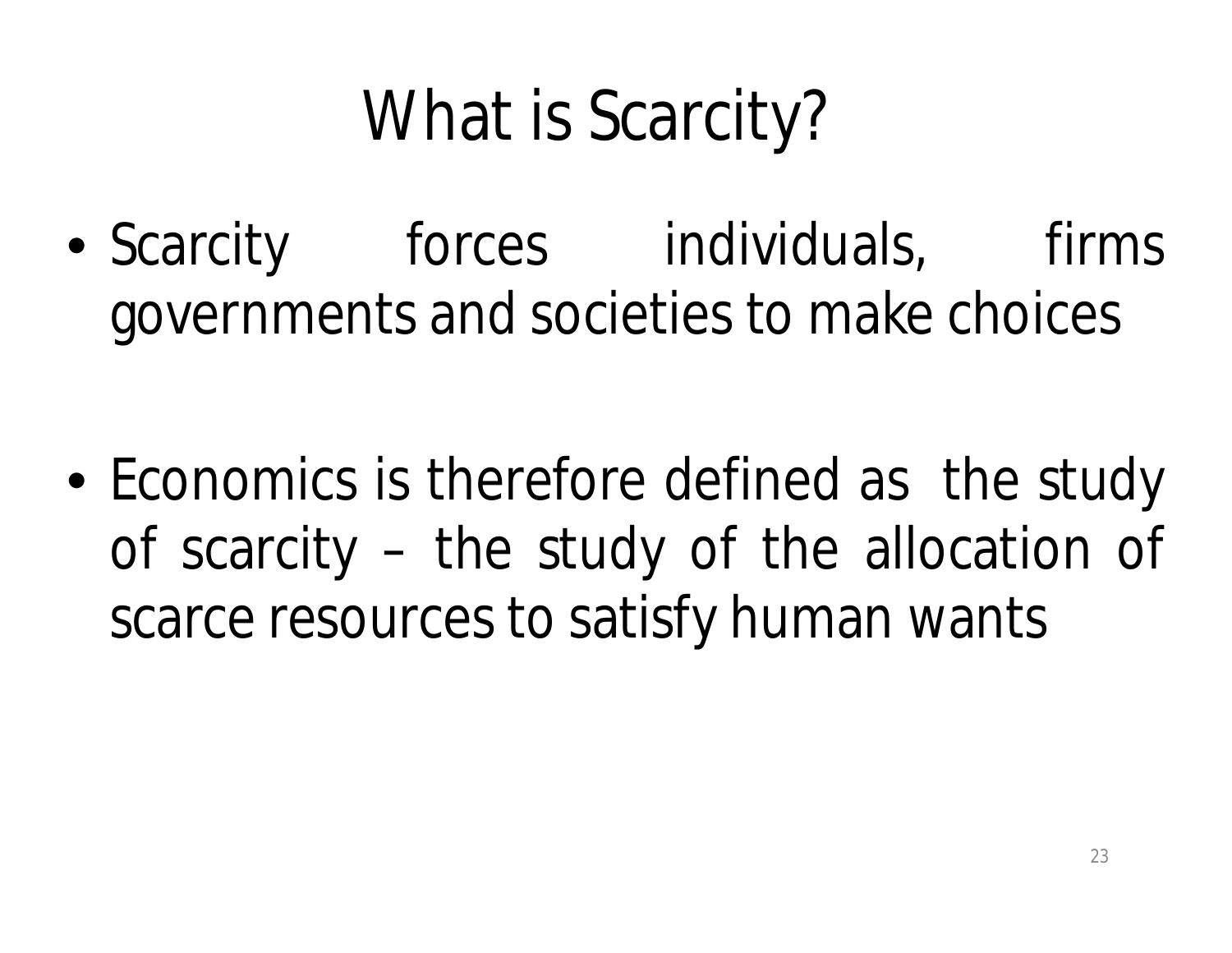# What is Scarcity?

- Scarcity forces individuals, firms governments and societies to make choices

- Economics is therefore defined as the study of scarcity – the study of the allocation of scarce resources to satisfy human wants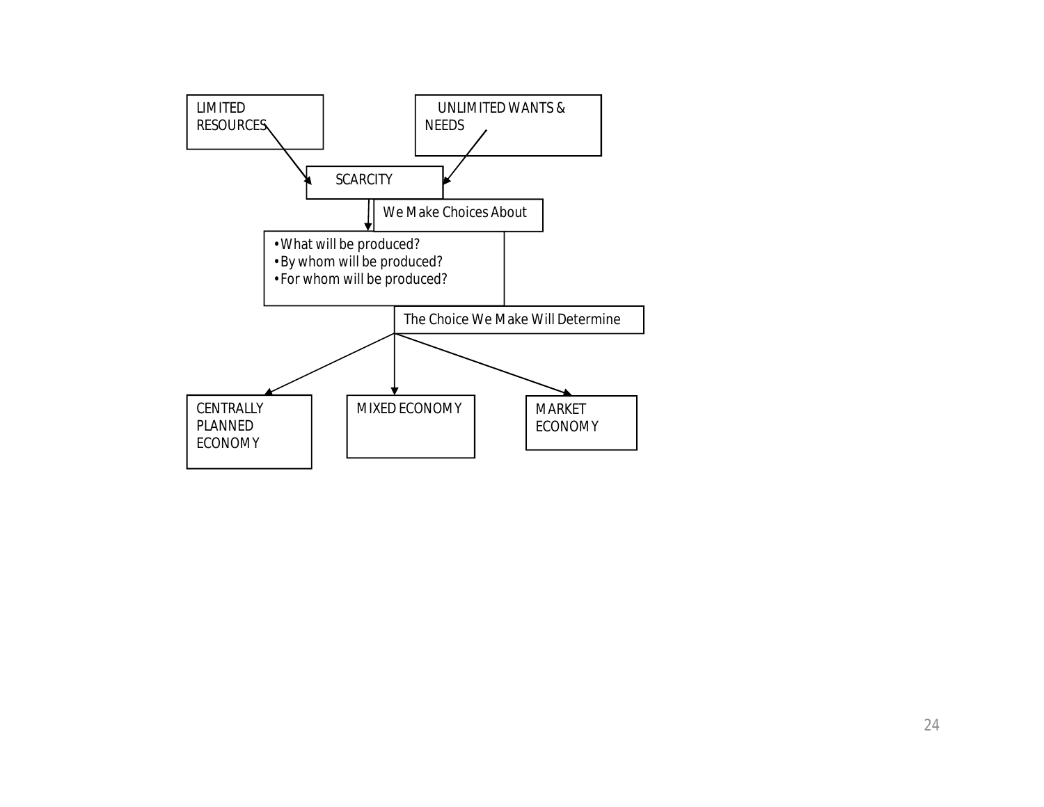LIMITED RESOURCES

UNLIMITED WANTS & NEEDS

SCARCITY

We Make Choices About

- What will be produced?
- By whom will be produced?
- For whom will be produced?

The Choice We Make Will Determine

CENTRALLY PLANNED ECONOMY

MIXED ECONOMY

MARKET ECONOMY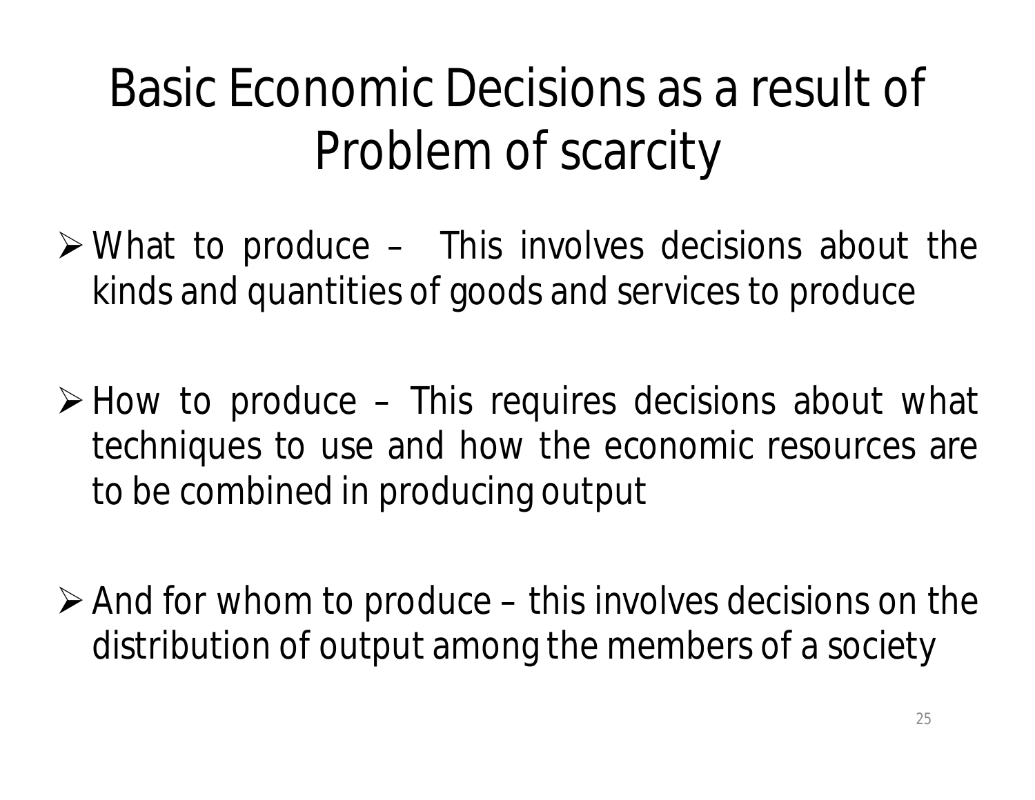# Basic Economic Decisions as a result of Problem of scarcity

- What to produce – This involves decisions about the kinds and quantities of goods and services to produce
- How to produce – This requires decisions about what techniques to use and how the economic resources are to be combined in producing output
- And for whom to produce – this involves decisions on the distribution of output among the members of a society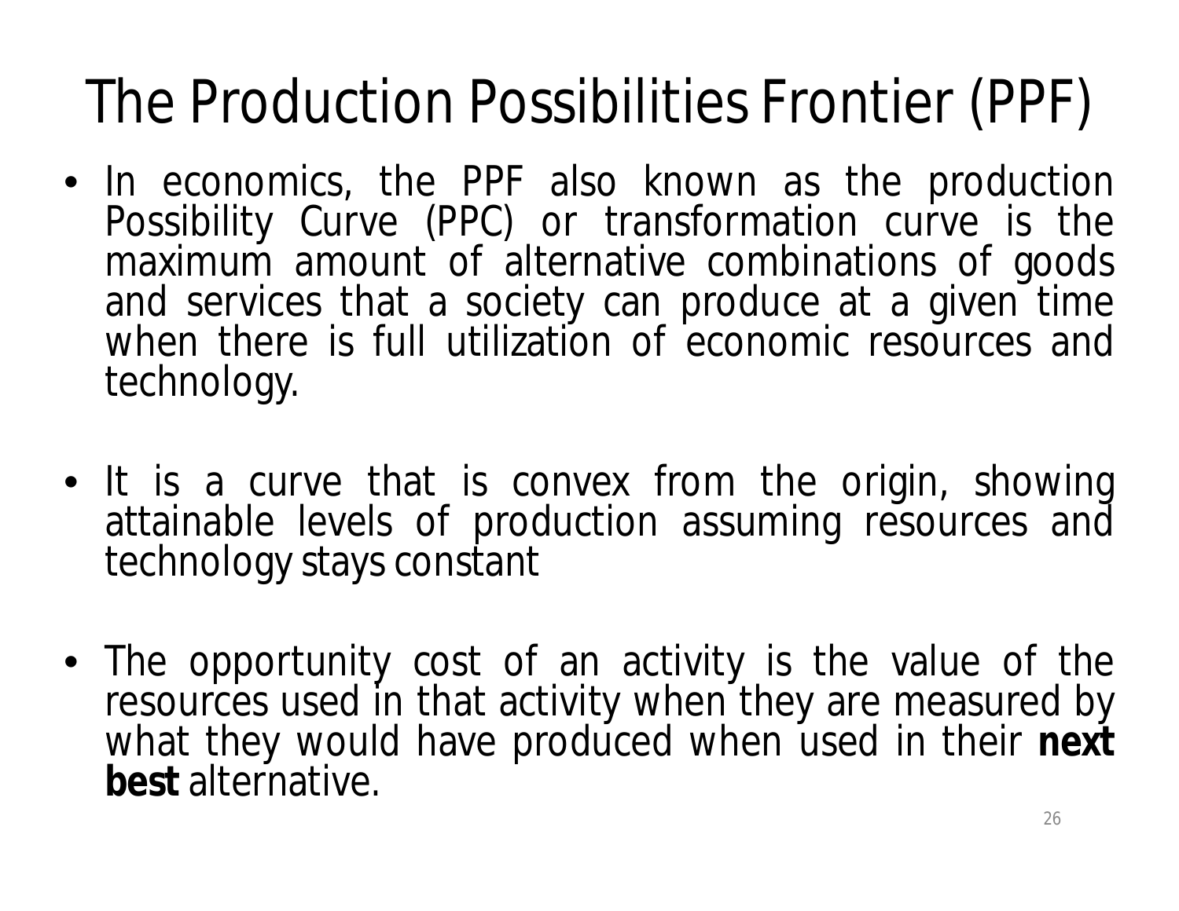# The Production Possibilities Frontier (PPF)

- In economics, the PPF also known as the production Possibility Curve (PPC) or transformation curve is the maximum amount of alternative combinations of goods and services that a society can produce at a given time when there is full utilization of economic resources and technology.

- It is a curve that is convex from the origin, showing attainable levels of production assuming resources and technology stays constant

- The opportunity cost of an activity is the value of the resources used in that activity when they are measured by what they would have produced when used in their **next best** alternative.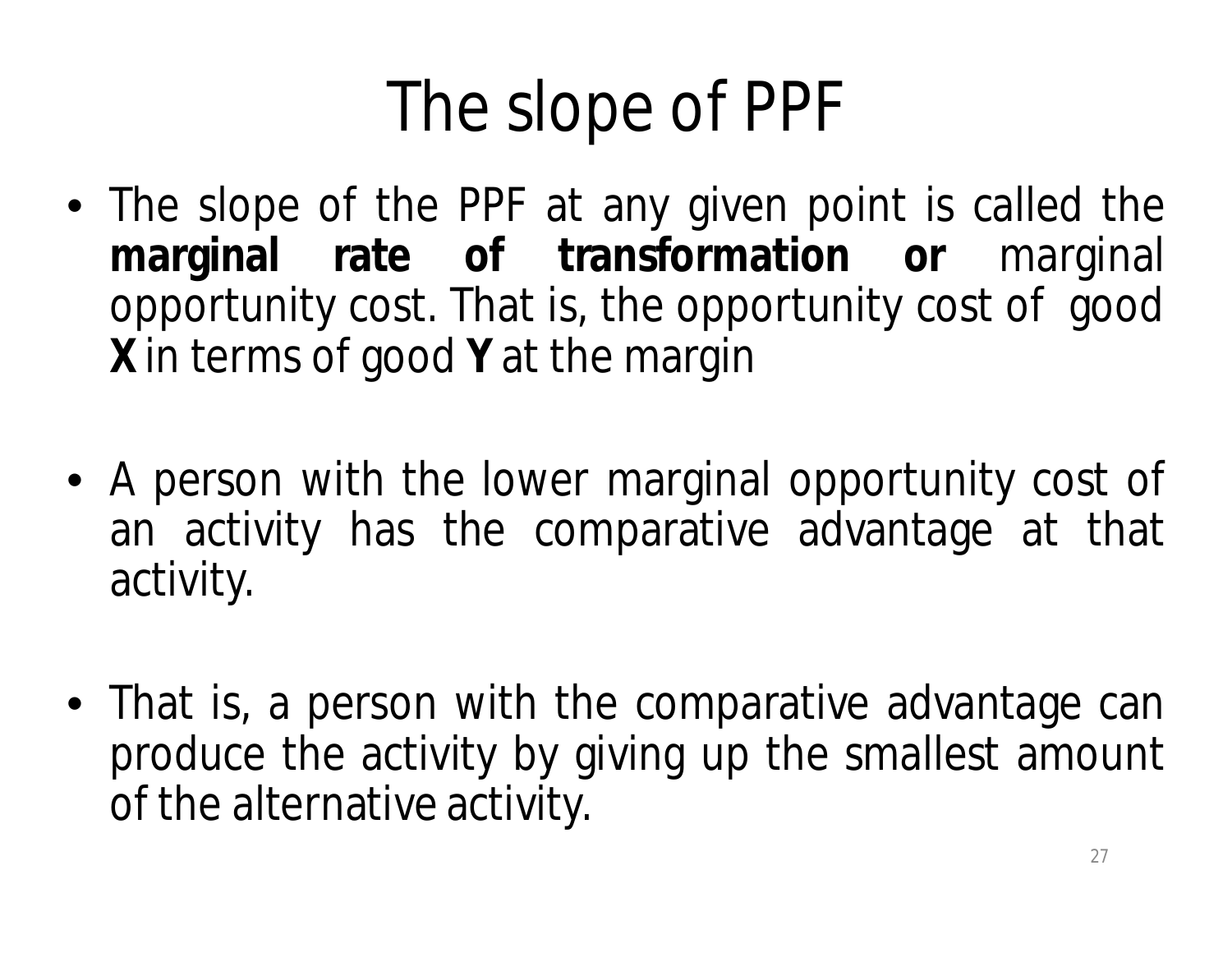# The slope of PPF

- The slope of the PPF at any given point is called the **marginal rate of transformation or** marginal opportunity cost. That is, the opportunity cost of good **X** in terms of good **Y** at the margin

- A person with the lower marginal opportunity cost of an activity has the comparative advantage at that activity.

- That is, a person with the comparative advantage can produce the activity by giving up the smallest amount of the alternative activity.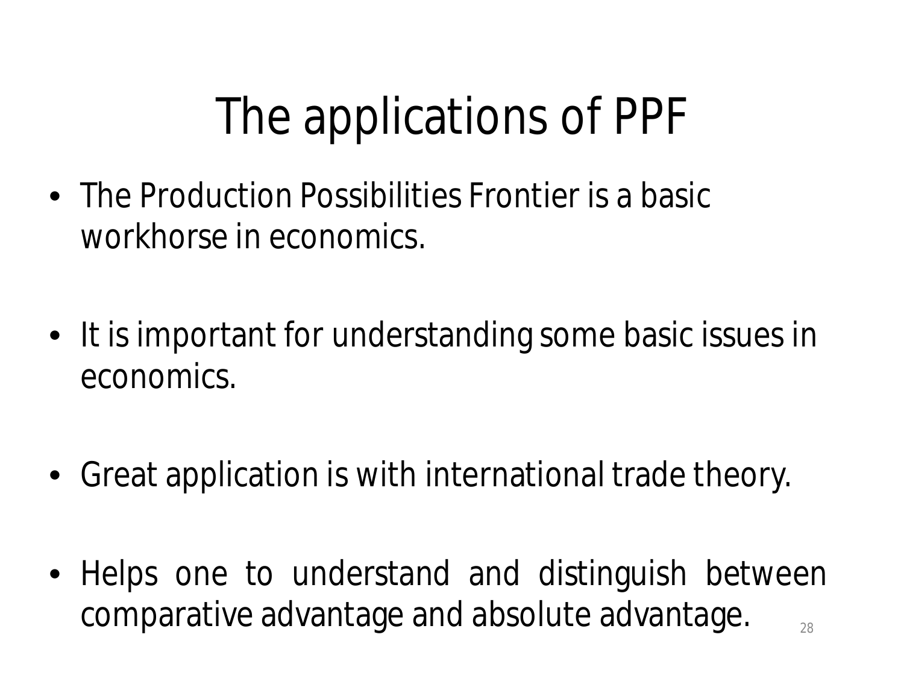# The applications of PPF

- The Production Possibilities Frontier is a basic workhorse in economics.

- It is important for understanding some basic issues in economics.

- Great application is with international trade theory.

- Helps one to understand and distinguish between comparative advantage and absolute advantage.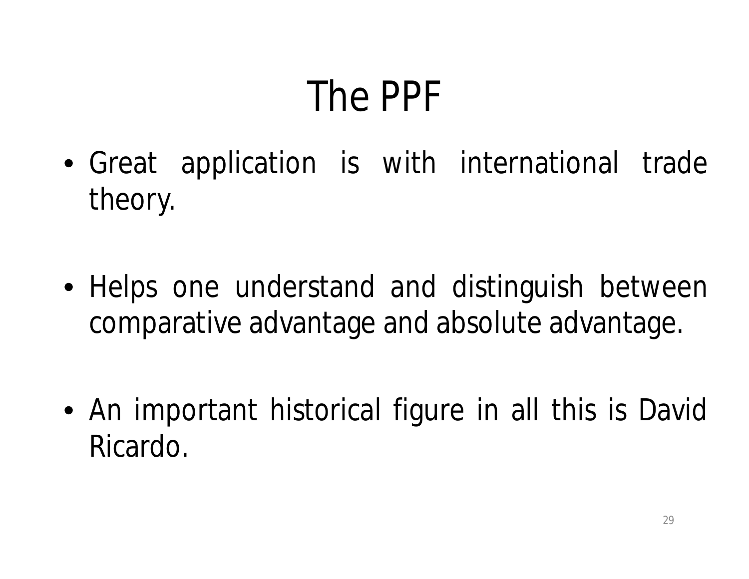# The PPF

- Great application is with international trade theory.

- Helps one understand and distinguish between comparative advantage and absolute advantage.

- An important historical figure in all this is David Ricardo.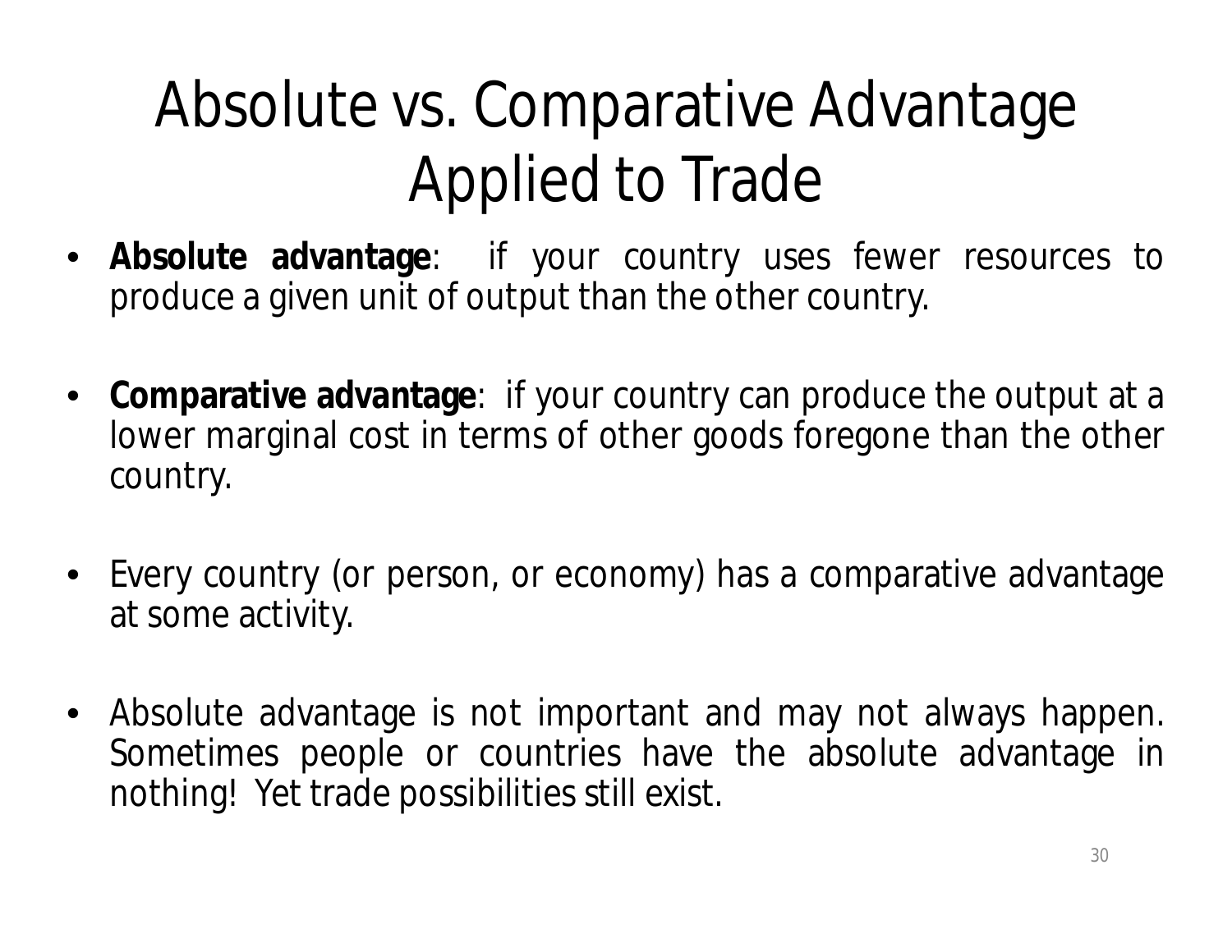# Absolute vs. Comparative Advantage Applied to Trade

- **Absolute advantage**: if your country uses fewer resources to produce a given unit of output than the other country.

- **Comparative advantage**: if your country can produce the output at a lower marginal cost in terms of other goods foregone than the other country.

- Every country (or person, or economy) has a comparative advantage at some activity.

- Absolute advantage is not important and may not always happen. Sometimes people or countries have the absolute advantage in nothing! Yet trade possibilities still exist.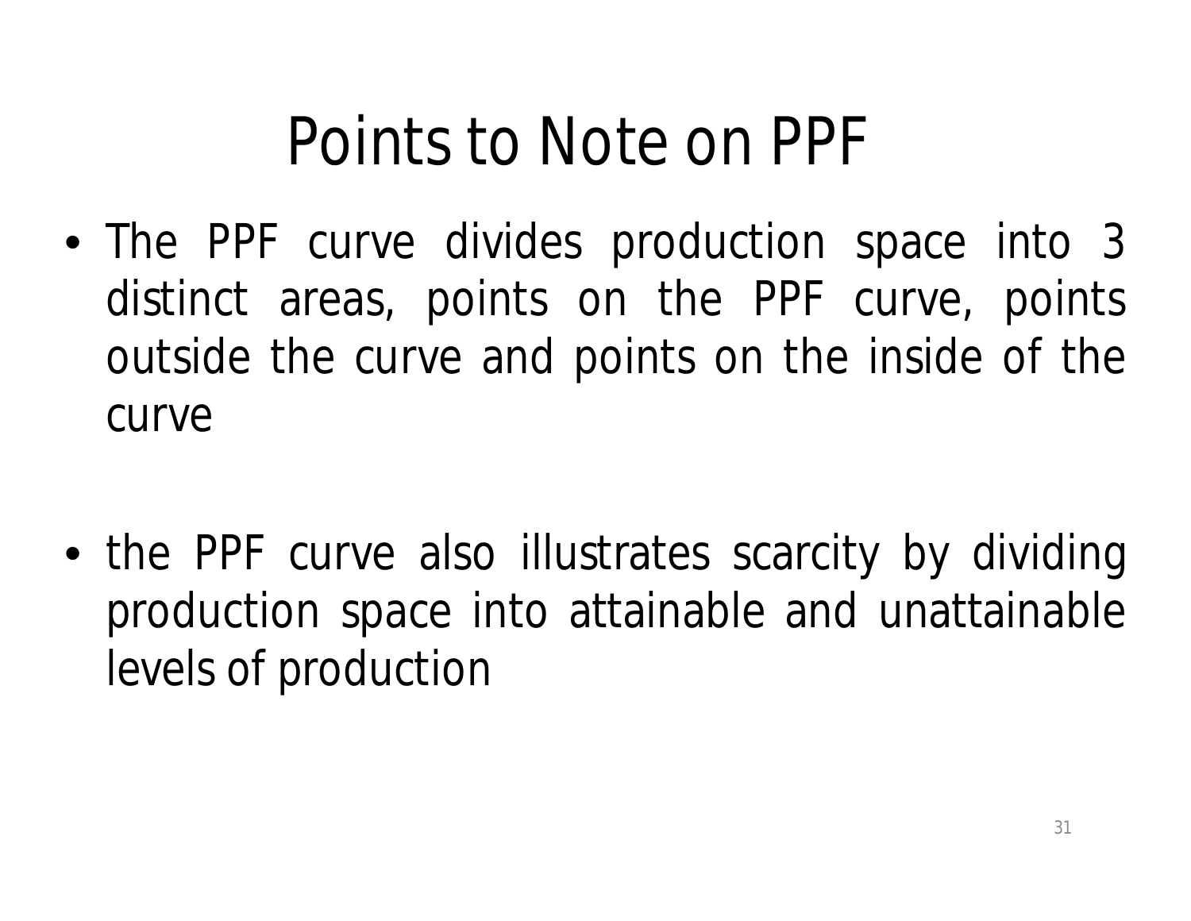# Points to Note on PPF

- The PPF curve divides production space into 3 distinct areas, points on the PPF curve, points outside the curve and points on the inside of the curve

- the PPF curve also illustrates scarcity by dividing production space into attainable and unattainable levels of production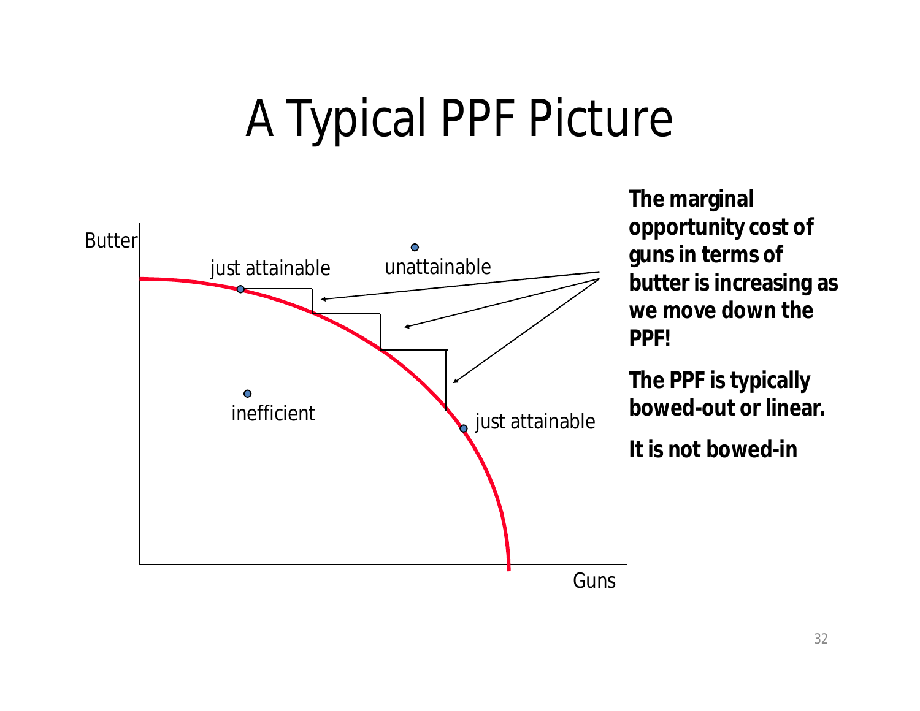# A Typical PPF Picture

Butter

just attainable

unattainable

inefficient

just attainable

Guns

**The marginal opportunity cost of guns in terms of butter is increasing as we move down the PPF!**

**The PPF is typically bowed-out or linear.**

**It is not bowed-in**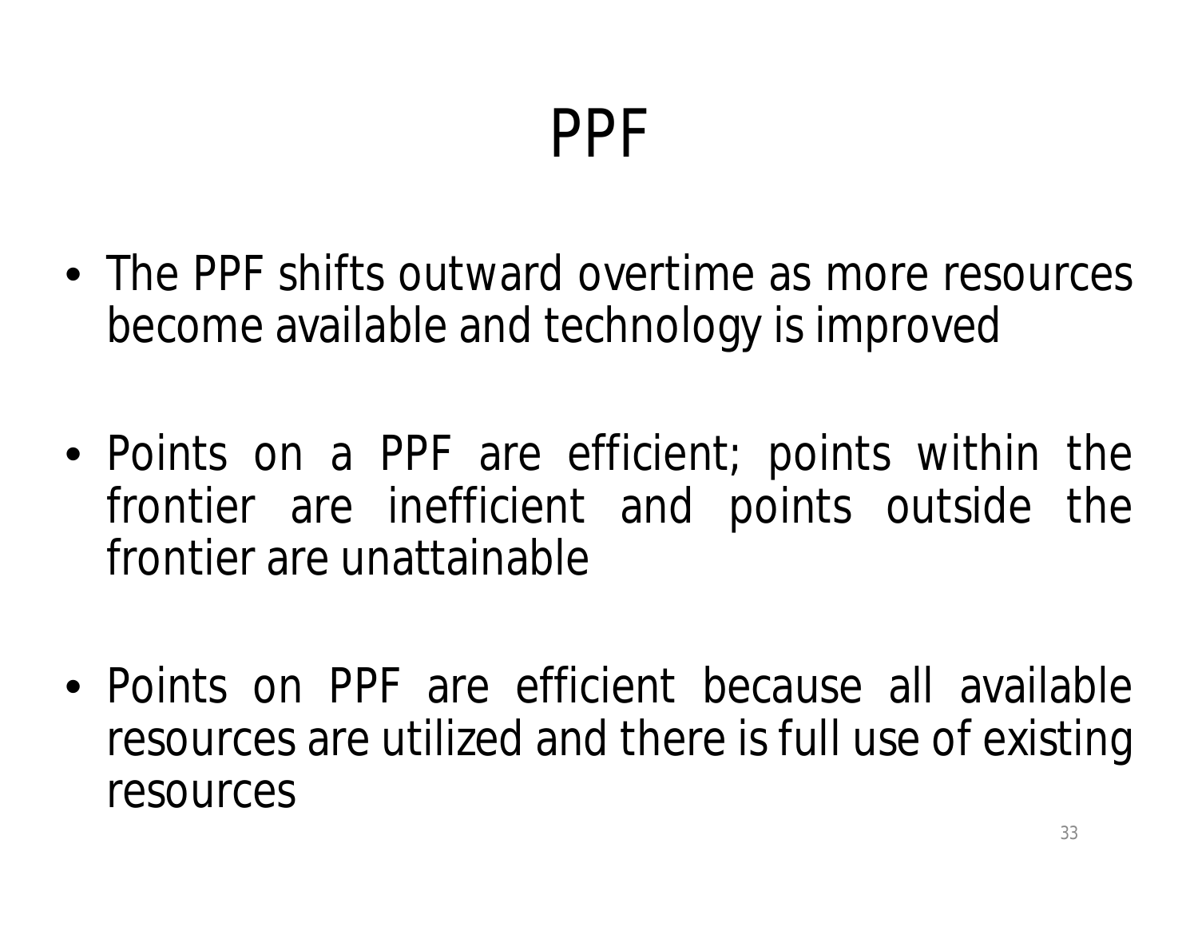# PPF

- The PPF shifts outward overtime as more resources become available and technology is improved
- Points on a PPF are efficient; points within the frontier are inefficient and points outside the frontier are unattainable
- Points on PPF are efficient because all available resources are utilized and there is full use of existing resources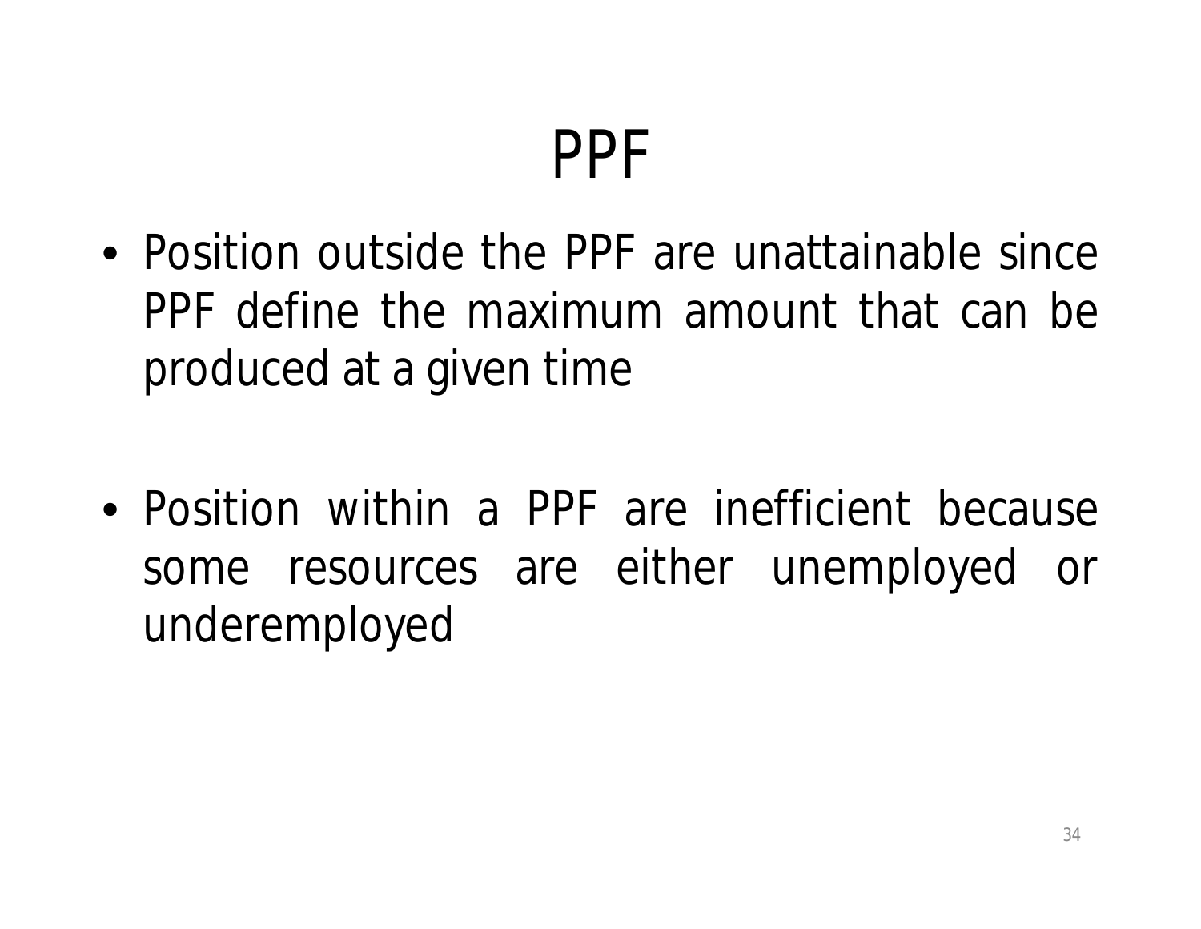# PPF

- Position outside the PPF are unattainable since PPF define the maximum amount that can be produced at a given time

- Position within a PPF are inefficient because some resources are either unemployed or underemployed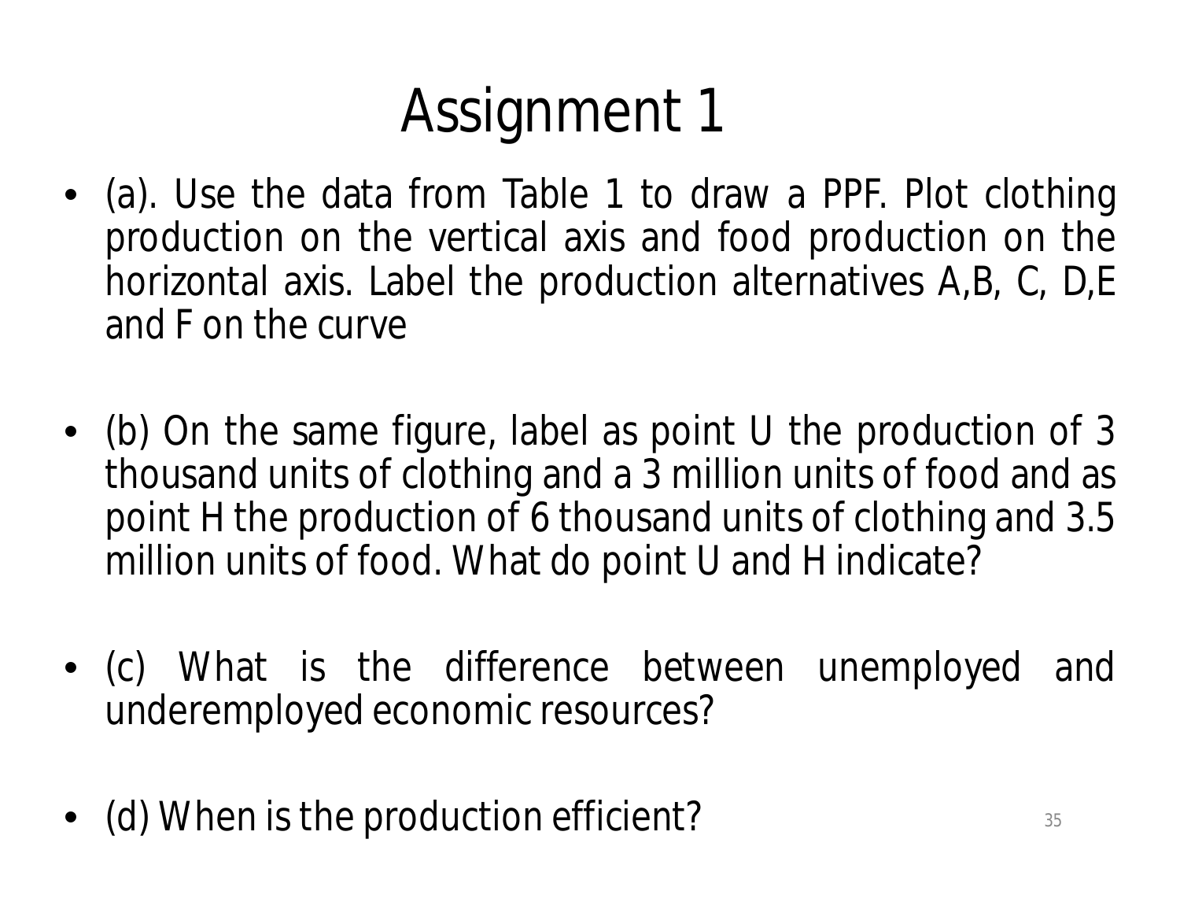# Assignment 1

- (a). Use the data from Table 1 to draw a PPF. Plot clothing production on the vertical axis and food production on the horizontal axis. Label the production alternatives A,B, C, D,E and F on the curve
- (b) On the same figure, label as point U the production of 3 thousand units of clothing and a 3 million units of food and as point H the production of 6 thousand units of clothing and 3.5 million units of food. What do point U and H indicate?
- (c) What is the difference between unemployed and underemployed economic resources?
- (d) When is the production efficient?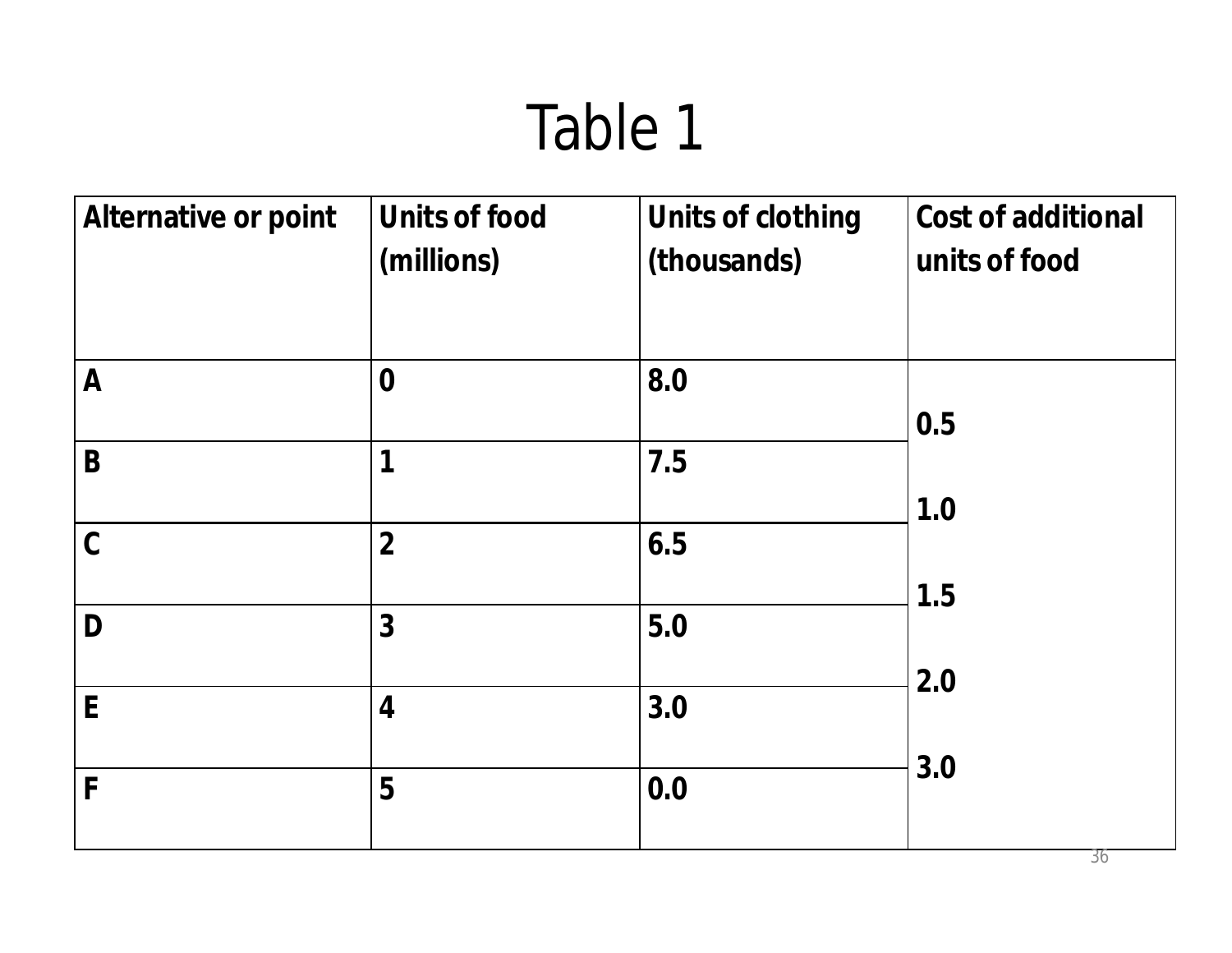# Table 1

| Alternative or point | Units of food (millions) | Units of clothing (thousands) | Cost of additional units of food |
|---|---|---|---|
| A | 0 | 8.0 | |
| B | 1 | 7.5 | 0.5 |
| C | 2 | 6.5 | 1.0 |
| D | 3 | 5.0 | 1.5 |
| E | 4 | 3.0 | 2.0 |
| F | 5 | 0.0 | 3.0 |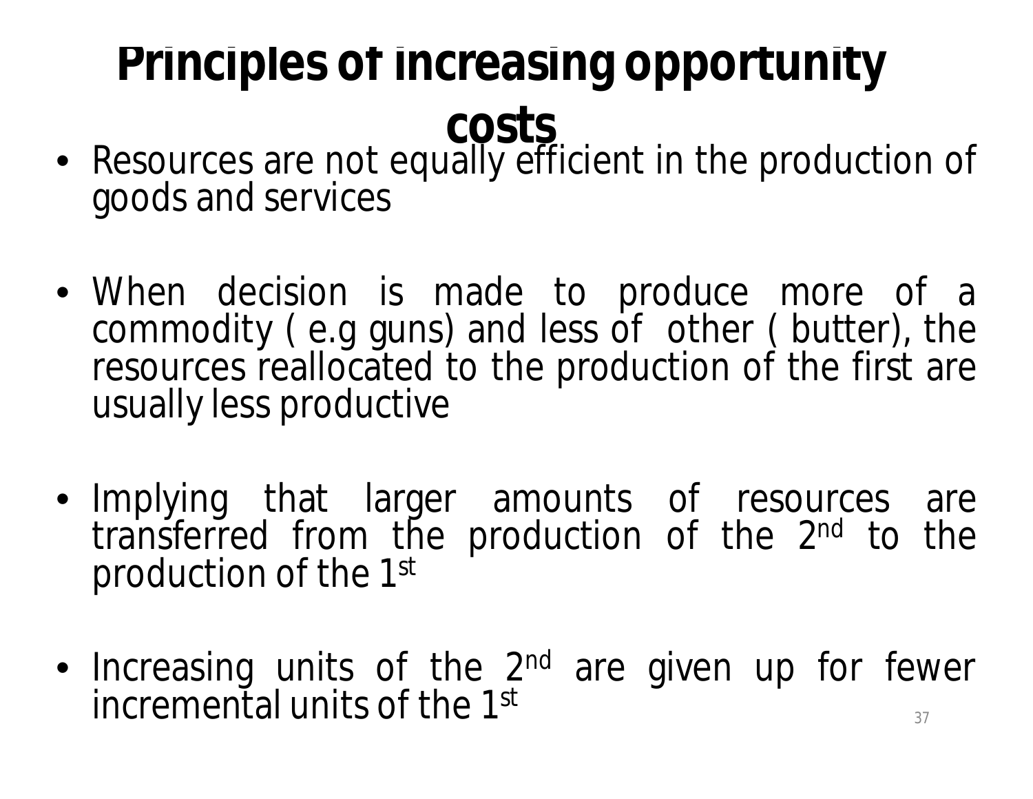# Principles of increasing opportunity costs

- Resources are not equally efficient in the production of goods and services
- When decision is made to produce more of a commodity ( e.g guns) and less of other ( butter), the resources reallocated to the production of the first are usually less productive
- Implying that larger amounts of resources are transferred from the production of the $2^{nd}$ to the production of the $1^{st}$
- Increasing units of the $2^{nd}$ are given up for fewer incremental units of the $1^{st}$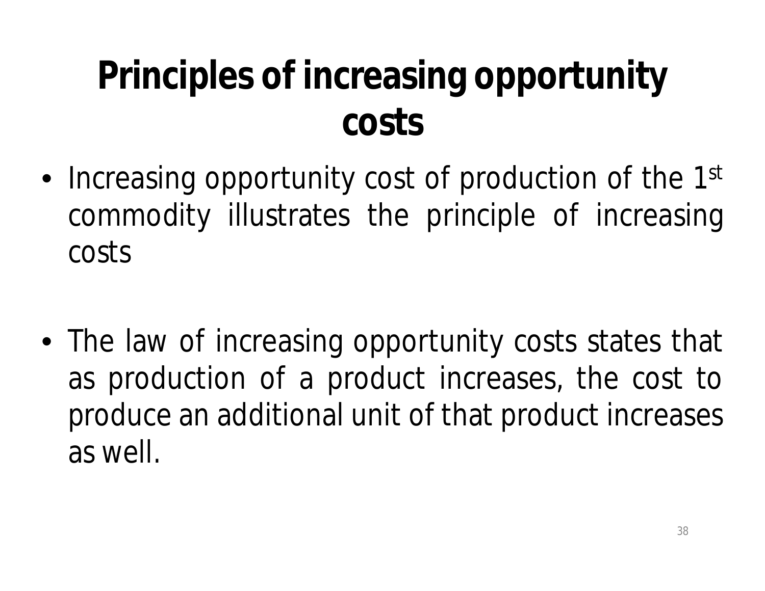# Principles of increasing opportunity costs

- Increasing opportunity cost of production of the 1st commodity illustrates the principle of increasing costs

- The law of increasing opportunity costs states that as production of a product increases, the cost to produce an additional unit of that product increases as well.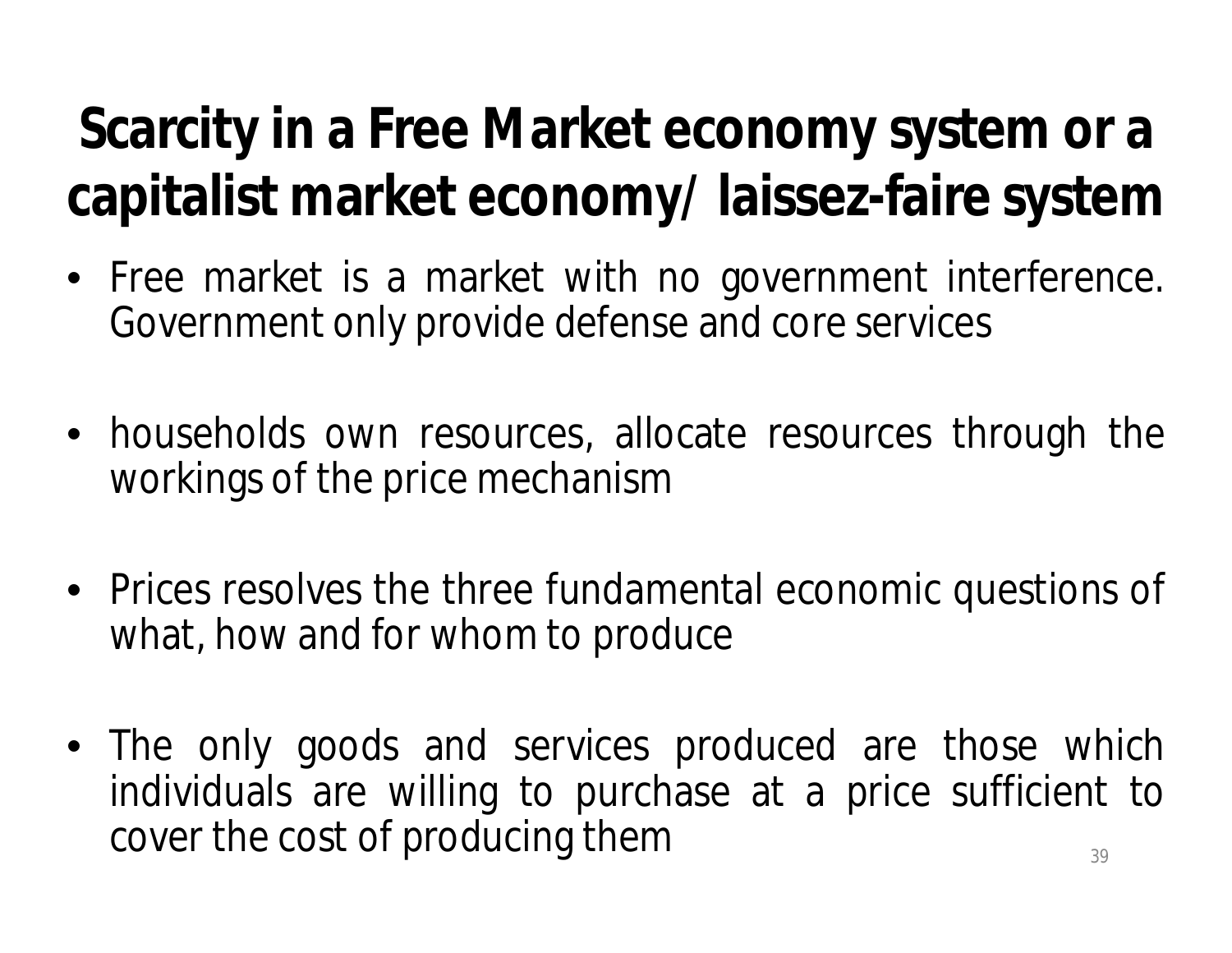# Scarcity in a Free Market economy system or a capitalist market economy/ laissez-faire system

- Free market is a market with no government interference. Government only provide defense and core services
- households own resources, allocate resources through the workings of the price mechanism
- Prices resolves the three fundamental economic questions of what, how and for whom to produce
- The only goods and services produced are those which individuals are willing to purchase at a price sufficient to cover the cost of producing them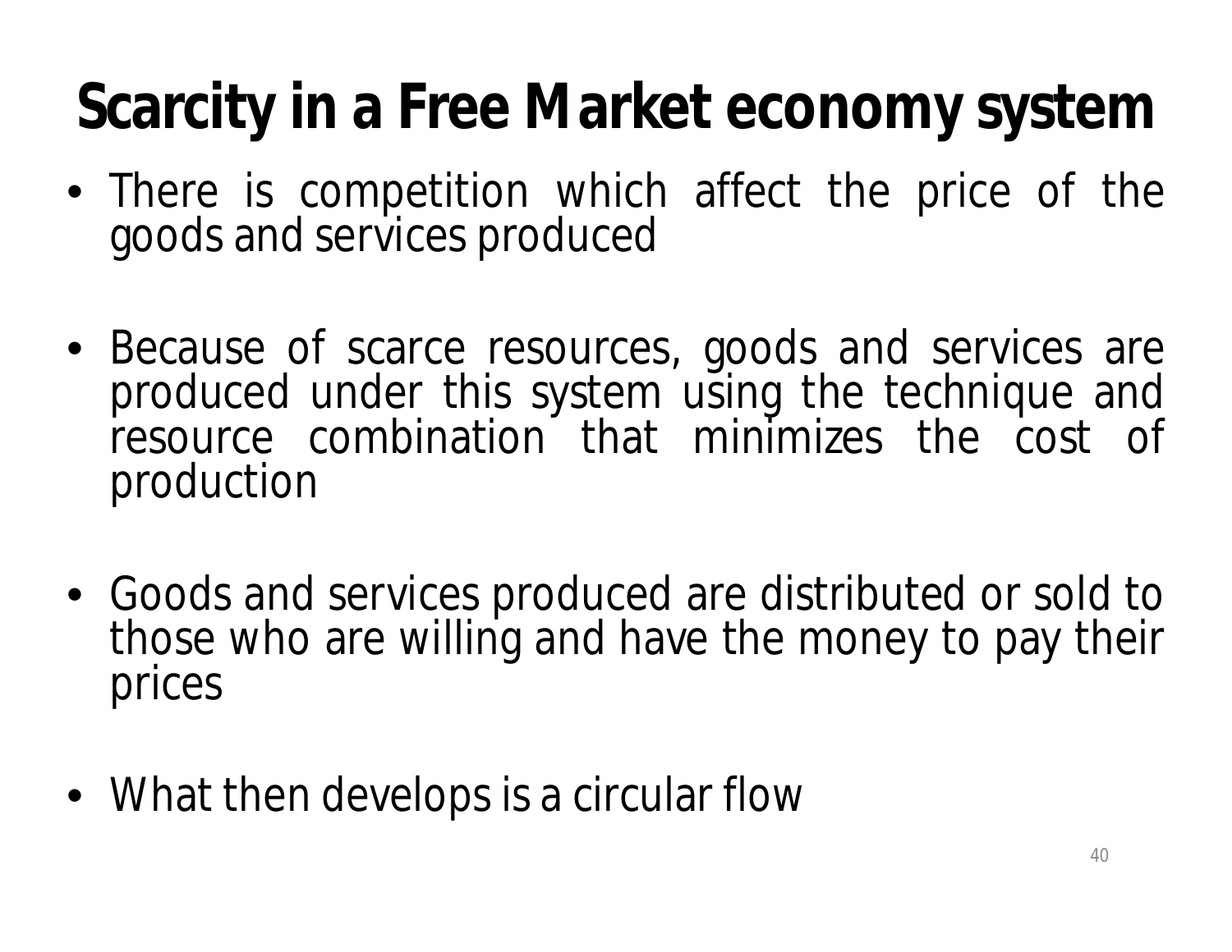# Scarcity in a Free Market economy system

- There is competition which affect the price of the goods and services produced

- Because of scarce resources, goods and services are produced under this system using the technique and resource combination that minimizes the cost of production

- Goods and services produced are distributed or sold to those who are willing and have the money to pay their prices

- What then develops is a circular flow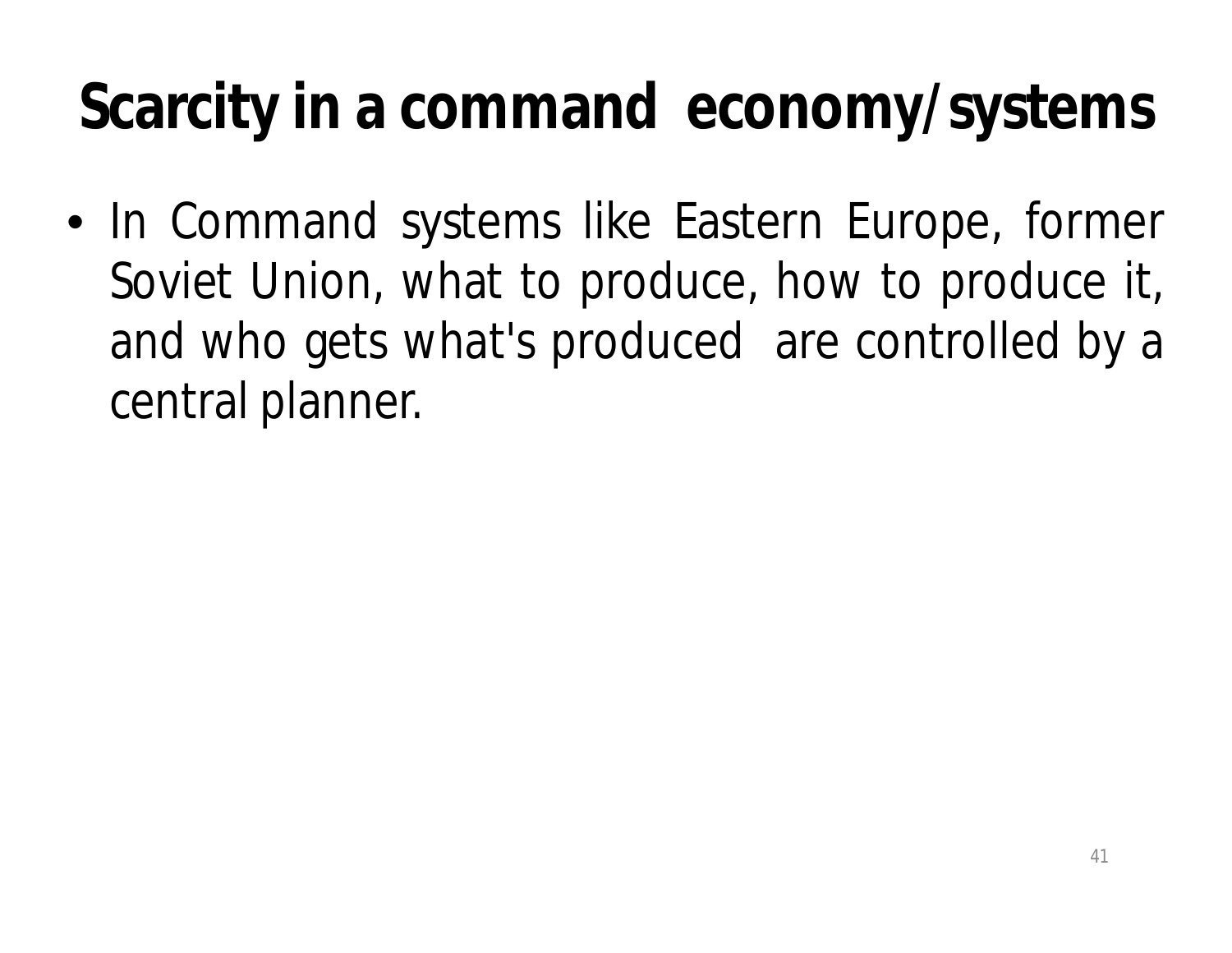# Scarcity in a command economy/systems

- In Command systems like Eastern Europe, former Soviet Union, what to produce, how to produce it, and who gets what's produced are controlled by a central planner.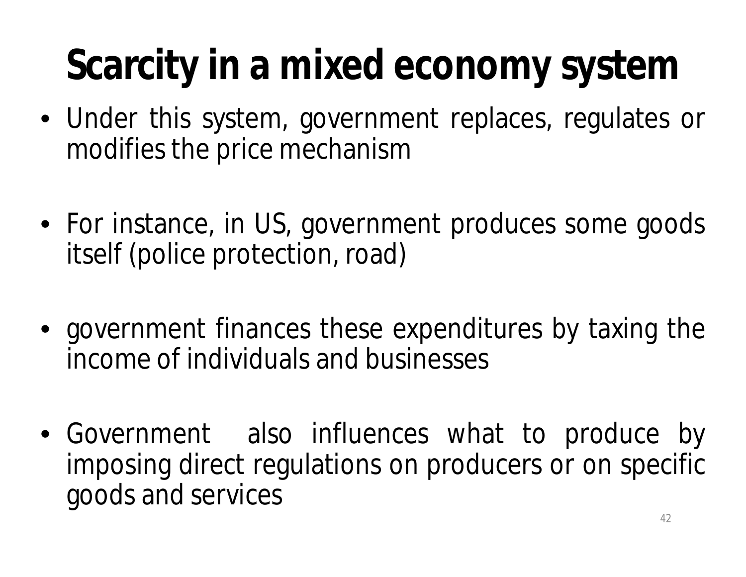# Scarcity in a mixed economy system

- Under this system, government replaces, regulates or modifies the price mechanism
- For instance, in US, government produces some goods itself (police protection, road)
- government finances these expenditures by taxing the income of individuals and businesses
- Government also influences what to produce by imposing direct regulations on producers or on specific goods and services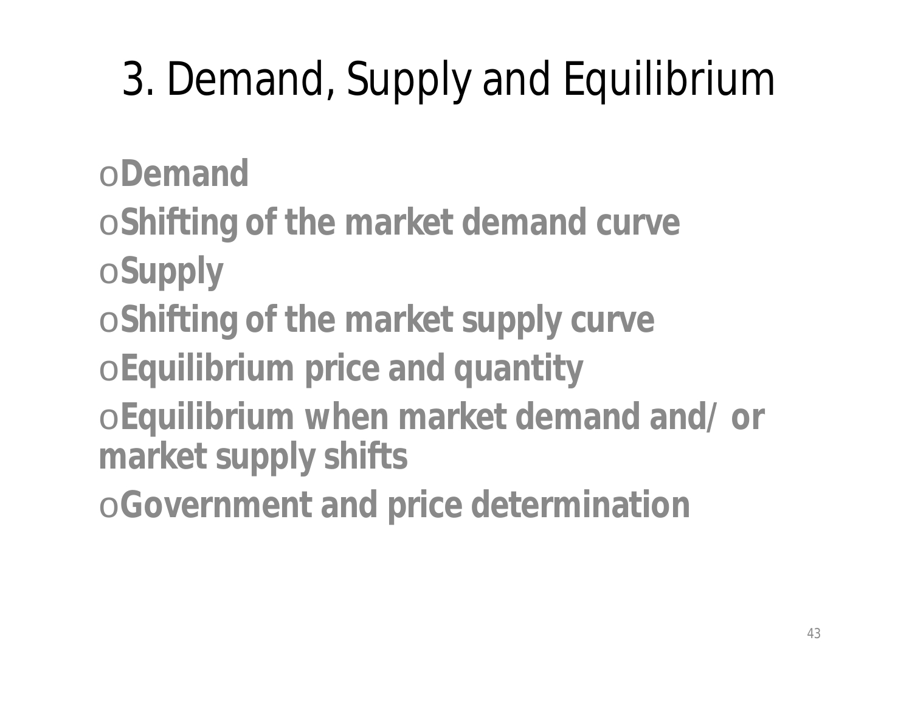# 3. Demand, Supply and Equilibrium

- **Demand**
- **Shifting of the market demand curve**
- **Supply**
- **Shifting of the market supply curve**
- **Equilibrium price and quantity**
- **Equilibrium when market demand and/ or market supply shifts**
- **Government and price determination**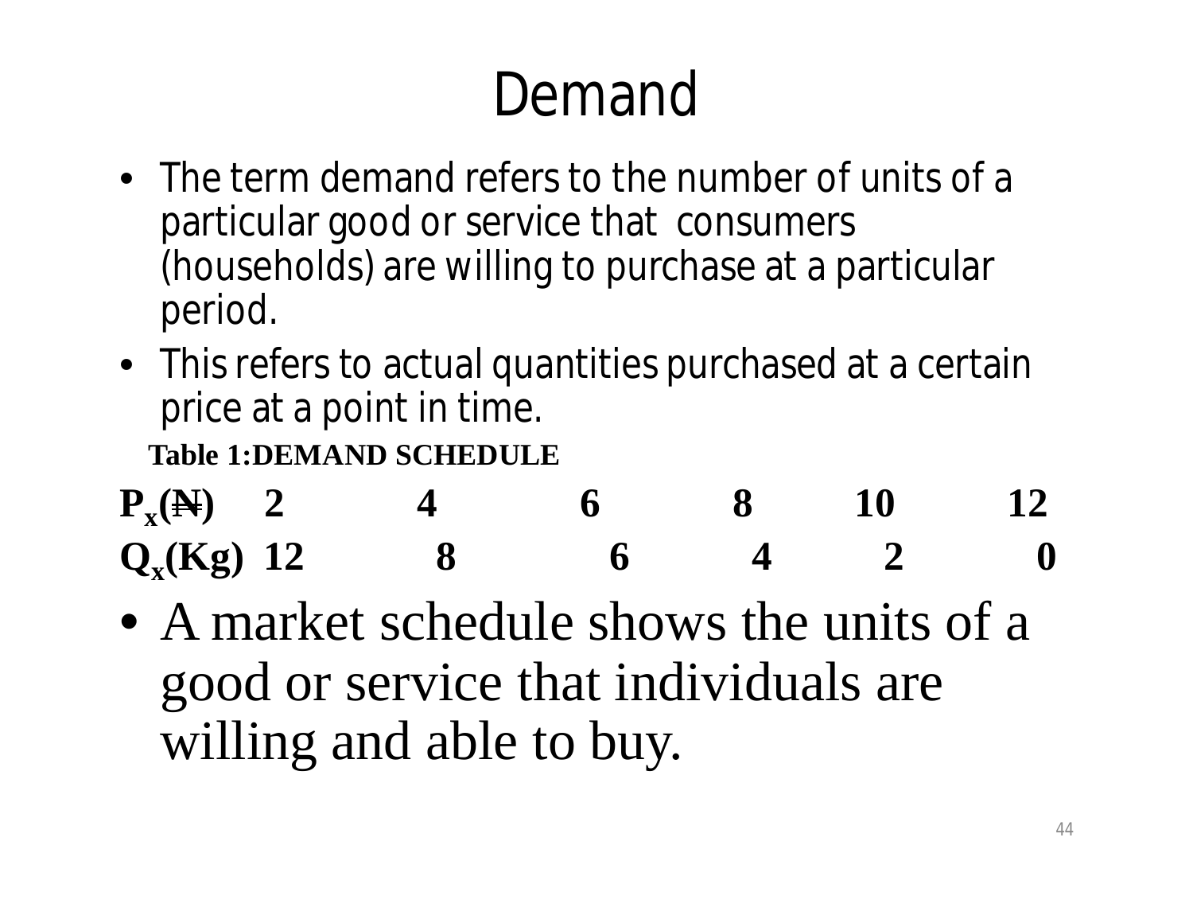# Demand

- The term demand refers to the number of units of a particular good or service that consumers (households) are willing to purchase at a particular period.
- This refers to actual quantities purchased at a certain price at a point in time.

**Table 1:DEMAND SCHEDULE**

| | | | | | | |
|---|---|---|---|---|---|---|
| **$P_x$(₦)** | **2** | **4** | **6** | **8** | **10** | **12** |
| **$Q_x$(Kg)** | **12** | **8** | **6** | **4** | **2** | **0** |

- A market schedule shows the units of a good or service that individuals are willing and able to buy.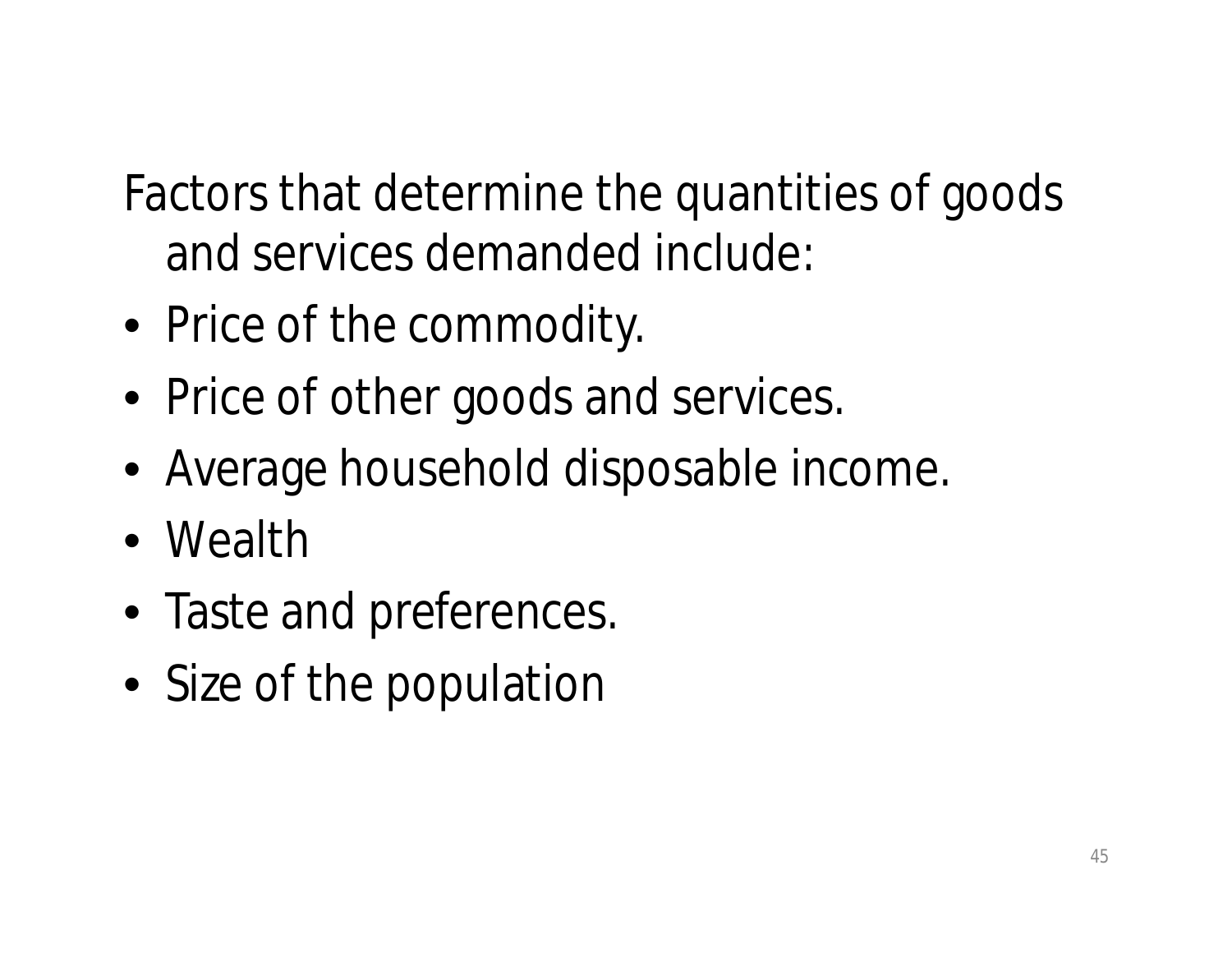Factors that determine the quantities of goods and services demanded include:

- Price of the commodity.
- Price of other goods and services.
- Average household disposable income.
- Wealth
- Taste and preferences.
- Size of the population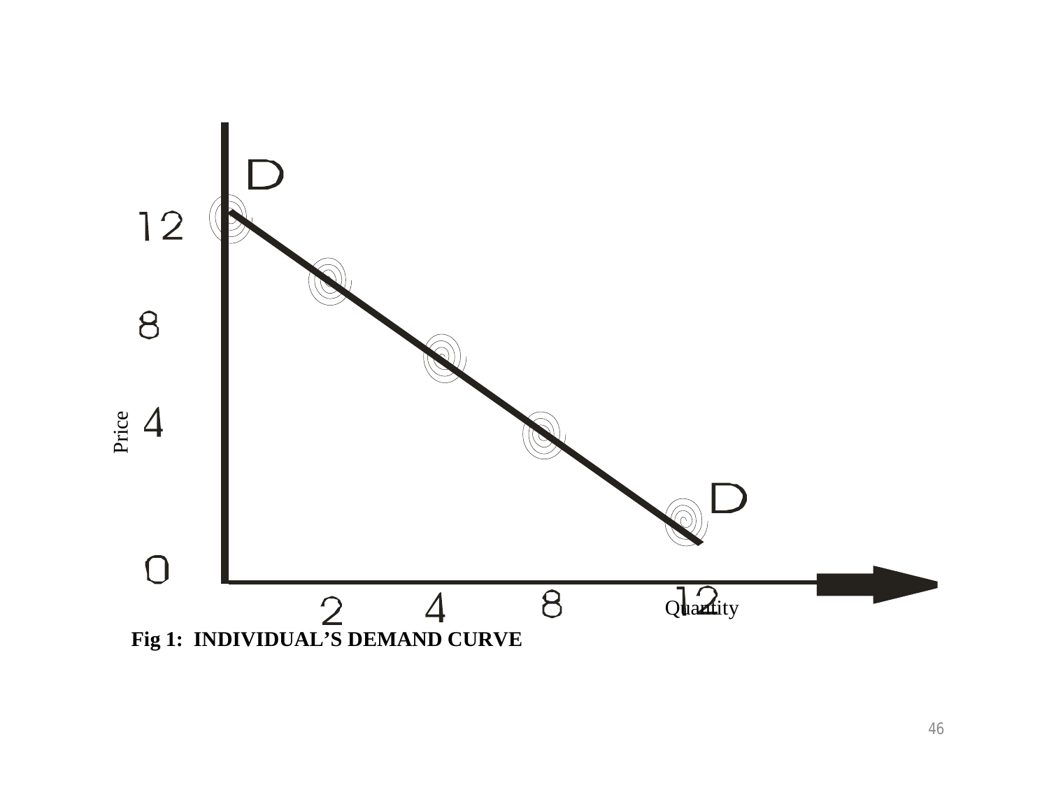D

12

8

Price 4

0

D

2 4 8 12

Quantity

**Fig 1: INDIVIDUAL'S DEMAND CURVE**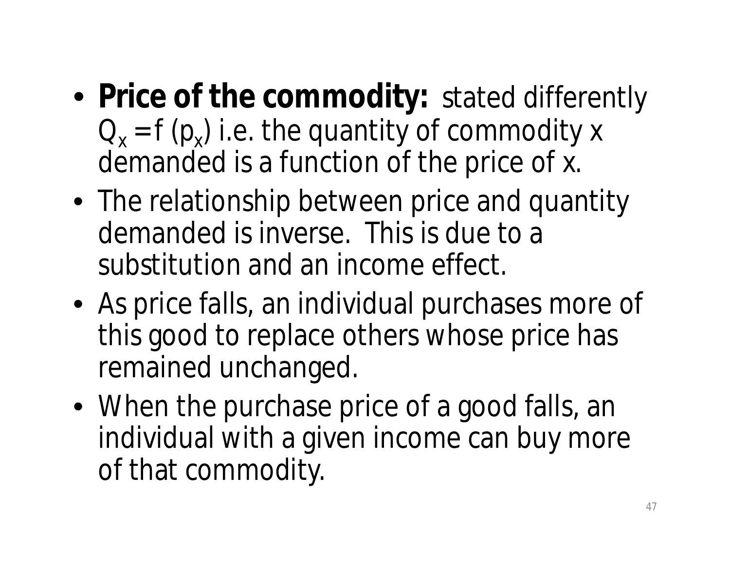- **Price of the commodity:** stated differently $Q_x = f(p_x)$ i.e. the quantity of commodity x demanded is a function of the price of x.
- The relationship between price and quantity demanded is inverse. This is due to a substitution and an income effect.
- As price falls, an individual purchases more of this good to replace others whose price has remained unchanged.
- When the purchase price of a good falls, an individual with a given income can buy more of that commodity.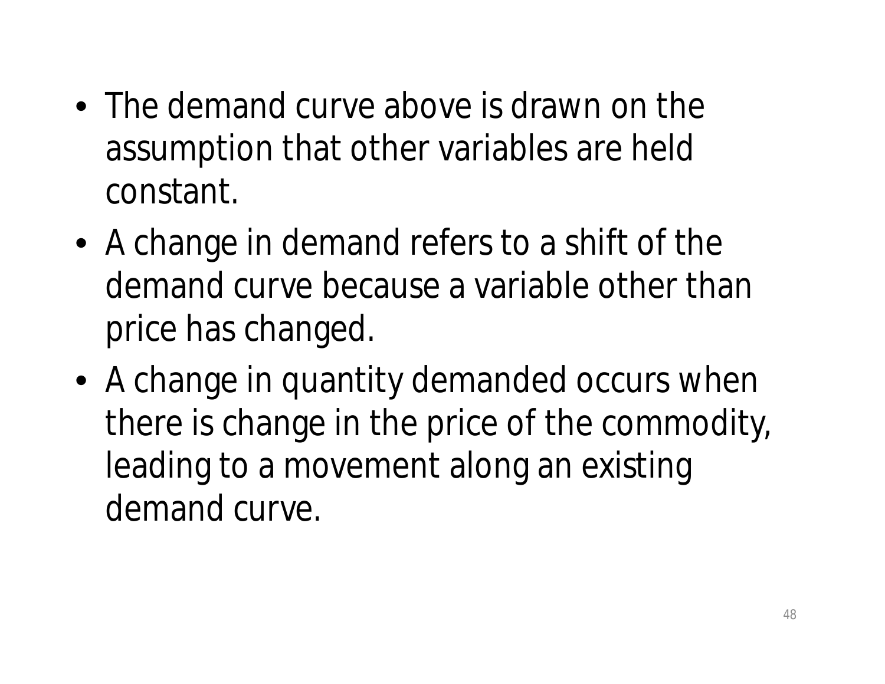- The demand curve above is drawn on the assumption that other variables are held constant.
- A change in demand refers to a shift of the demand curve because a variable other than price has changed.
- A change in quantity demanded occurs when there is change in the price of the commodity, leading to a movement along an existing demand curve.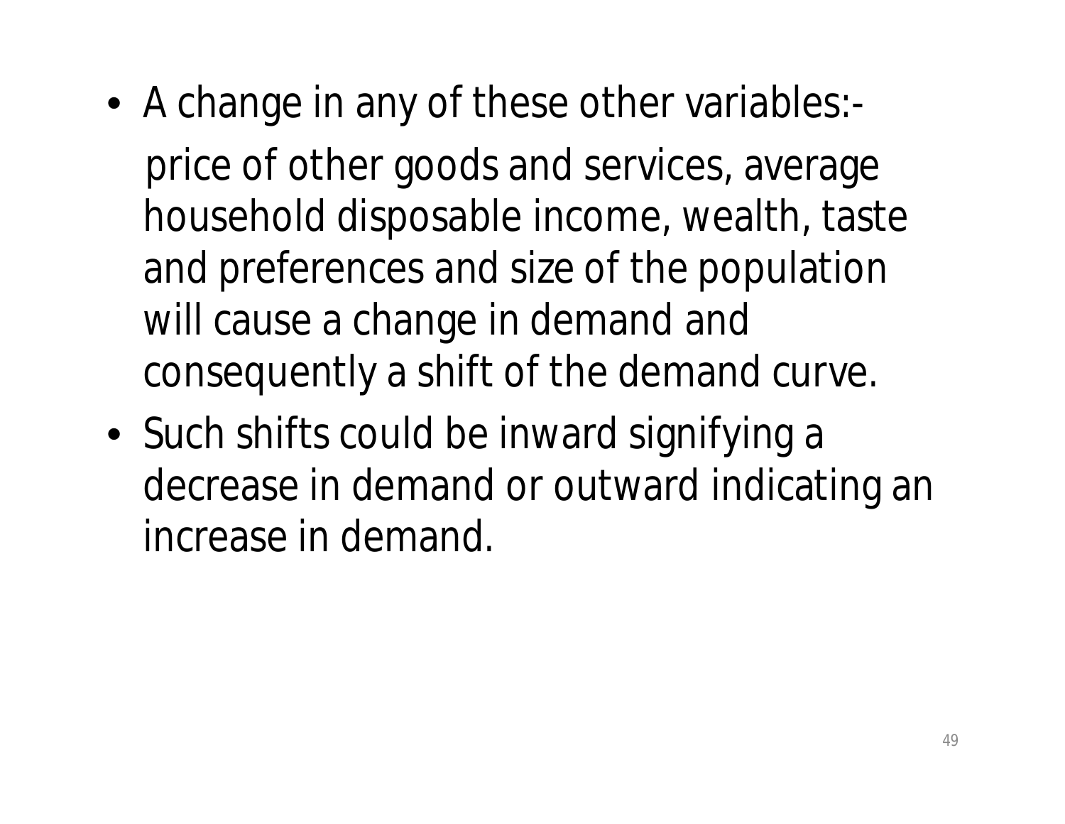- A change in any of these other variables:-

  price of other goods and services, average household disposable income, wealth, taste and preferences and size of the population will cause a change in demand and consequently a shift of the demand curve.

- Such shifts could be inward signifying a decrease in demand or outward indicating an increase in demand.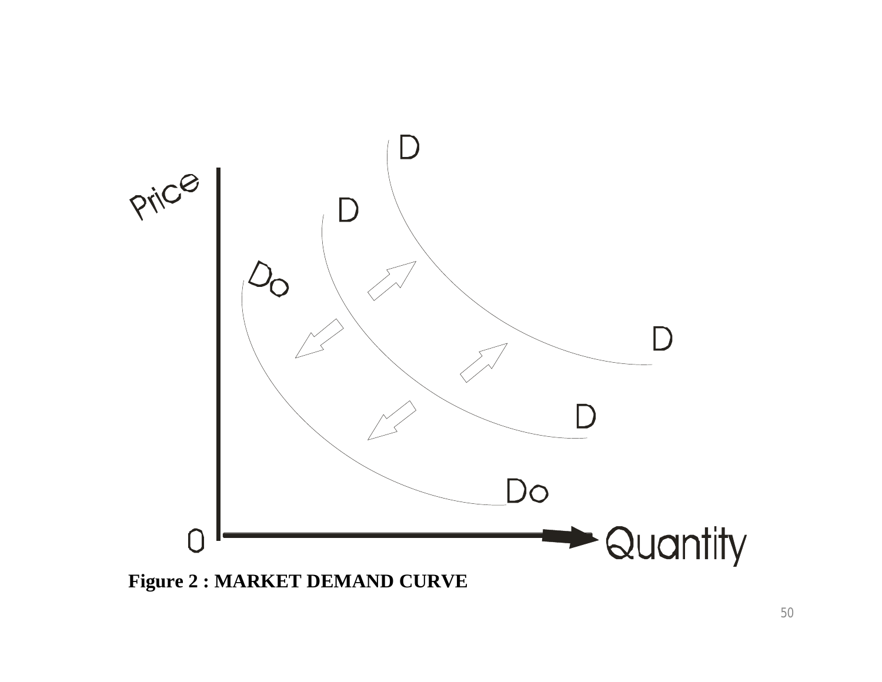Price

D

D

Do

D

D

Do

0

Quantity

**Figure 2 : MARKET DEMAND CURVE**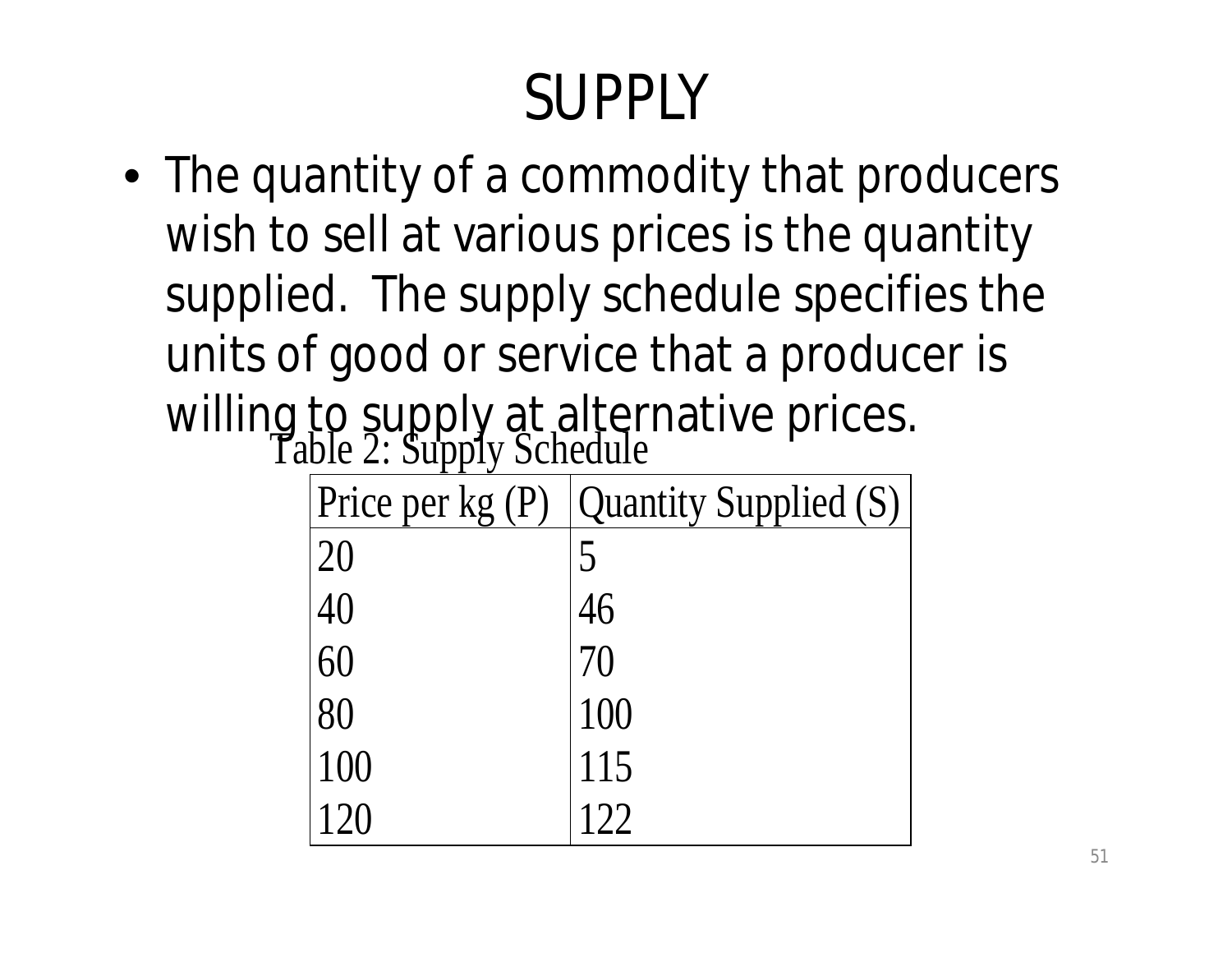# SUPPLY

- The quantity of a commodity that producers wish to sell at various prices is the quantity supplied. The supply schedule specifies the units of good or service that a producer is willing to supply at alternative prices.

Table 2: Supply Schedule

| Price per kg (P) | Quantity Supplied (S) |
|---|---|
| 20 | 5 |
| 40 | 46 |
| 60 | 70 |
| 80 | 100 |
| 100 | 115 |
| 120 | 122 |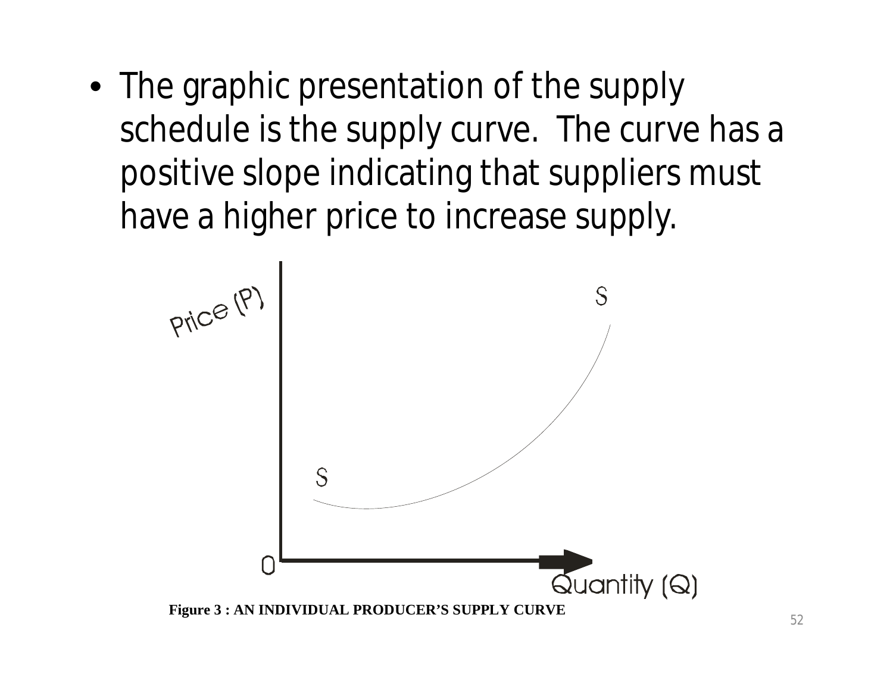- The graphic presentation of the supply schedule is the supply curve. The curve has a positive slope indicating that suppliers must have a higher price to increase supply.

Price (P)

S

S

0

Quantity (Q)

**Figure 3 : AN INDIVIDUAL PRODUCER'S SUPPLY CURVE**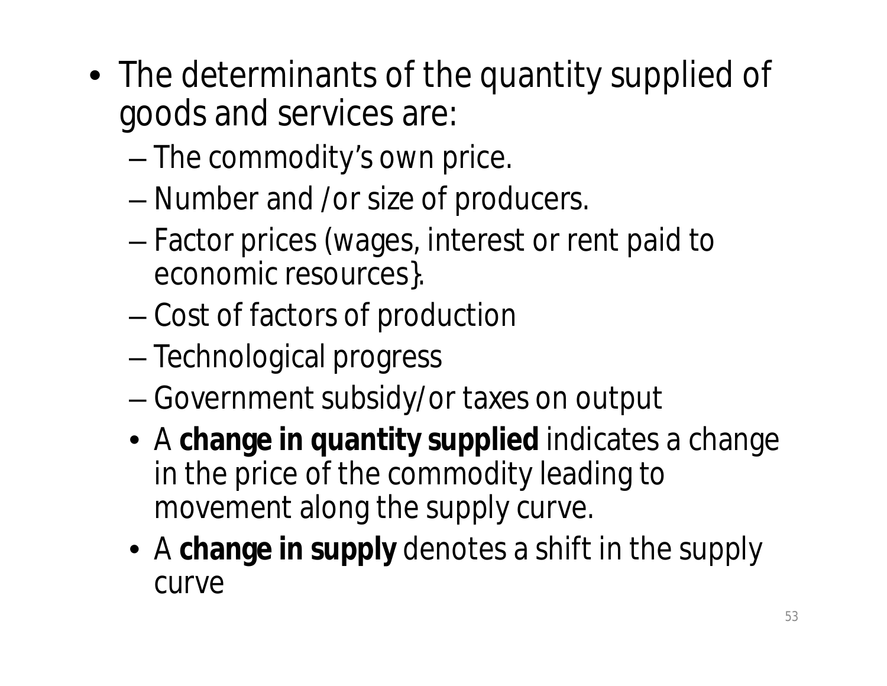- The determinants of the quantity supplied of goods and services are:
  - The commodity's own price.
  - Number and /or size of producers.
  - Factor prices (wages, interest or rent paid to economic resources}.
  - Cost of factors of production
  - Technological progress
  - Government subsidy/or taxes on output
    - A **change in quantity supplied** indicates a change in the price of the commodity leading to movement along the supply curve.
    - A **change in supply** denotes a shift in the supply curve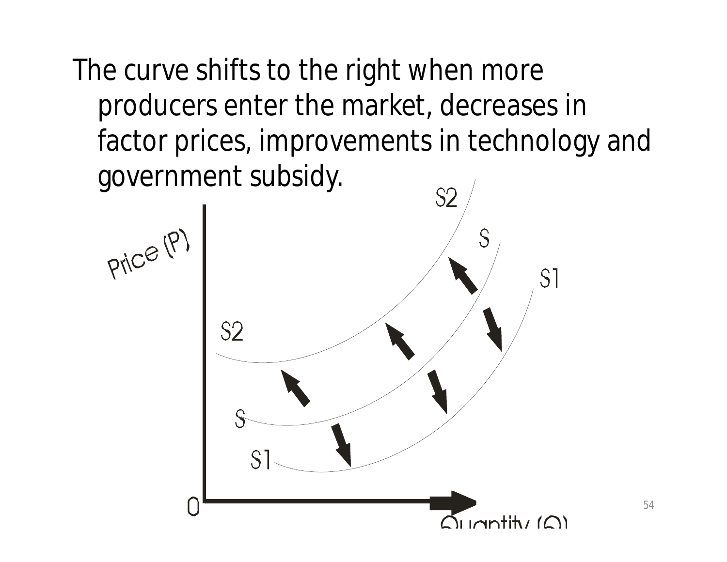The curve shifts to the right when more producers enter the market, decreases in factor prices, improvements in technology and government subsidy.

Price (P)

S2

S

S1

S2

S

S1

0

Quantity (Q)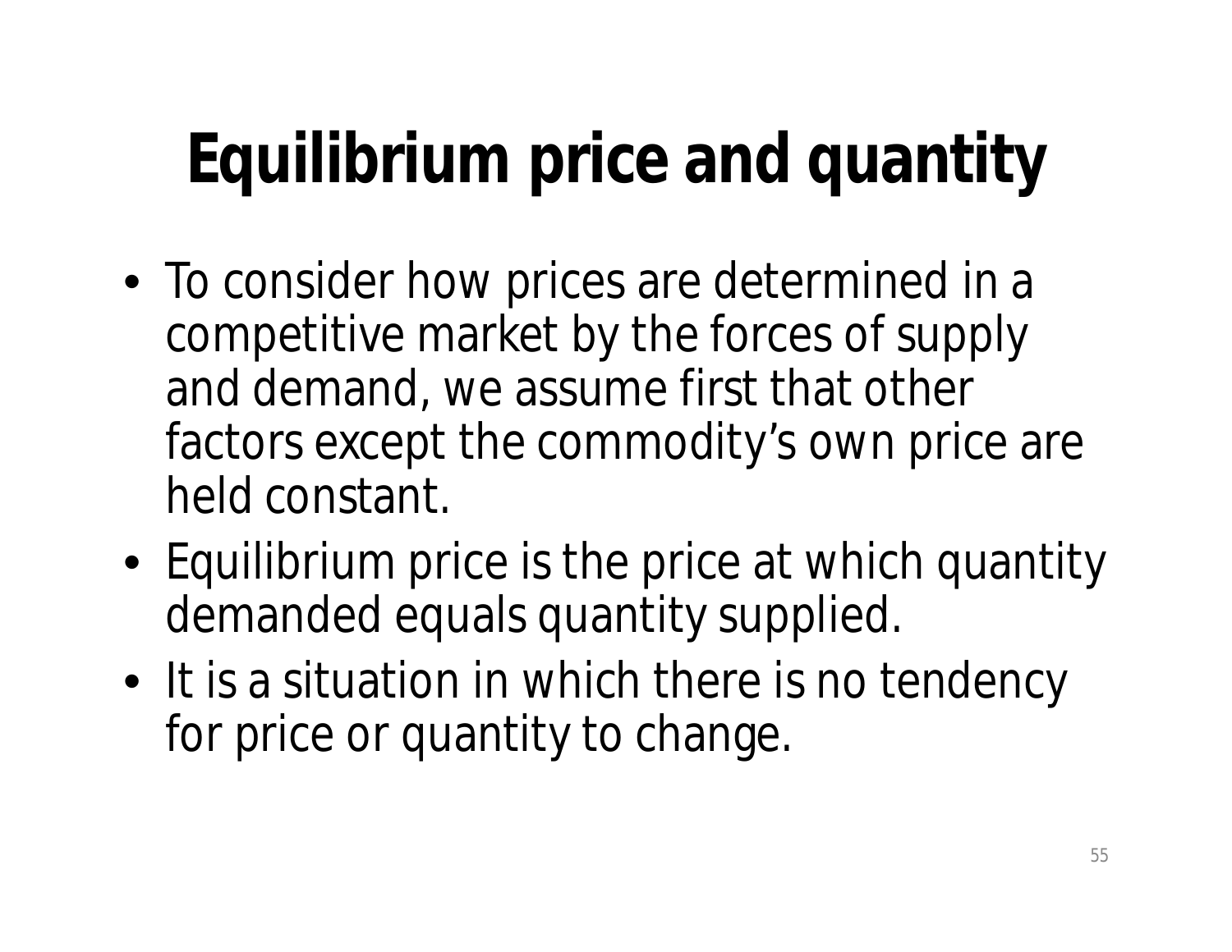# Equilibrium price and quantity

- To consider how prices are determined in a competitive market by the forces of supply and demand, we assume first that other factors except the commodity's own price are held constant.
- Equilibrium price is the price at which quantity demanded equals quantity supplied.
- It is a situation in which there is no tendency for price or quantity to change.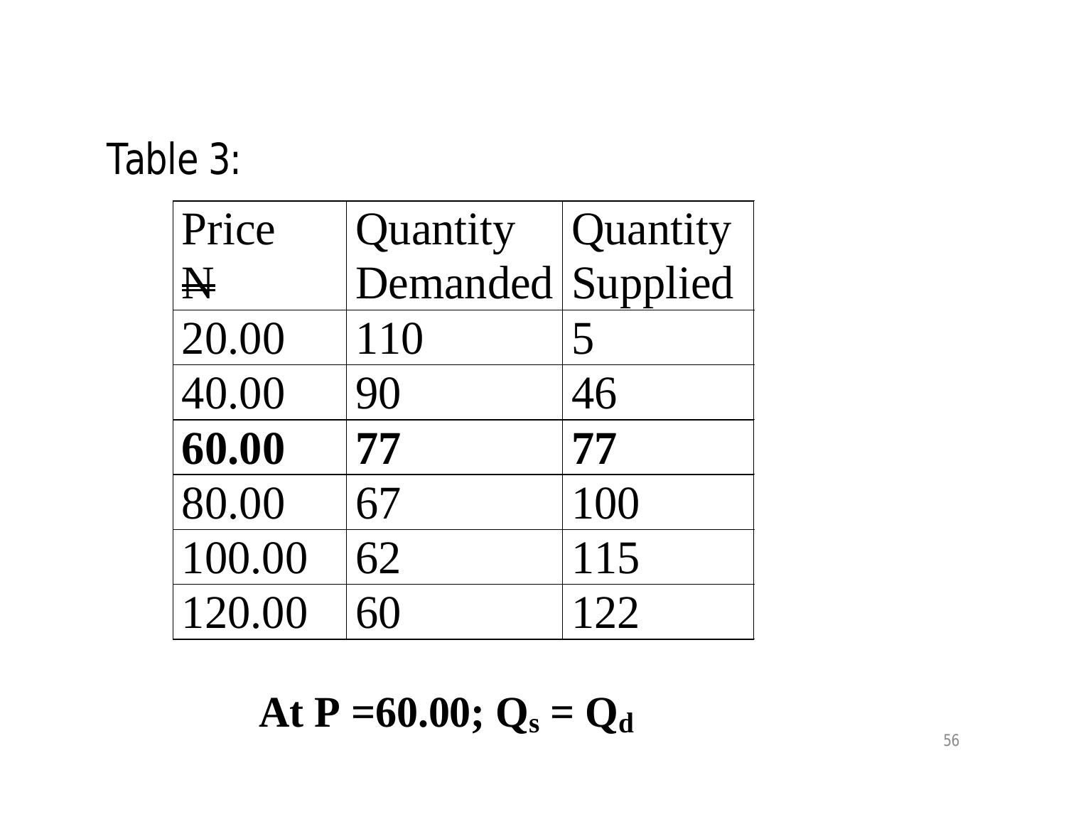Table 3:

| Price ₦ | Quantity Demanded | Quantity Supplied |
|---|---|---|
| 20.00 | 110 | 5 |
| 40.00 | 90 | 46 |
| **60.00** | **77** | **77** |
| 80.00 | 67 | 100 |
| 100.00 | 62 | 115 |
| 120.00 | 60 | 122 |

**At P =60.00; $Q_s = Q_d$**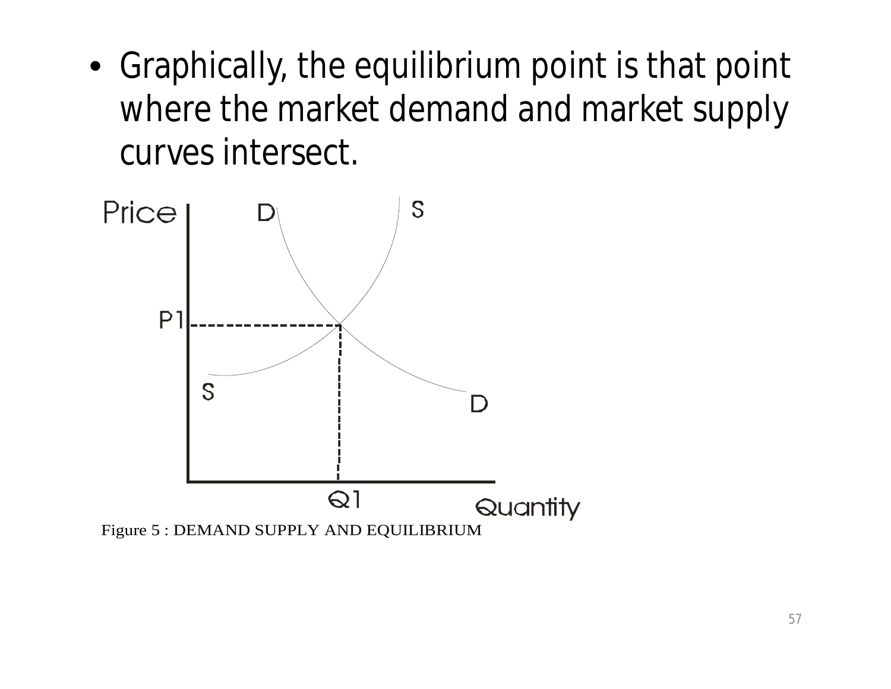- Graphically, the equilibrium point is that point where the market demand and market supply curves intersect.

Price

D

S

P1

S

D

Q1

Quantity

Figure 5 : DEMAND SUPPLY AND EQUILIBRIUM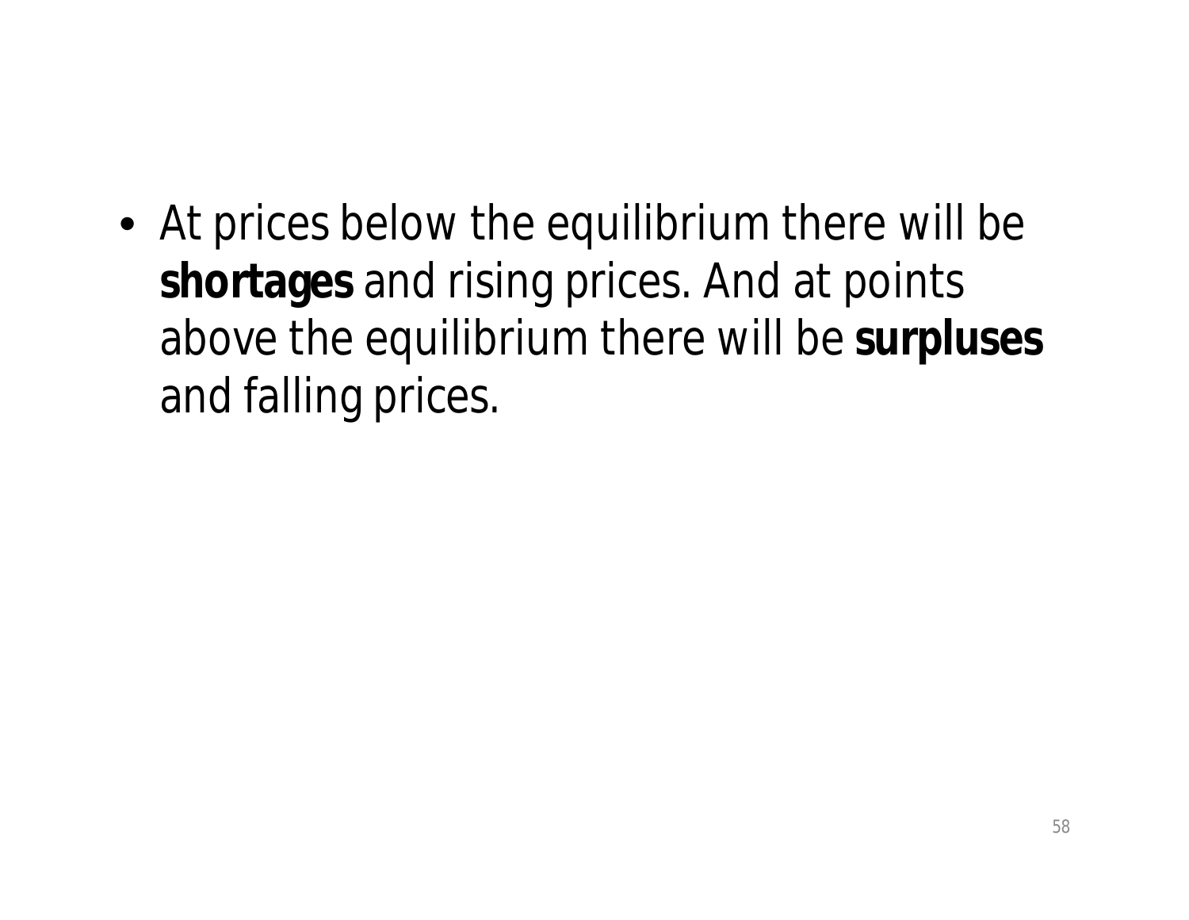- At prices below the equilibrium there will be **shortages** and rising prices. And at points above the equilibrium there will be **surpluses** and falling prices.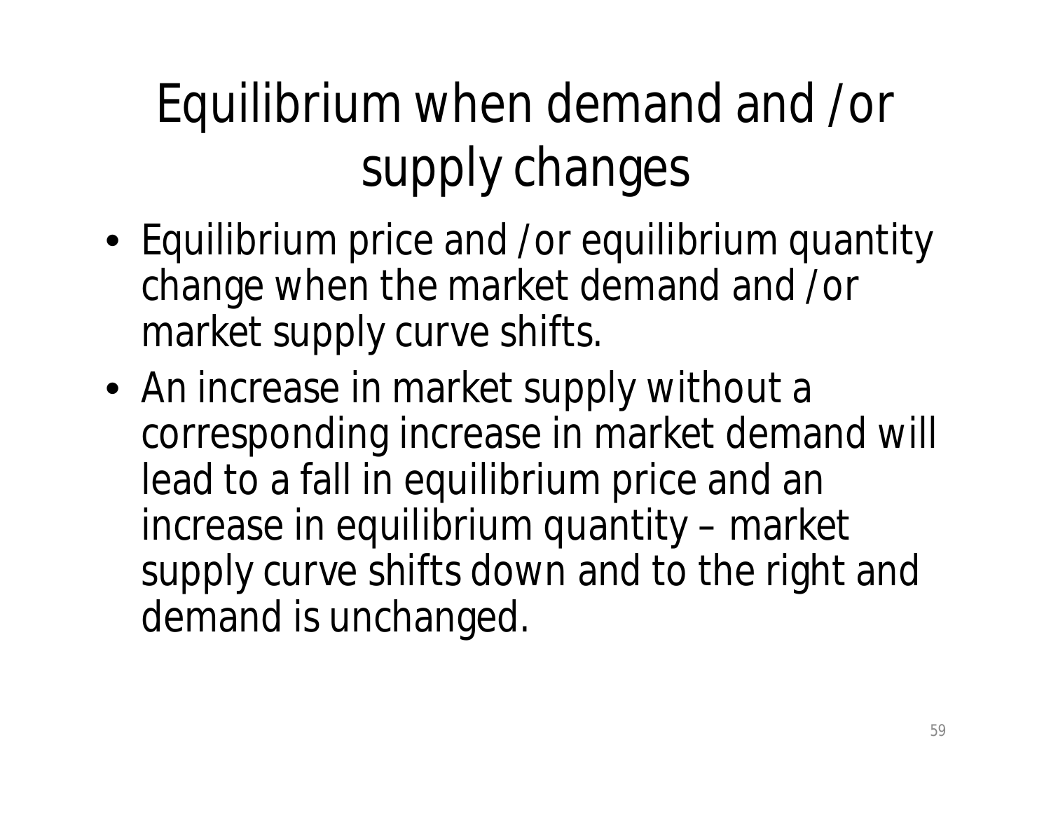# Equilibrium when demand and /or supply changes

- Equilibrium price and /or equilibrium quantity change when the market demand and /or market supply curve shifts.
- An increase in market supply without a corresponding increase in market demand will lead to a fall in equilibrium price and an increase in equilibrium quantity – market supply curve shifts down and to the right and demand is unchanged.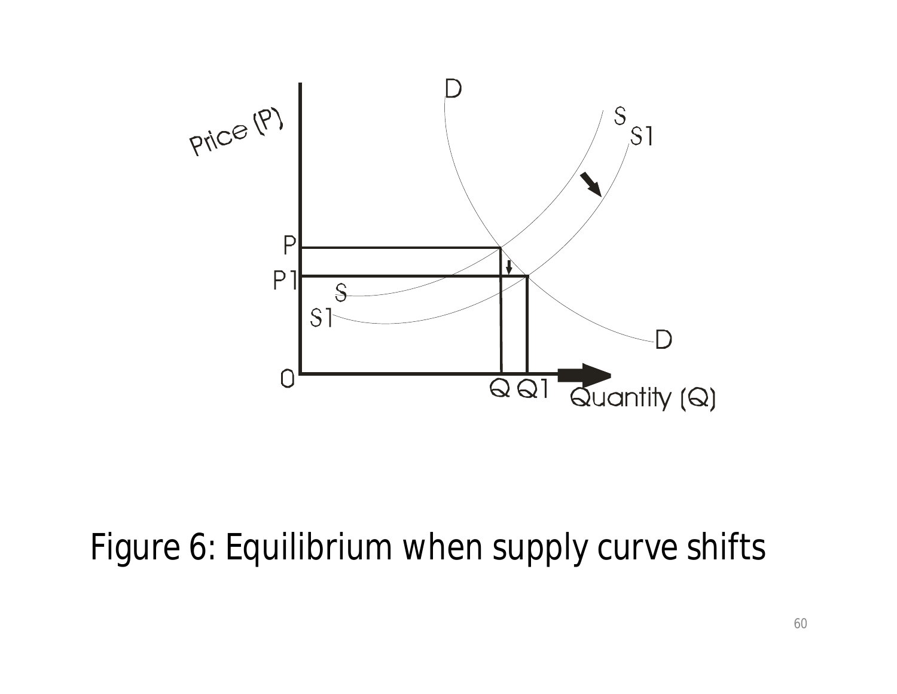Price (P)

D

S

S1

P

P1

S

S1

D

0

Q Q1

Quantity (Q)

Figure 6: Equilibrium when supply curve shifts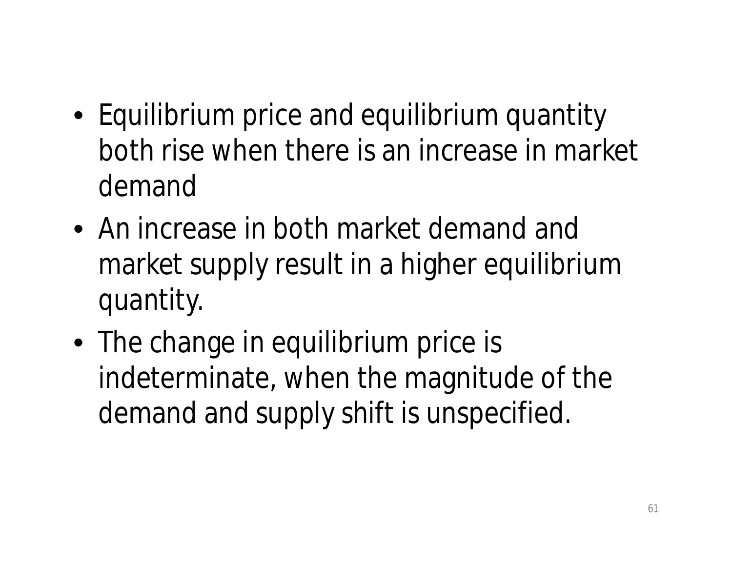- Equilibrium price and equilibrium quantity both rise when there is an increase in market demand
- An increase in both market demand and market supply result in a higher equilibrium quantity.
- The change in equilibrium price is indeterminate, when the magnitude of the demand and supply shift is unspecified.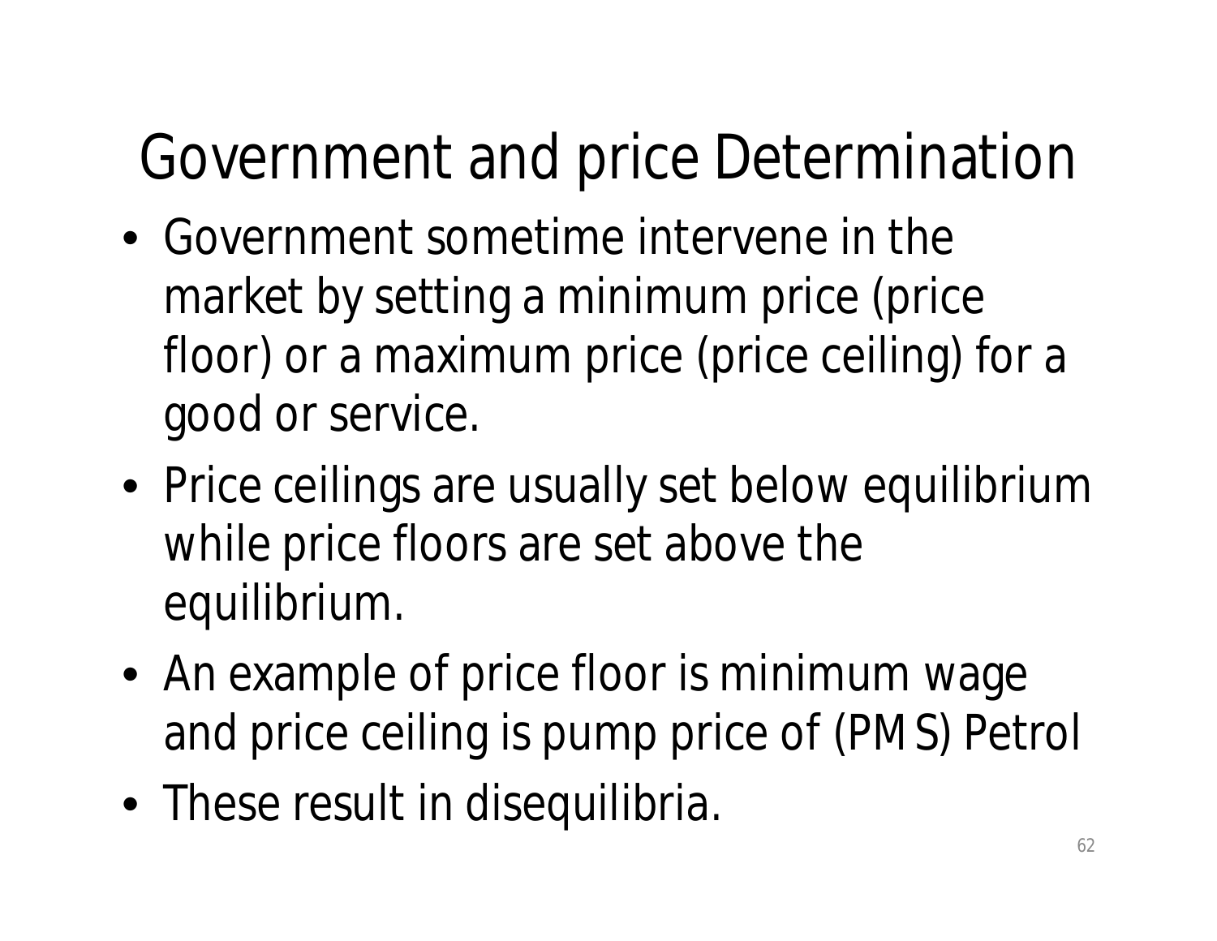# Government and price Determination

- Government sometime intervene in the market by setting a minimum price (price floor) or a maximum price (price ceiling) for a good or service.
- Price ceilings are usually set below equilibrium while price floors are set above the equilibrium.
- An example of price floor is minimum wage and price ceiling is pump price of (PMS) Petrol
- These result in disequilibria.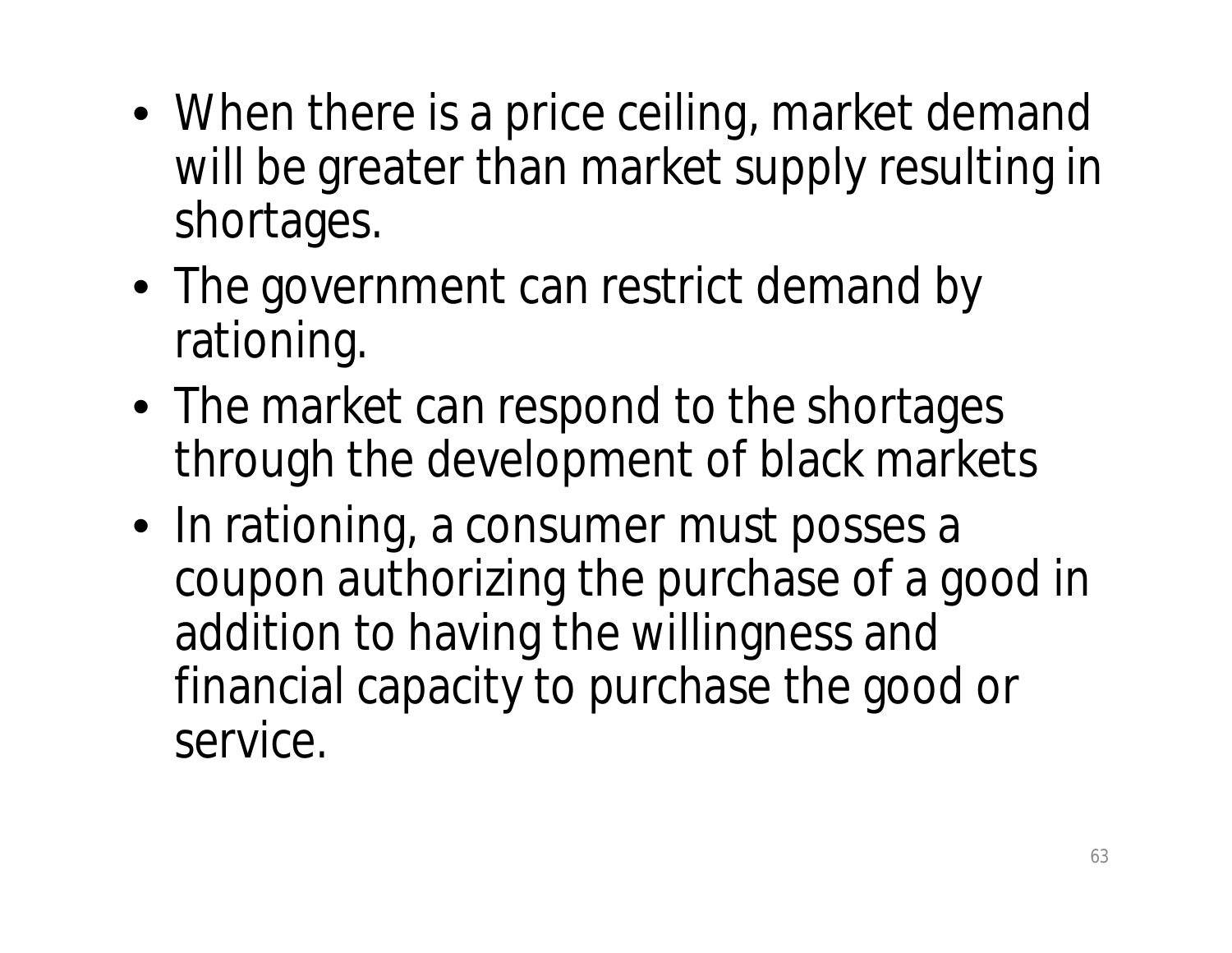- When there is a price ceiling, market demand will be greater than market supply resulting in shortages.
- The government can restrict demand by rationing.
- The market can respond to the shortages through the development of black markets
- In rationing, a consumer must posses a coupon authorizing the purchase of a good in addition to having the willingness and financial capacity to purchase the good or service.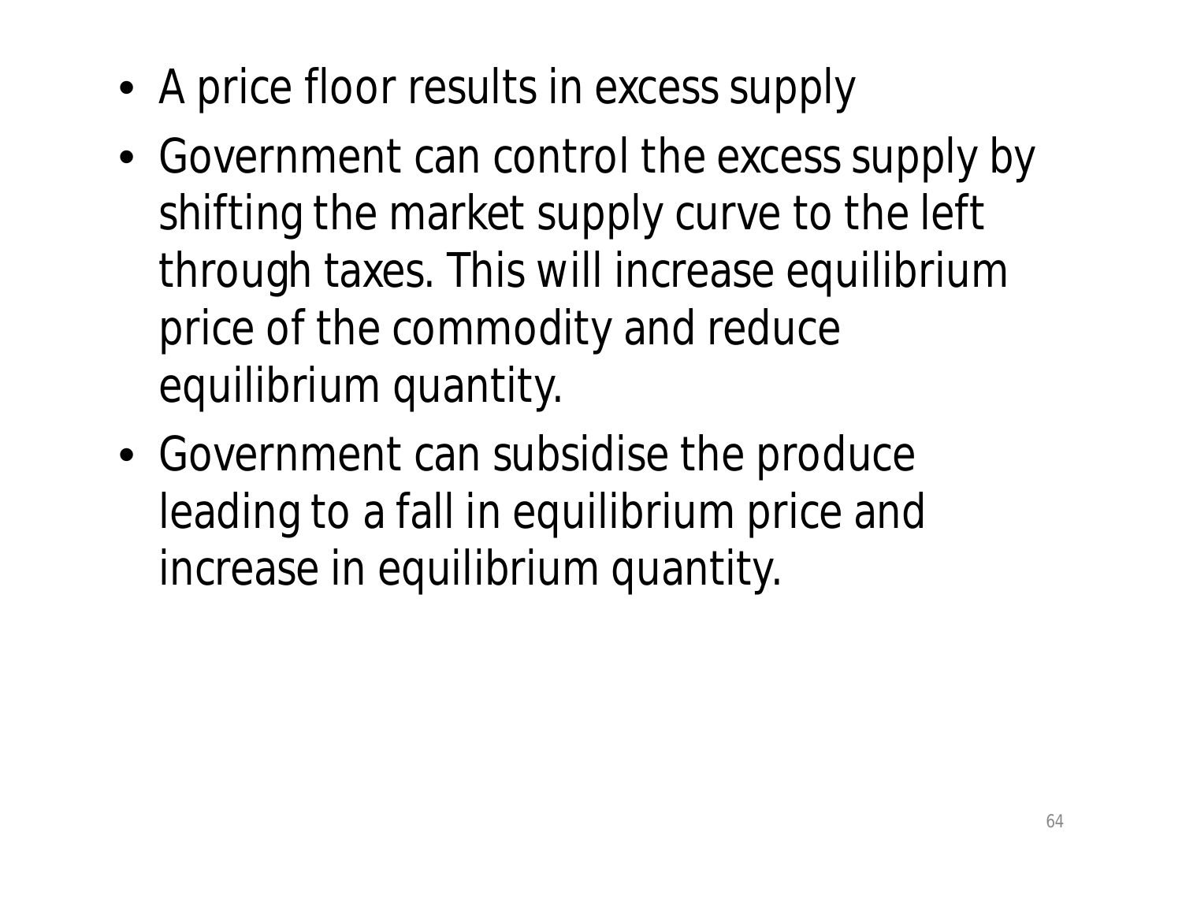- A price floor results in excess supply
- Government can control the excess supply by shifting the market supply curve to the left through taxes. This will increase equilibrium price of the commodity and reduce equilibrium quantity.
- Government can subsidise the produce leading to a fall in equilibrium price and increase in equilibrium quantity.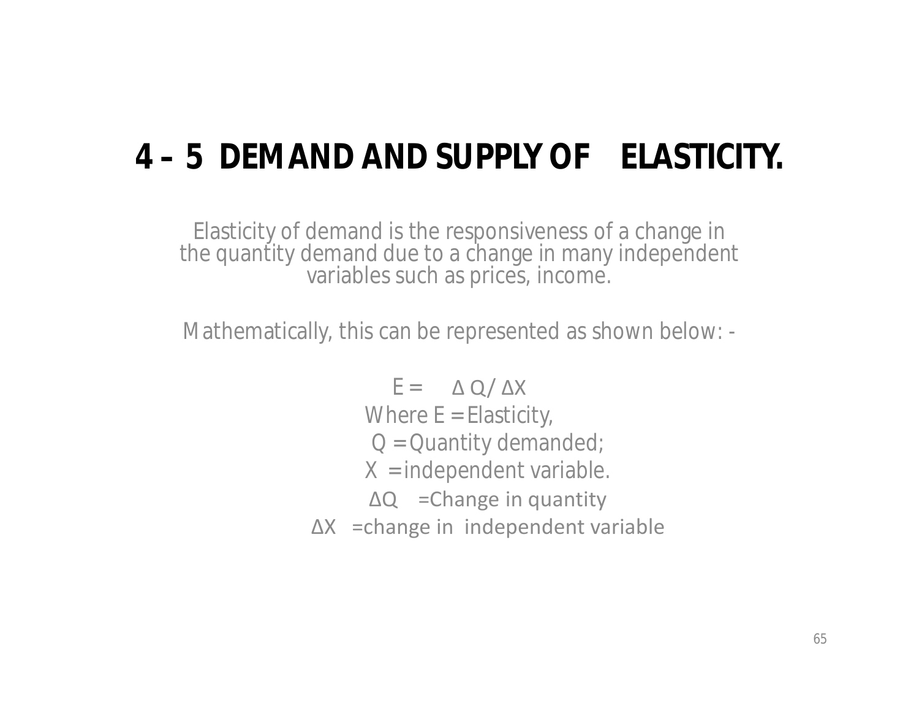# 4 – 5 DEMAND AND SUPPLY OF ELASTICITY.

Elasticity of demand is the responsiveness of a change in the quantity demand due to a change in many independent variables such as prices, income.

Mathematically, this can be represented as shown below: -

$$E = \Delta Q / \Delta X$$

Where E = Elasticity,

Q = Quantity demanded;

X = independent variable.

$\Delta Q$ = Change in quantity

$\Delta X$ = change in independent variable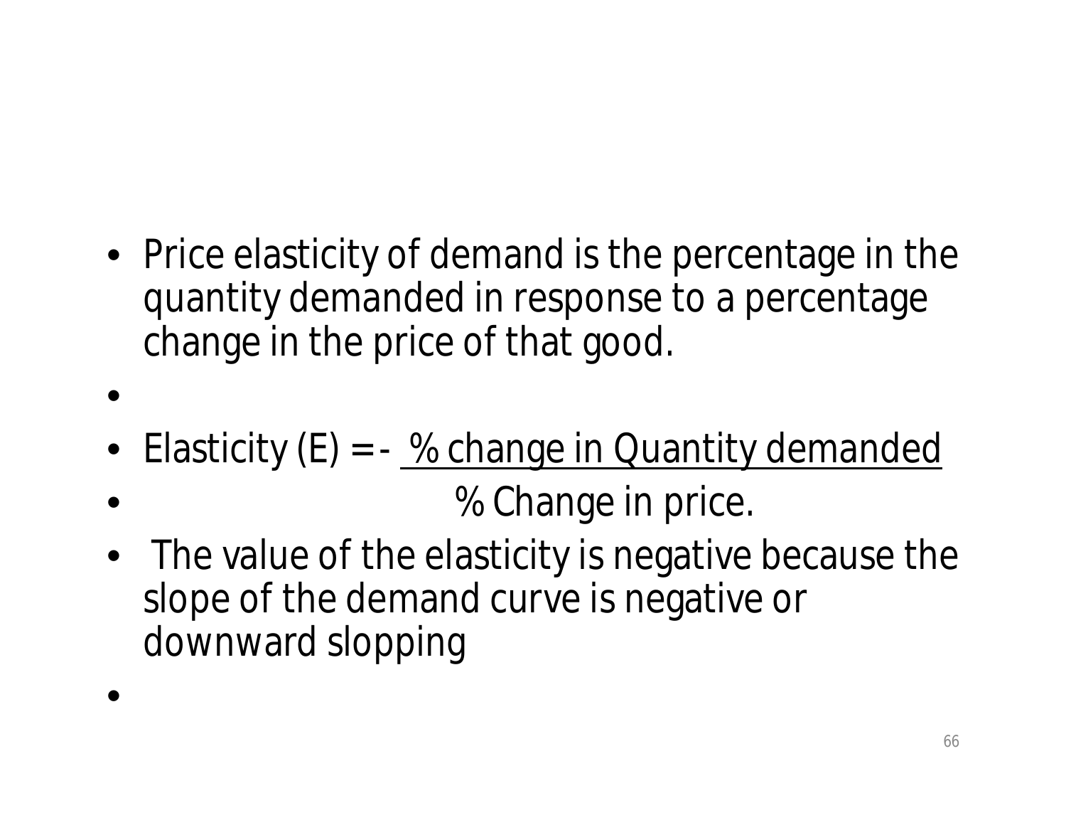- Price elasticity of demand is the percentage in the quantity demanded in response to a percentage change in the price of that good.

- Elasticity (E) =- % change in Quantity demanded / % Change in price.

$$E = -\frac{\%\ \text{change in Quantity demanded}}{\%\ \text{Change in price}}$$

- The value of the elasticity is negative because the slope of the demand curve is negative or downward slopping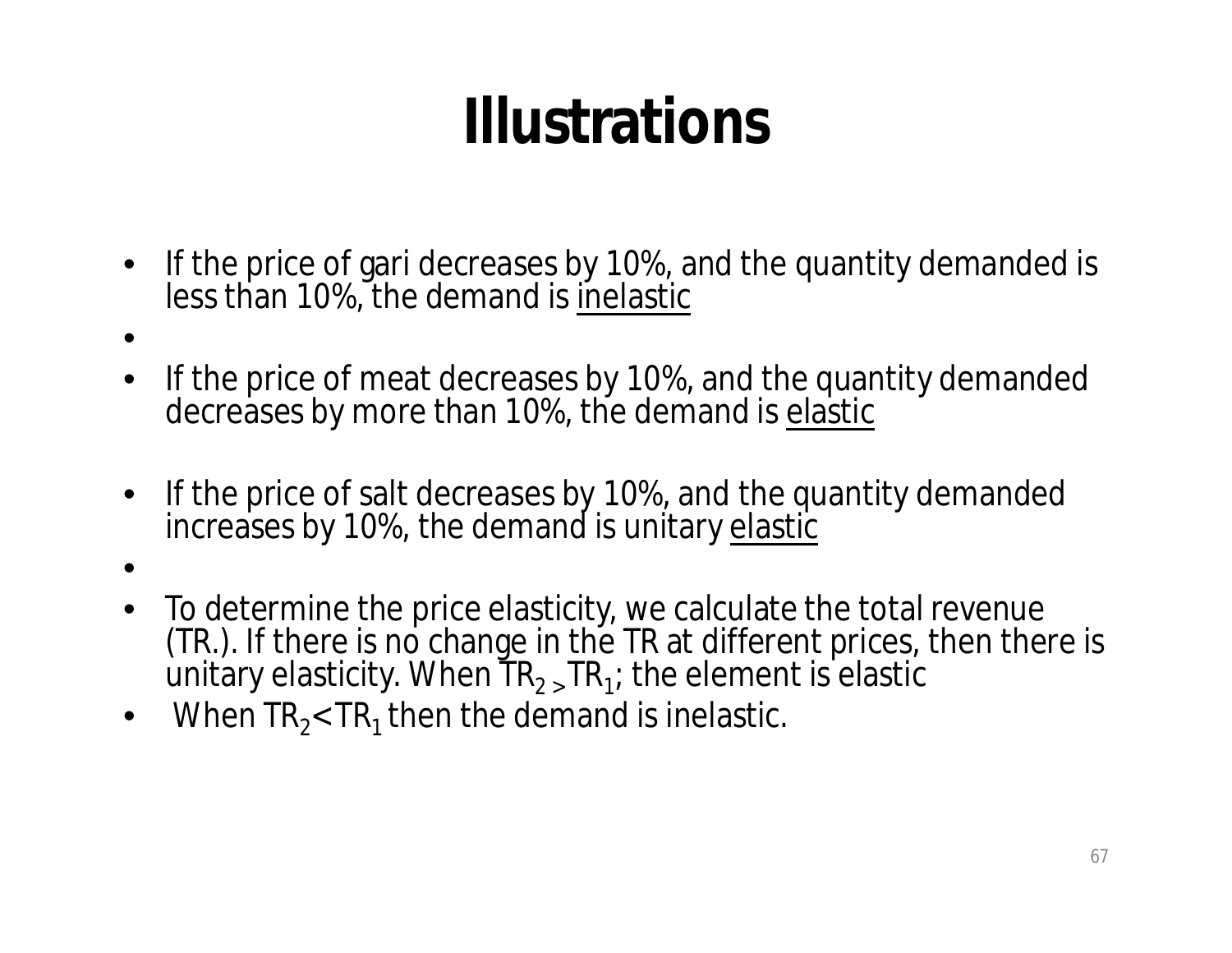# Illustrations

- If the price of gari decreases by 10%, and the quantity demanded is less than 10%, the demand is <u>inelastic</u>
- If the price of meat decreases by 10%, and the quantity demanded decreases by more than 10%, the demand is <u>elastic</u>
- If the price of salt decreases by 10%, and the quantity demanded increases by 10%, the demand is unitary <u>elastic</u>
- To determine the price elasticity, we calculate the total revenue (TR.). If there is no change in the TR at different prices, then there is unitary elasticity. When $TR_2 > TR_1$; the element is elastic
- When $TR_2 < TR_1$ then the demand is inelastic.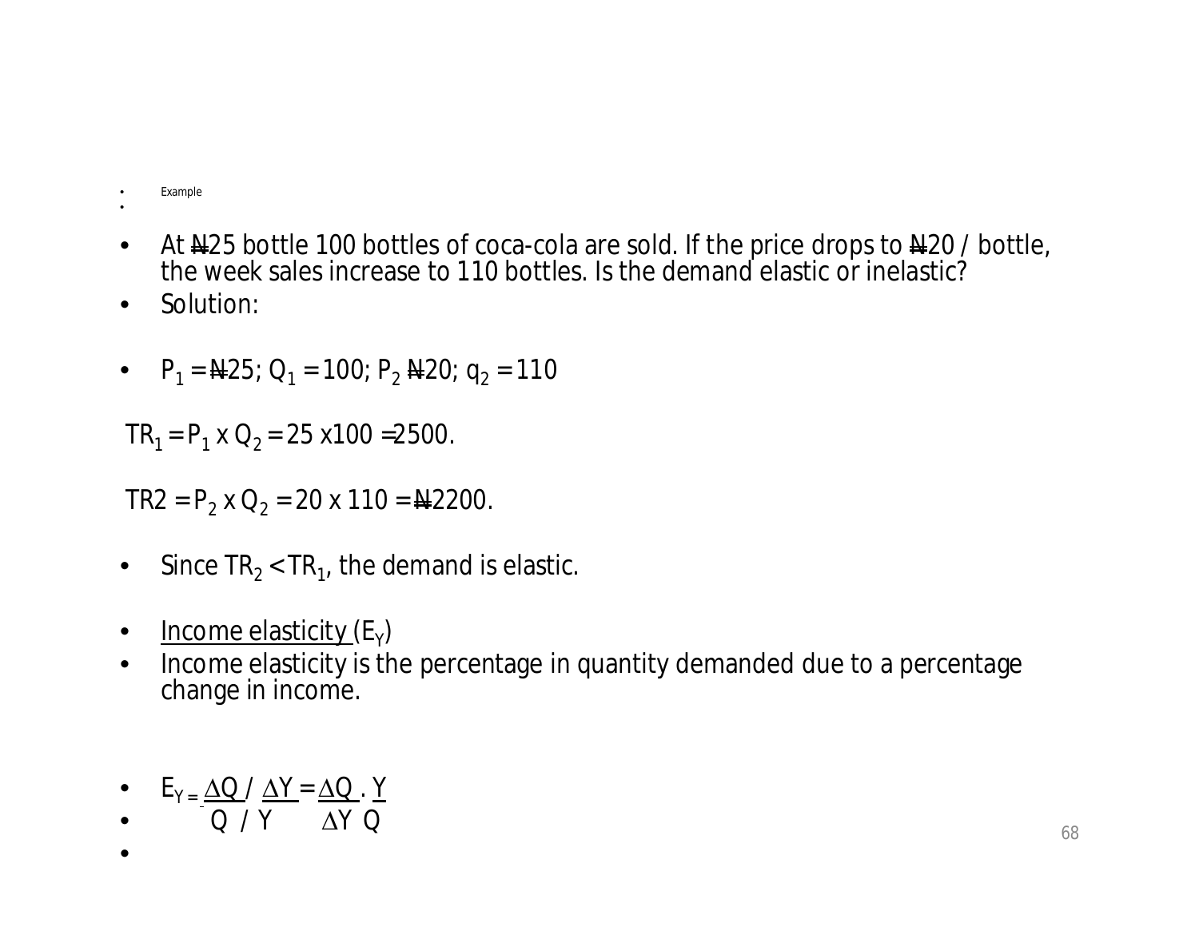- Example

- At ₦25 bottle 100 bottles of coca-cola are sold. If the price drops to ₦20 / bottle, the week sales increase to 110 bottles. Is the demand elastic or inelastic?
- Solution:

- $P_1$ = ₦25; $Q_1$ = 100; $P_2$ ₦20; $q_2$ = 110

$TR_1 = P_1 \times Q_2 = 25 \times 100 = 2500.$

$TR2 = P_2 \times Q_2 = 20 \times 110 =$ ₦2200.

- Since $TR_2 < TR_1$, the demand is elastic.

- <u>Income elasticity</u> ($E_Y$)
- Income elasticity is the percentage in quantity demanded due to a percentage change in income.

- $$E_Y = \frac{\Delta Q}{Q} / \frac{\Delta Y}{Y} = \frac{\Delta Q}{\Delta Y} \cdot \frac{Y}{Q}$$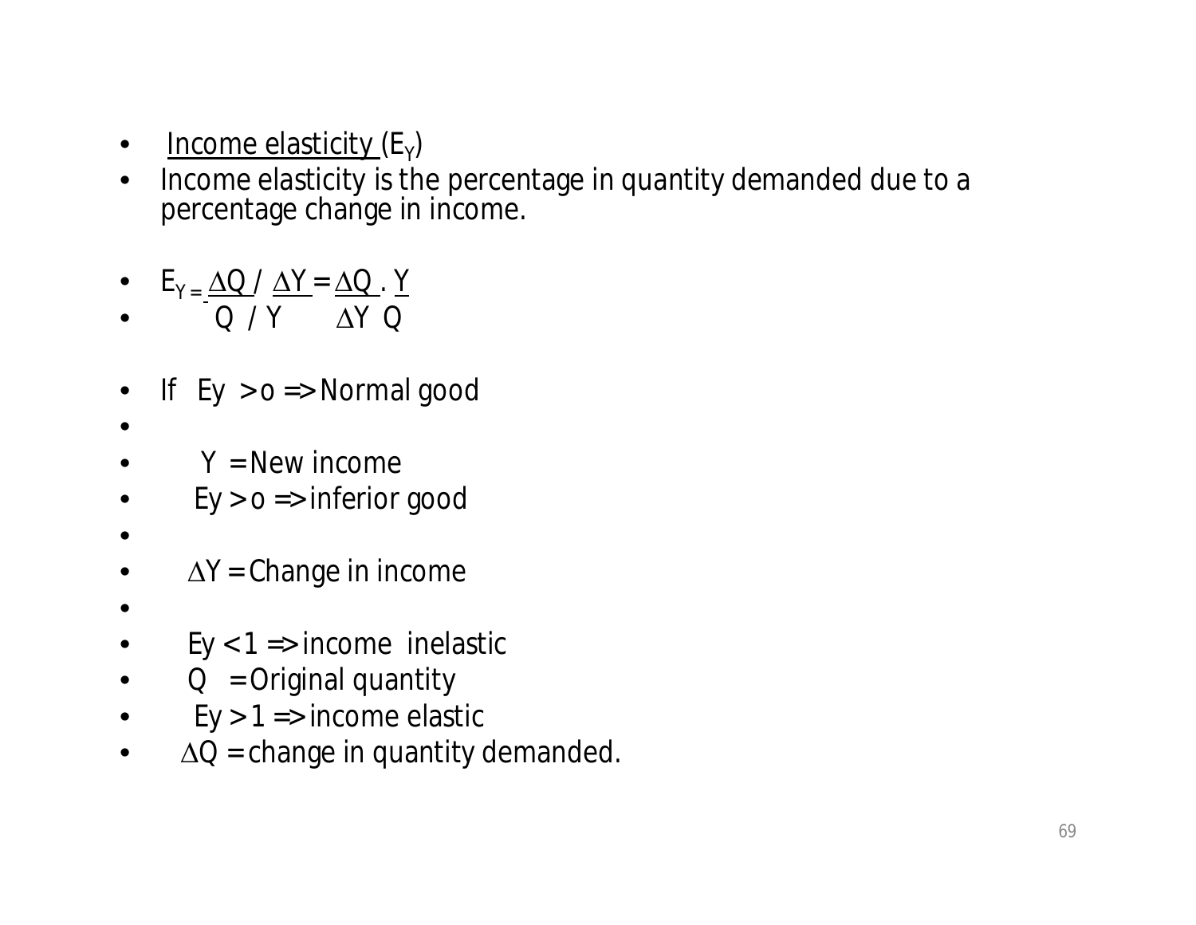- <u>Income elasticity</u> ($E_Y$)
- Income elasticity is the percentage in quantity demanded due to a percentage change in income.

- $E_Y = \frac{\Delta Q}{Q} / \frac{\Delta Y}{Y} = \frac{\Delta Q}{\Delta Y} \cdot \frac{Y}{Q}$

- If Ey > o => Normal good
- 
- Y = New income
- Ey > o => inferior good
- 
- $\Delta Y$ = Change in income
- 
- Ey < 1 => income inelastic
- Q = Original quantity
- Ey > 1 => income elastic
- $\Delta Q$ = change in quantity demanded.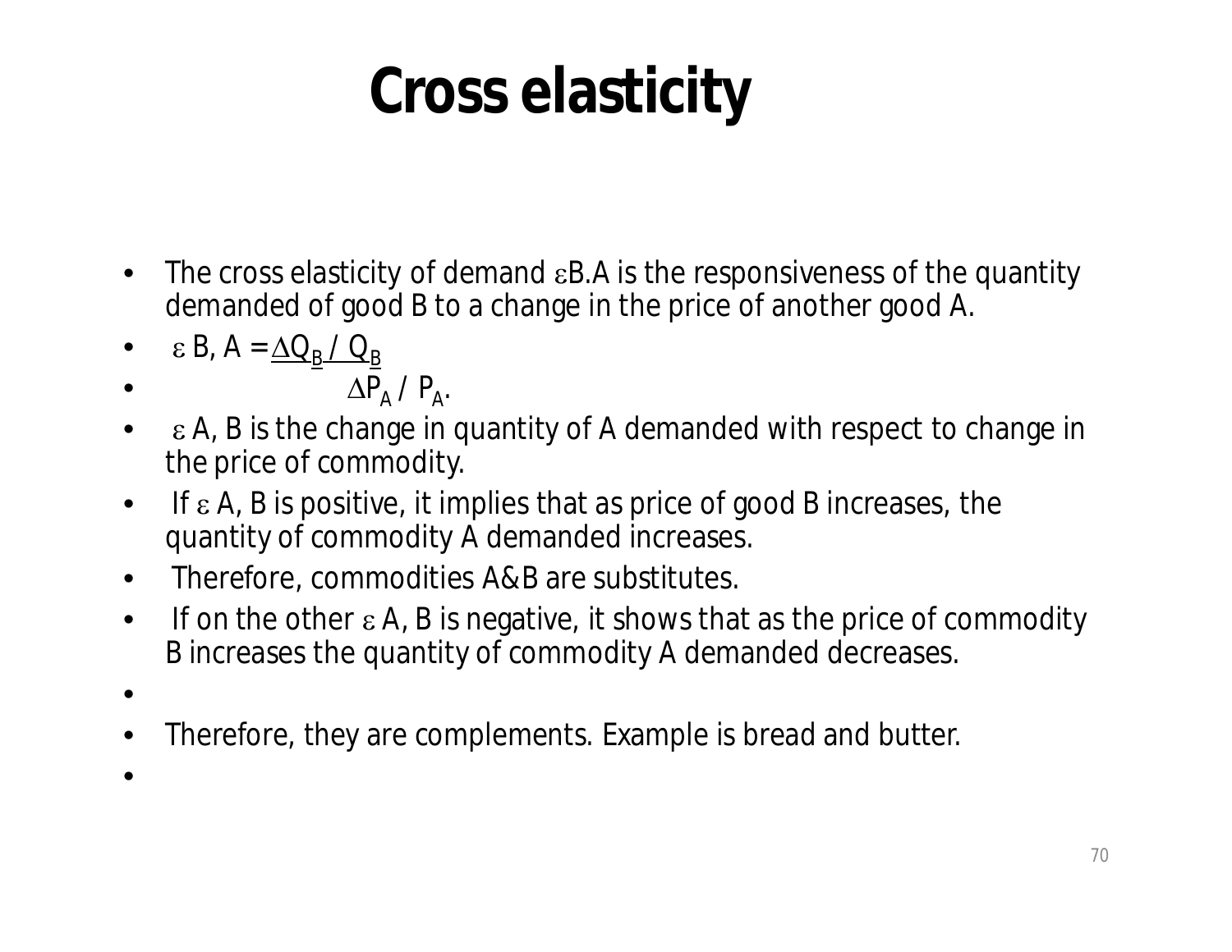# Cross elasticity

- The cross elasticity of demand $\varepsilon$B.A is the responsiveness of the quantity demanded of good B to a change in the price of another good A.
- $$\varepsilon_{B,A} = \frac{\Delta Q_B / Q_B}{\Delta P_A / P_A}$$
- $\varepsilon$ A, B is the change in quantity of A demanded with respect to change in the price of commodity.
- If $\varepsilon$ A, B is positive, it implies that as price of good B increases, the quantity of commodity A demanded increases.
- Therefore, commodities A&B are substitutes.
- If on the other $\varepsilon$ A, B is negative, it shows that as the price of commodity B increases the quantity of commodity A demanded decreases.
- Therefore, they are complements. Example is bread and butter.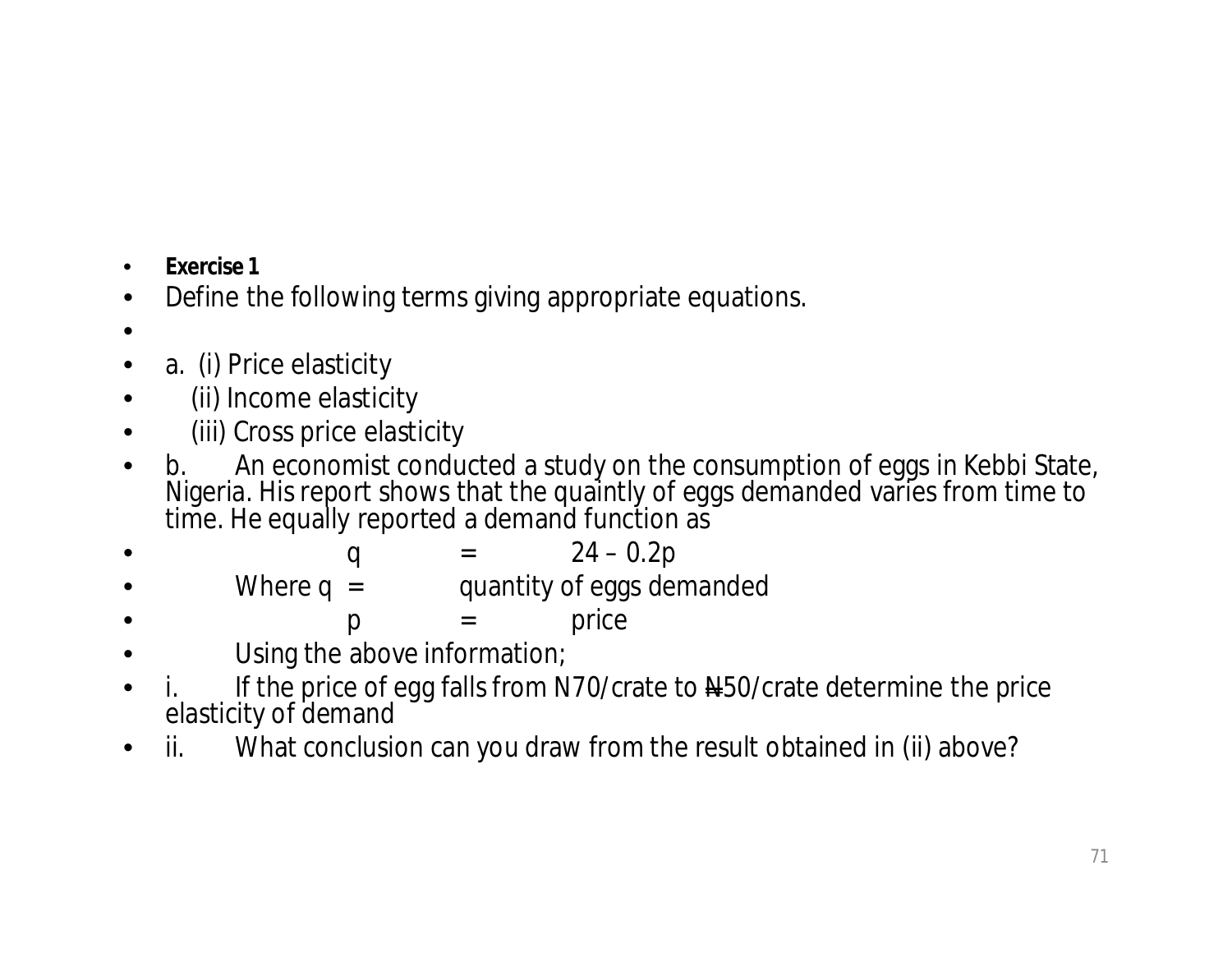- **Exercise 1**
- Define the following terms giving appropriate equations.

- a. (i) Price elasticity
- (ii) Income elasticity
- (iii) Cross price elasticity
- b. An economist conducted a study on the consumption of eggs in Kebbi State, Nigeria. His report shows that the quaintly of eggs demanded varies from time to time. He equally reported a demand function as
- $q = 24 – 0.2p$
- Where $q$ = quantity of eggs demanded
- $p$ = price
- Using the above information;
- i. If the price of egg falls from N70/crate to ₦50/crate determine the price elasticity of demand
- ii. What conclusion can you draw from the result obtained in (ii) above?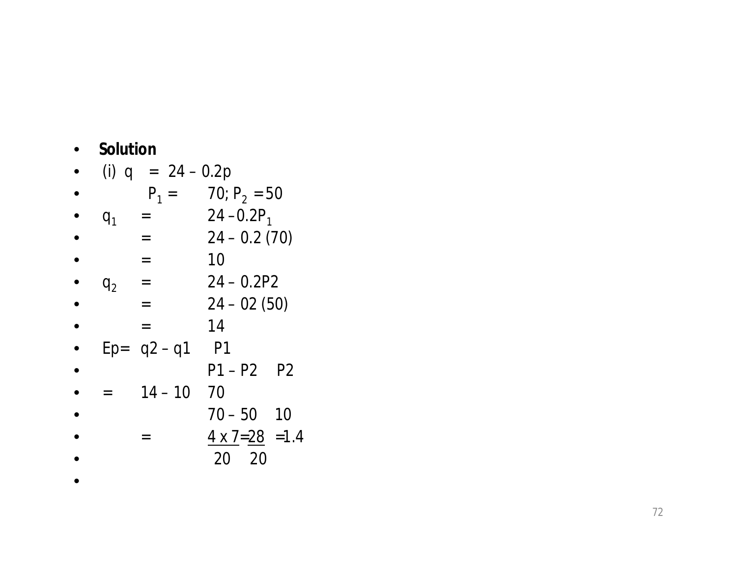- **Solution**
- (i) $q = 24 - 0.2p$
- $P_1 = 70; P_2 = 50$
- $q_1 = 24 - 0.2P_1$
- $= 24 - 0.2\,(70)$
- $= 10$
- $q_2 = 24 - 0.2P2$
- $= 24 - 02\,(50)$
- $= 14$
- $Ep = \dfrac{q2 - q1}{P1 - P2} \cdot \dfrac{P1}{P2}$
- $= \dfrac{14 - 10}{70 - 50} \cdot \dfrac{70}{10}$
- $= \dfrac{4 \times 7}{20} = \dfrac{28}{20} = 1.4$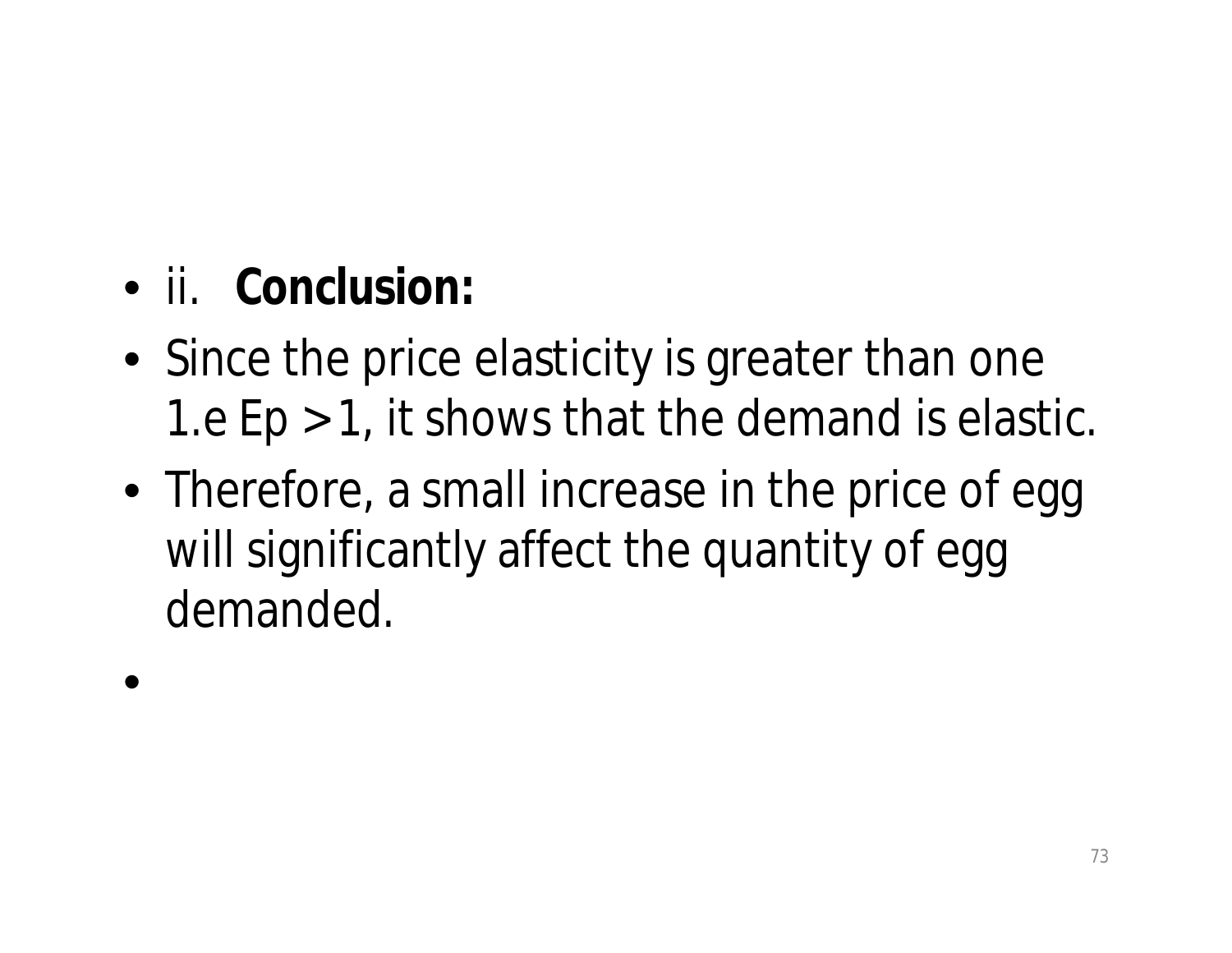- ii. **Conclusion:**
- Since the price elasticity is greater than one 1.e Ep > 1, it shows that the demand is elastic.
- Therefore, a small increase in the price of egg will significantly affect the quantity of egg demanded.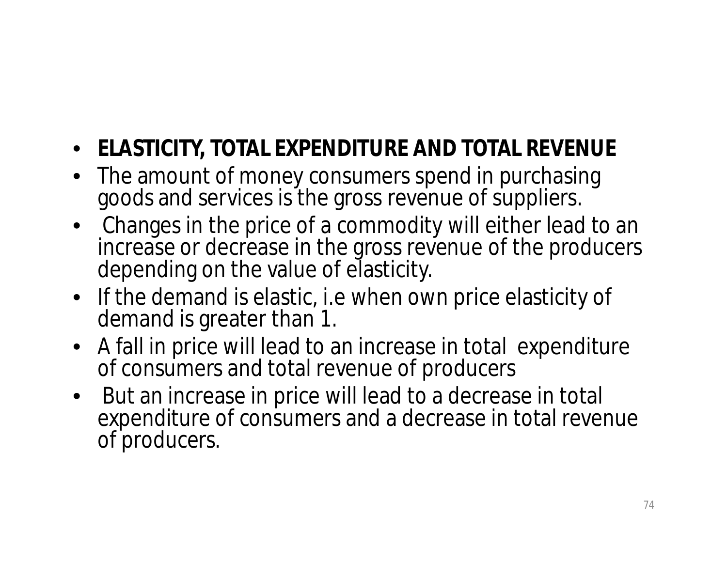- **ELASTICITY, TOTAL EXPENDITURE AND TOTAL REVENUE**
- The amount of money consumers spend in purchasing goods and services is the gross revenue of suppliers.
- Changes in the price of a commodity will either lead to an increase or decrease in the gross revenue of the producers depending on the value of elasticity.
- If the demand is elastic, i.e when own price elasticity of demand is greater than 1.
- A fall in price will lead to an increase in total expenditure of consumers and total revenue of producers
- But an increase in price will lead to a decrease in total expenditure of consumers and a decrease in total revenue of producers.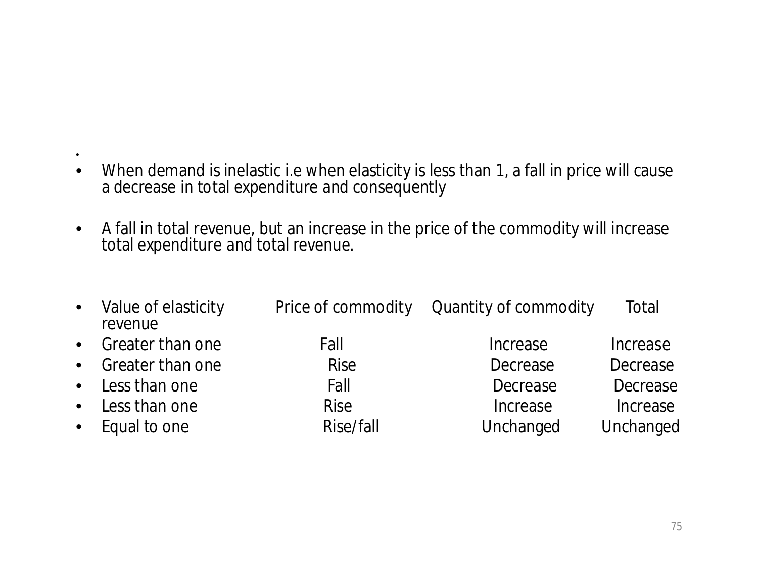- When demand is inelastic i.e when elasticity is less than 1, a fall in price will cause a decrease in total expenditure and consequently
- A fall in total revenue, but an increase in the price of the commodity will increase total expenditure and total revenue.

| Value of elasticity | Price of commodity | Quantity of commodity | Total revenue |
|---|---|---|---|
| Greater than one | Fall | Increase | Increase |
| Greater than one | Rise | Decrease | Decrease |
| Less than one | Fall | Decrease | Decrease |
| Less than one | Rise | Increase | Increase |
| Equal to one | Rise/fall | Unchanged | Unchanged |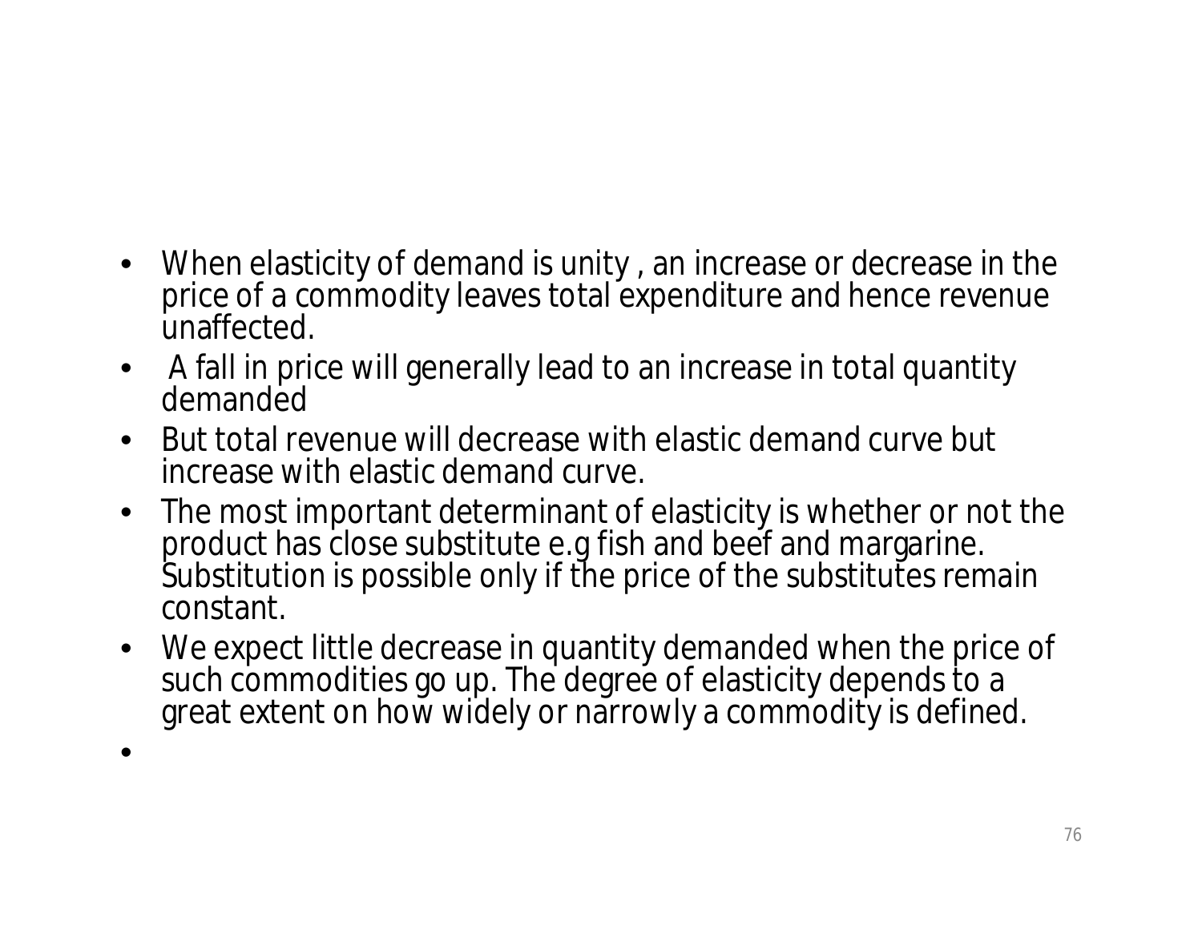- When elasticity of demand is unity , an increase or decrease in the price of a commodity leaves total expenditure and hence revenue unaffected.
- A fall in price will generally lead to an increase in total quantity demanded
- But total revenue will decrease with elastic demand curve but increase with elastic demand curve.
- The most important determinant of elasticity is whether or not the product has close substitute e.g fish and beef and margarine. Substitution is possible only if the price of the substitutes remain constant.
- We expect little decrease in quantity demanded when the price of such commodities go up. The degree of elasticity depends to a great extent on how widely or narrowly a commodity is defined.
-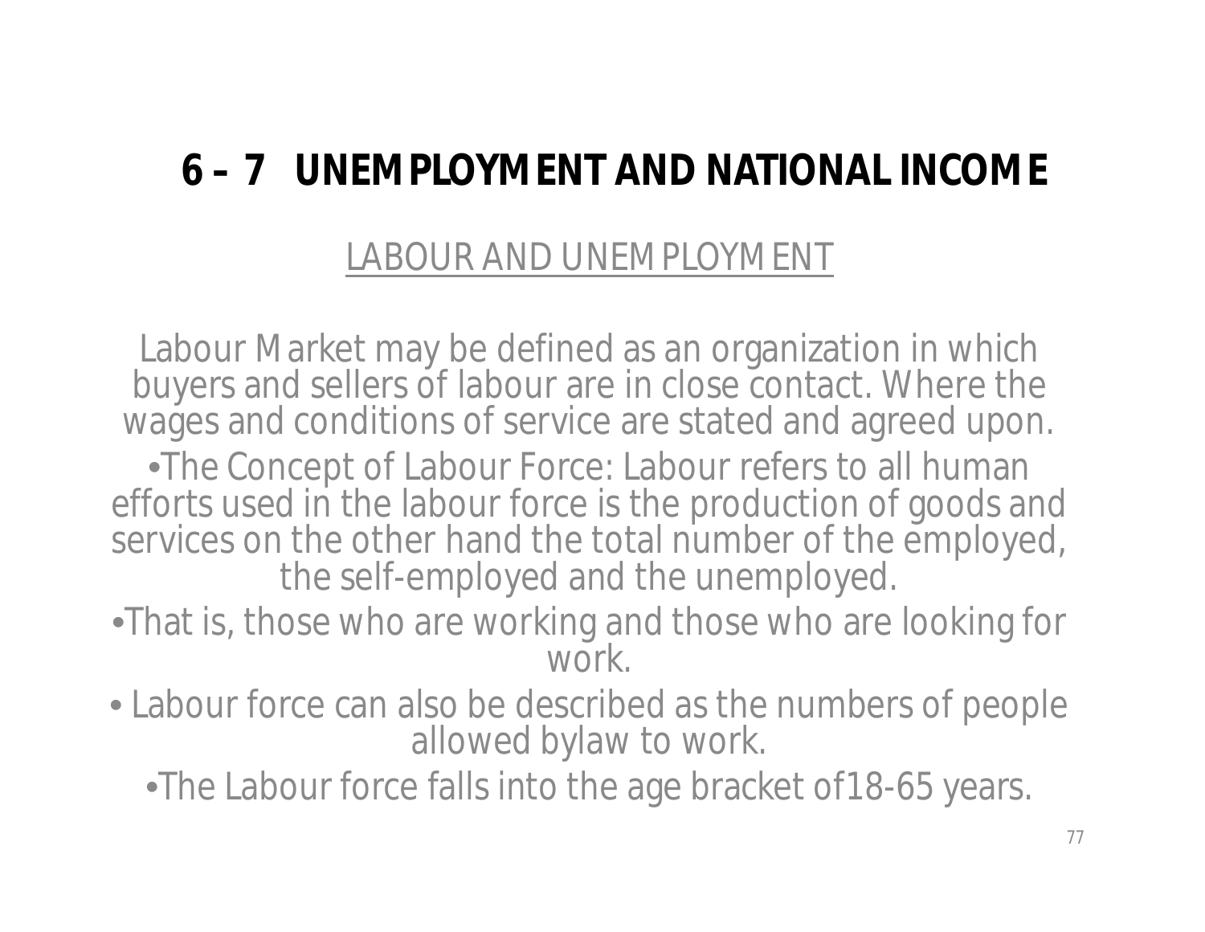# 6 – 7 UNEMPLOYMENT AND NATIONAL INCOME

## LABOUR AND UNEMPLOYMENT

Labour Market may be defined as an organization in which buyers and sellers of labour are in close contact. Where the wages and conditions of service are stated and agreed upon.

- The Concept of Labour Force: Labour refers to all human efforts used in the labour force is the production of goods and services on the other hand the total number of the employed, the self-employed and the unemployed.
- That is, those who are working and those who are looking for work.
- Labour force can also be described as the numbers of people allowed bylaw to work.
- The Labour force falls into the age bracket of18-65 years.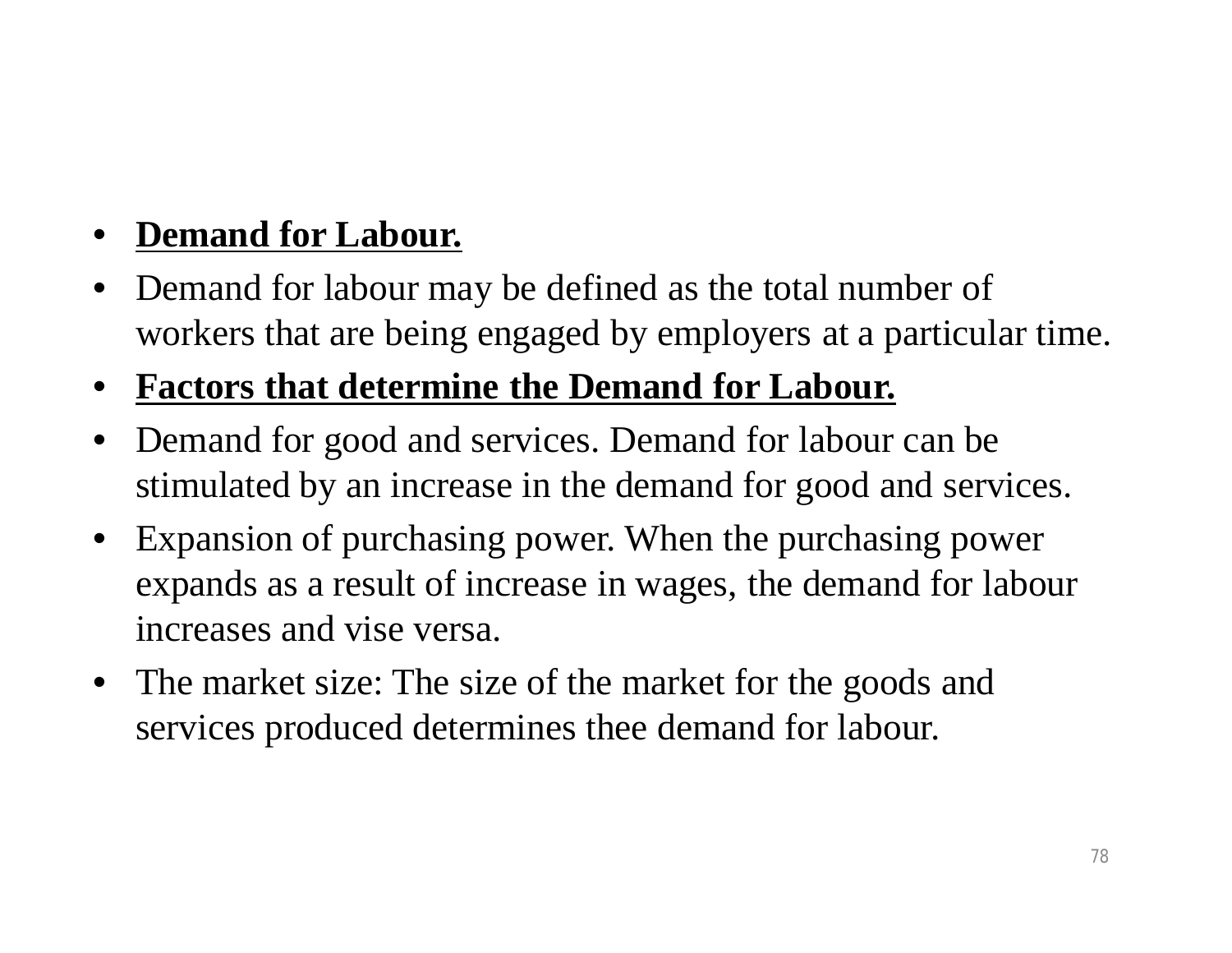- **<u>Demand for Labour.</u>**
- Demand for labour may be defined as the total number of workers that are being engaged by employers at a particular time.
- **<u>Factors that determine the Demand for Labour.</u>**
- Demand for good and services. Demand for labour can be stimulated by an increase in the demand for good and services.
- Expansion of purchasing power. When the purchasing power expands as a result of increase in wages, the demand for labour increases and vise versa.
- The market size: The size of the market for the goods and services produced determines thee demand for labour.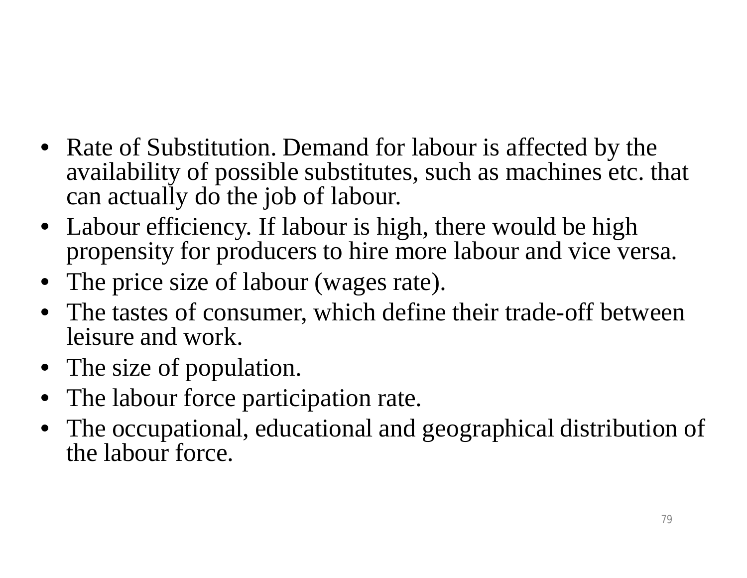- Rate of Substitution. Demand for labour is affected by the availability of possible substitutes, such as machines etc. that can actually do the job of labour.
- Labour efficiency. If labour is high, there would be high propensity for producers to hire more labour and vice versa.
- The price size of labour (wages rate).
- The tastes of consumer, which define their trade-off between leisure and work.
- The size of population.
- The labour force participation rate.
- The occupational, educational and geographical distribution of the labour force.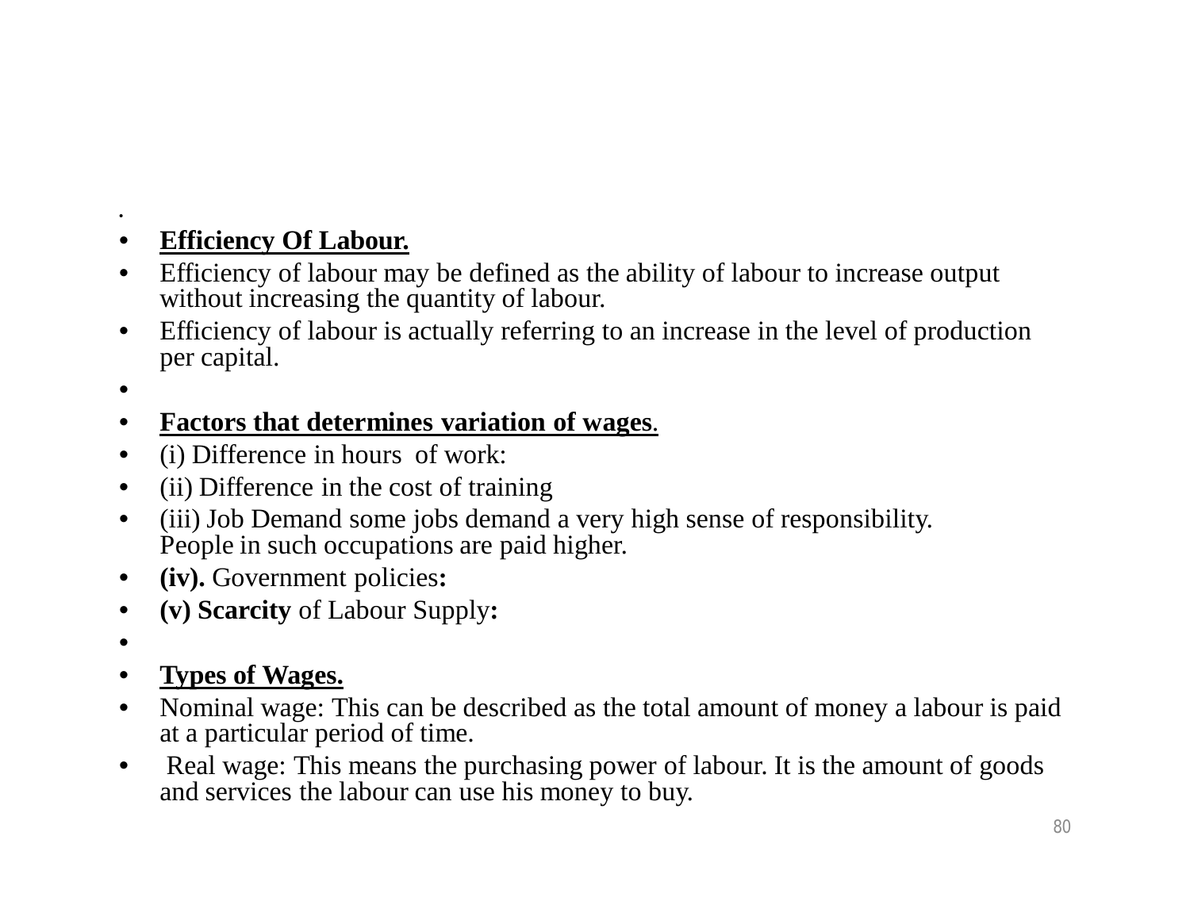- **Efficiency Of Labour.**
- Efficiency of labour may be defined as the ability of labour to increase output without increasing the quantity of labour.
- Efficiency of labour is actually referring to an increase in the level of production per capital.

- **Factors that determines variation of wages.**
- (i) Difference in hours of work:
- (ii) Difference in the cost of training
- (iii) Job Demand some jobs demand a very high sense of responsibility. People in such occupations are paid higher.
- **(iv).** Government policies**:**
- **(v) Scarcity** of Labour Supply**:**

- **Types of Wages.**
- Nominal wage: This can be described as the total amount of money a labour is paid at a particular period of time.
- Real wage: This means the purchasing power of labour. It is the amount of goods and services the labour can use his money to buy.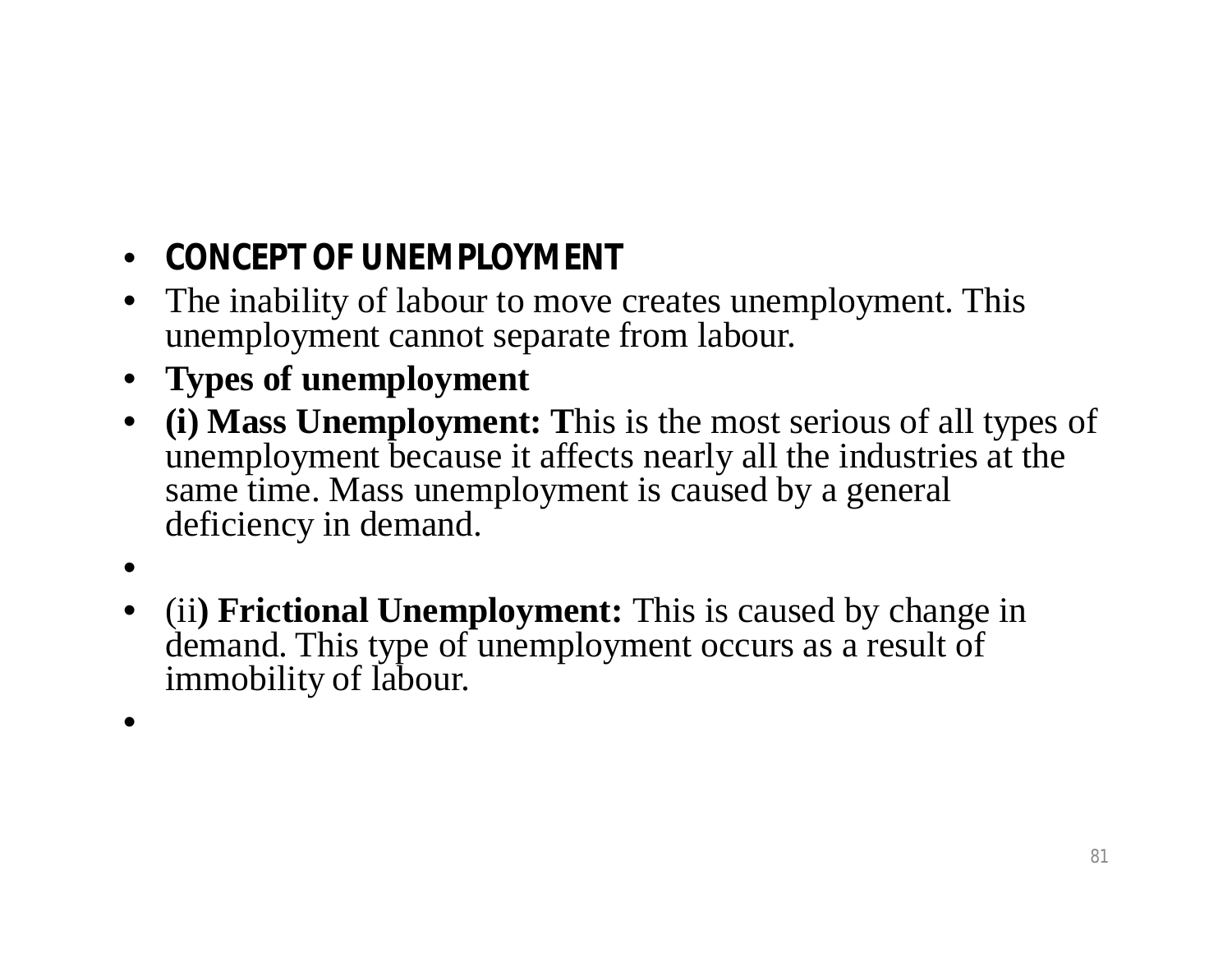- **CONCEPT OF UNEMPLOYMENT**
- The inability of labour to move creates unemployment. This unemployment cannot separate from labour.
- **Types of unemployment**
- **(i) Mass Unemployment: T**his is the most serious of all types of unemployment because it affects nearly all the industries at the same time. Mass unemployment is caused by a general deficiency in demand.
- (ii**) Frictional Unemployment:** This is caused by change in demand. This type of unemployment occurs as a result of immobility of labour.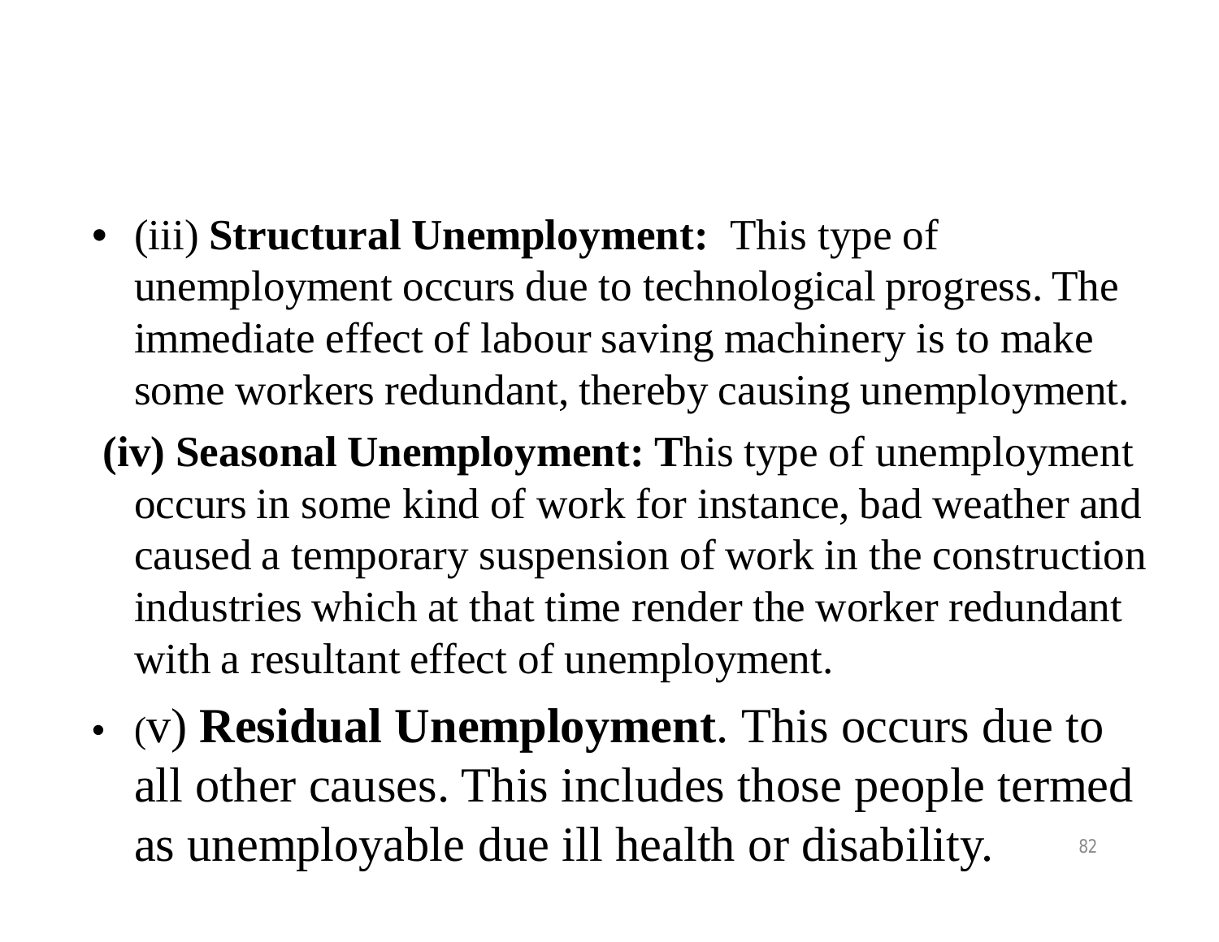- (iii) **Structural Unemployment:** This type of unemployment occurs due to technological progress. The immediate effect of labour saving machinery is to make some workers redundant, thereby causing unemployment.

**(iv) Seasonal Unemployment: T**his type of unemployment occurs in some kind of work for instance, bad weather and caused a temporary suspension of work in the construction industries which at that time render the worker redundant with a resultant effect of unemployment.

- (v) **Residual Unemployment**. This occurs due to all other causes. This includes those people termed as unemployable due ill health or disability.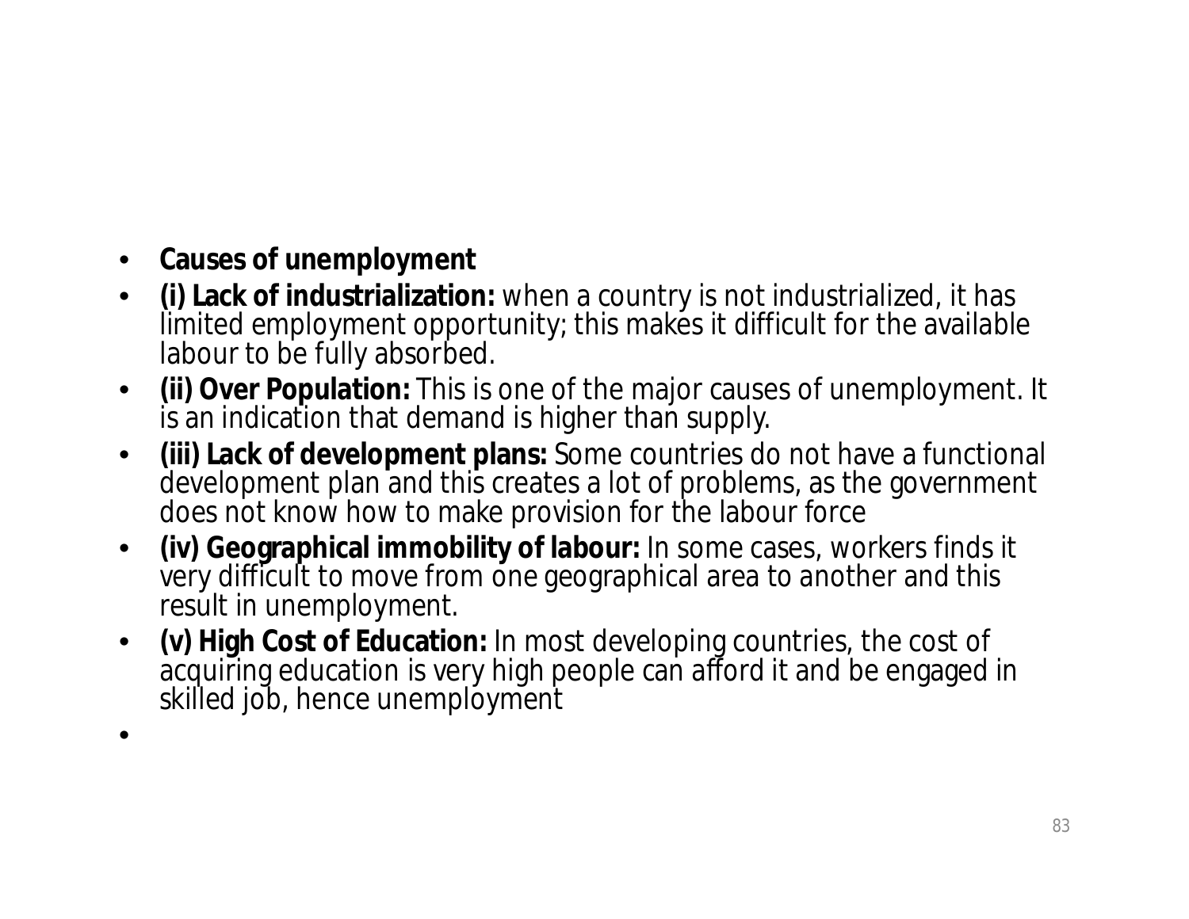- **Causes of unemployment**
- **(i) Lack of industrialization:** when a country is not industrialized, it has limited employment opportunity; this makes it difficult for the available labour to be fully absorbed.
- **(ii) Over Population:** This is one of the major causes of unemployment. It is an indication that demand is higher than supply.
- **(iii) Lack of development plans:** Some countries do not have a functional development plan and this creates a lot of problems, as the government does not know how to make provision for the labour force
- **(iv) Geographical immobility of labour:** In some cases, workers finds it very difficult to move from one geographical area to another and this result in unemployment.
- **(v) High Cost of Education:** In most developing countries, the cost of acquiring education is very high people can afford it and be engaged in skilled job, hence unemployment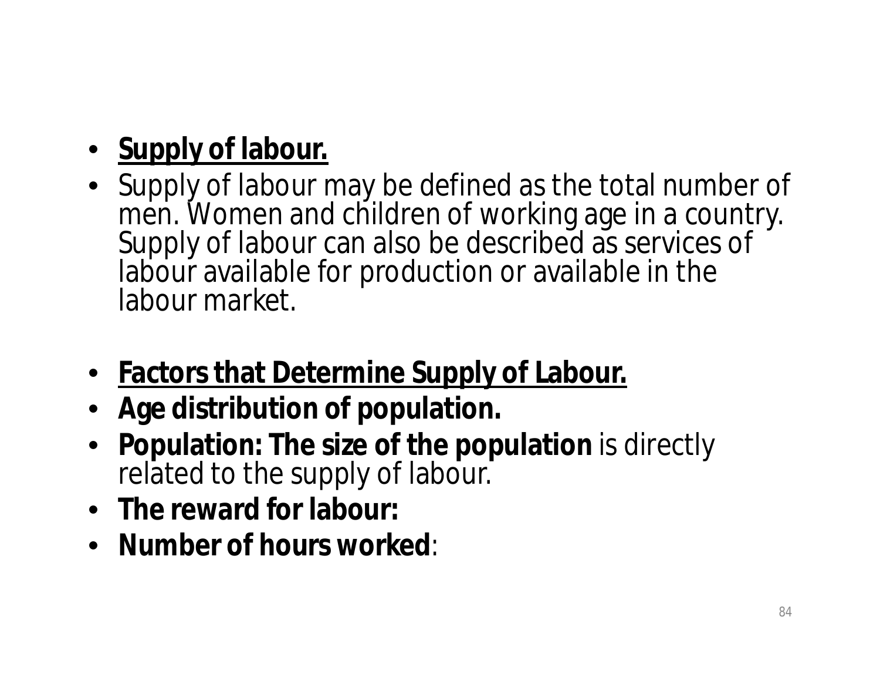- **Supply of labour.**
- Supply of labour may be defined as the total number of men. Women and children of working age in a country. Supply of labour can also be described as services of labour available for production or available in the labour market.

- **Factors that Determine Supply of Labour.**
- **Age distribution of population.**
- **Population: The size of the population** is directly related to the supply of labour.
- **The reward for labour:**
- **Number of hours worked**: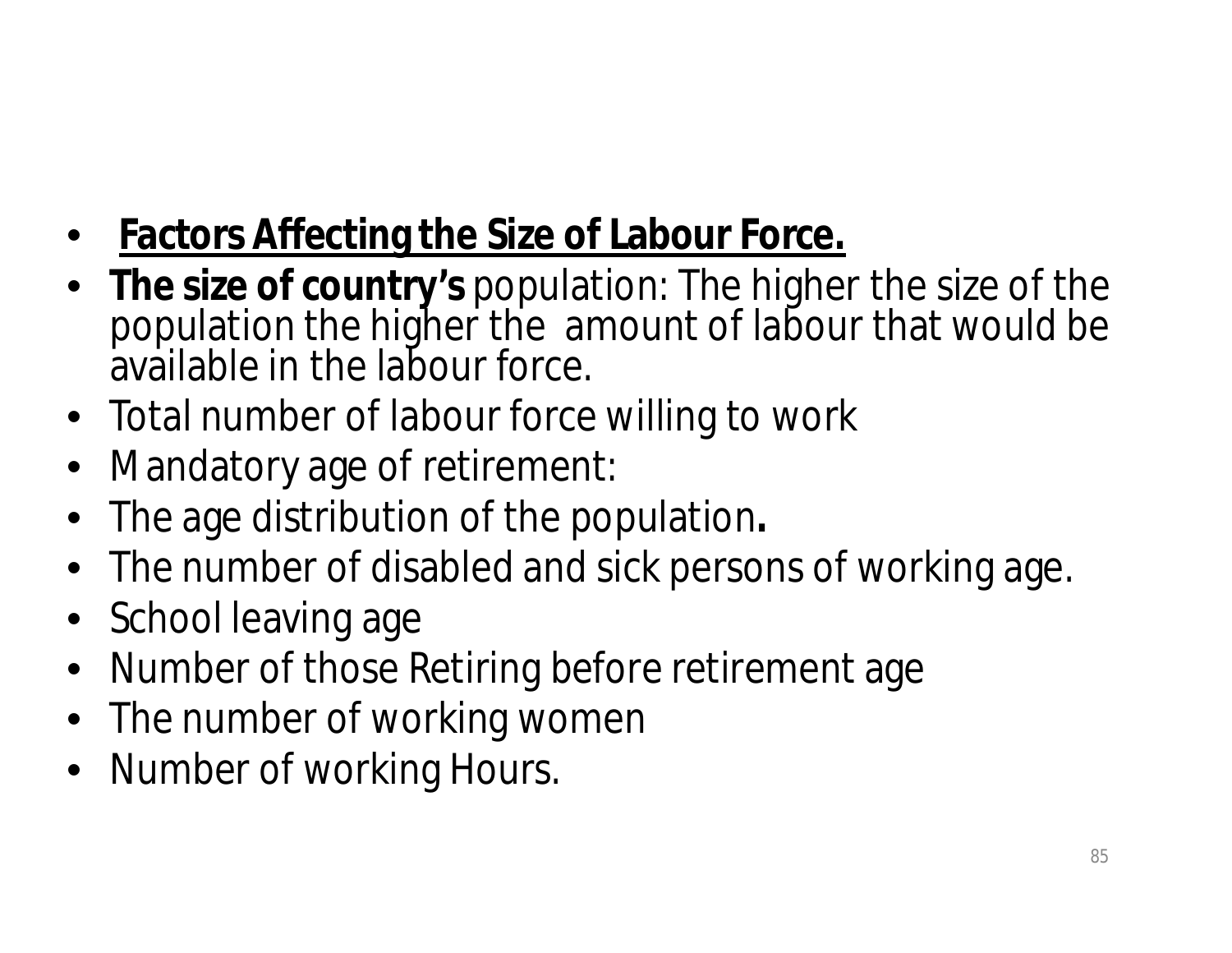- **Factors Affecting the Size of Labour Force.**
- **The size of country's** population: The higher the size of the population the higher the amount of labour that would be available in the labour force.
- Total number of labour force willing to work
- Mandatory age of retirement:
- The age distribution of the population**.**
- The number of disabled and sick persons of working age.
- School leaving age
- Number of those Retiring before retirement age
- The number of working women
- Number of working Hours.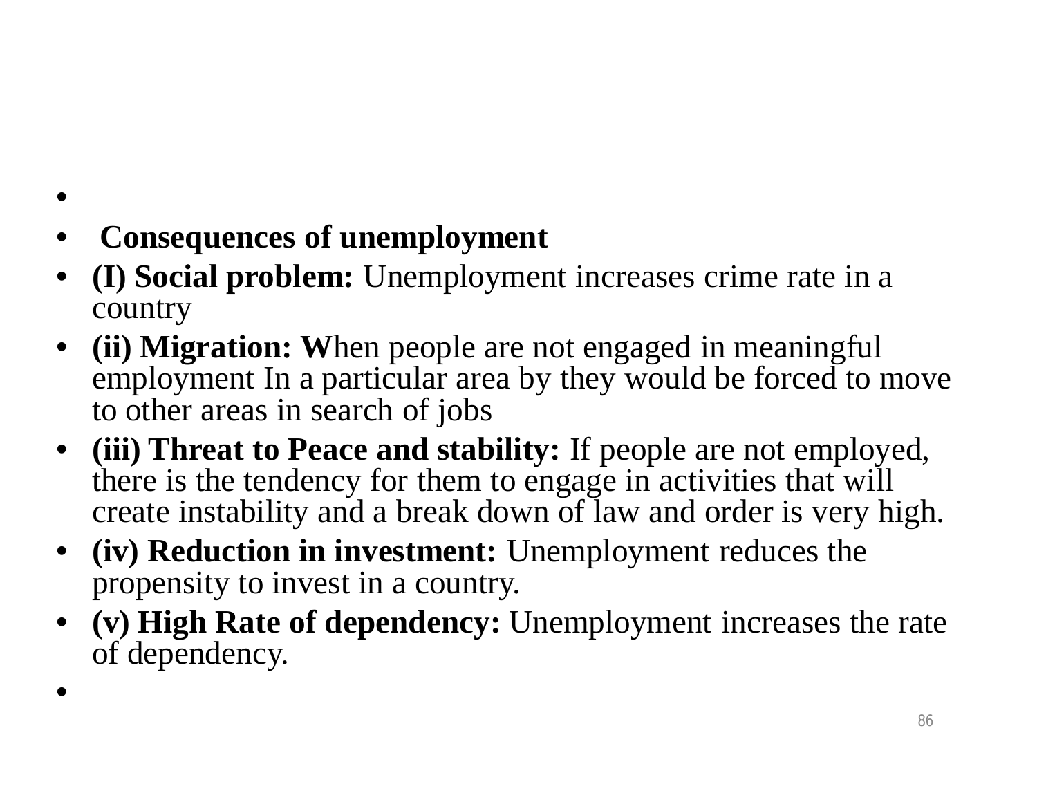- **Consequences of unemployment**
- **(I) Social problem:** Unemployment increases crime rate in a country
- **(ii) Migration: W**hen people are not engaged in meaningful employment In a particular area by they would be forced to move to other areas in search of jobs
- **(iii) Threat to Peace and stability:** If people are not employed, there is the tendency for them to engage in activities that will create instability and a break down of law and order is very high.
- **(iv) Reduction in investment:** Unemployment reduces the propensity to invest in a country.
- **(v) High Rate of dependency:** Unemployment increases the rate of dependency.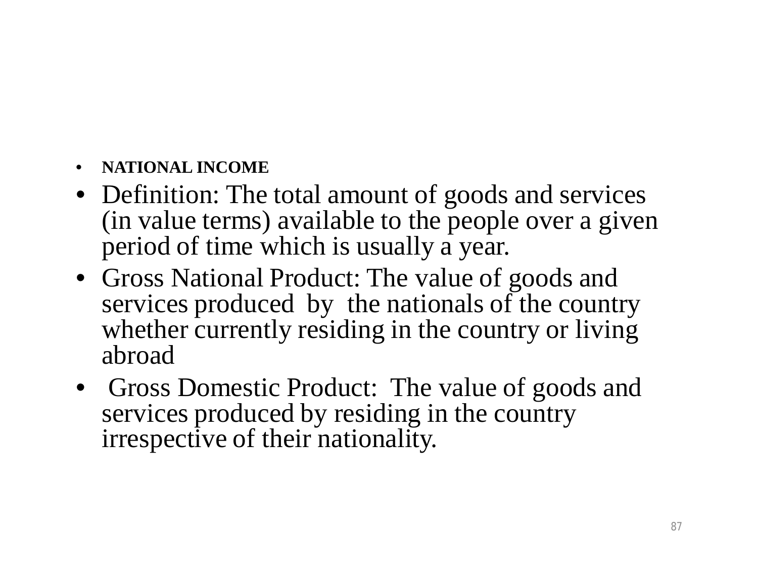- **NATIONAL INCOME**
- Definition: The total amount of goods and services (in value terms) available to the people over a given period of time which is usually a year.
- Gross National Product: The value of goods and services produced by the nationals of the country whether currently residing in the country or living abroad
- Gross Domestic Product: The value of goods and services produced by residing in the country irrespective of their nationality.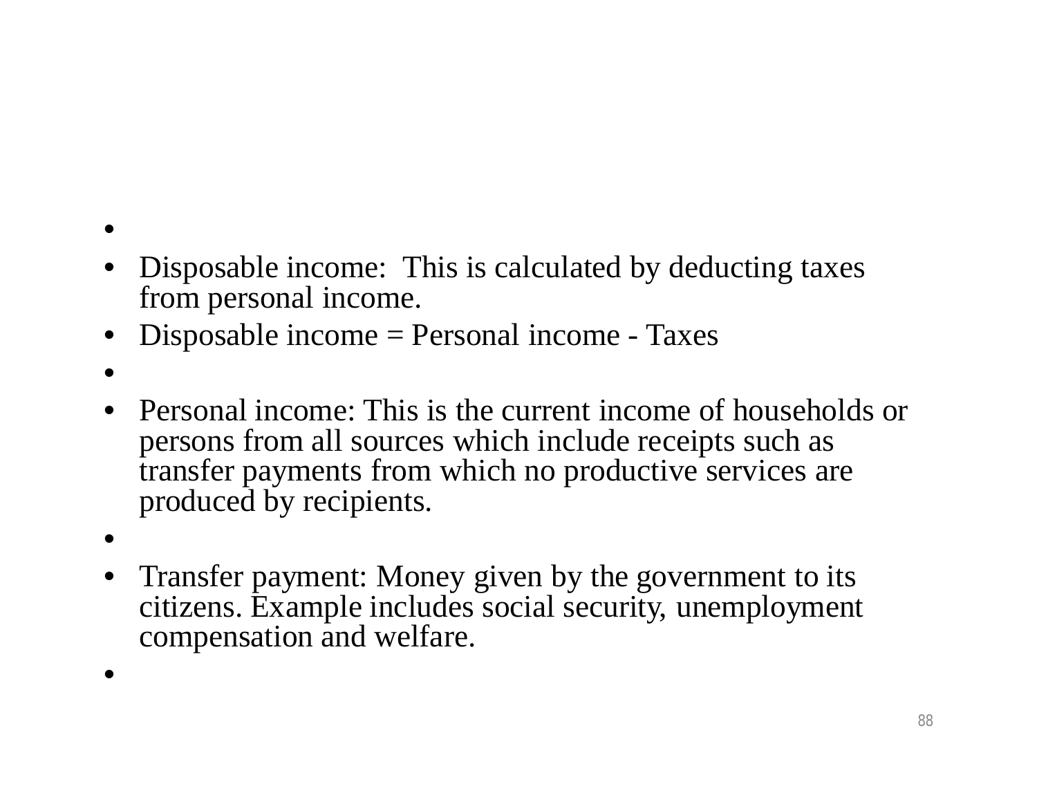- Disposable income: This is calculated by deducting taxes from personal income.
- Disposable income = Personal income - Taxes
- Personal income: This is the current income of households or persons from all sources which include receipts such as transfer payments from which no productive services are produced by recipients.
- Transfer payment: Money given by the government to its citizens. Example includes social security, unemployment compensation and welfare.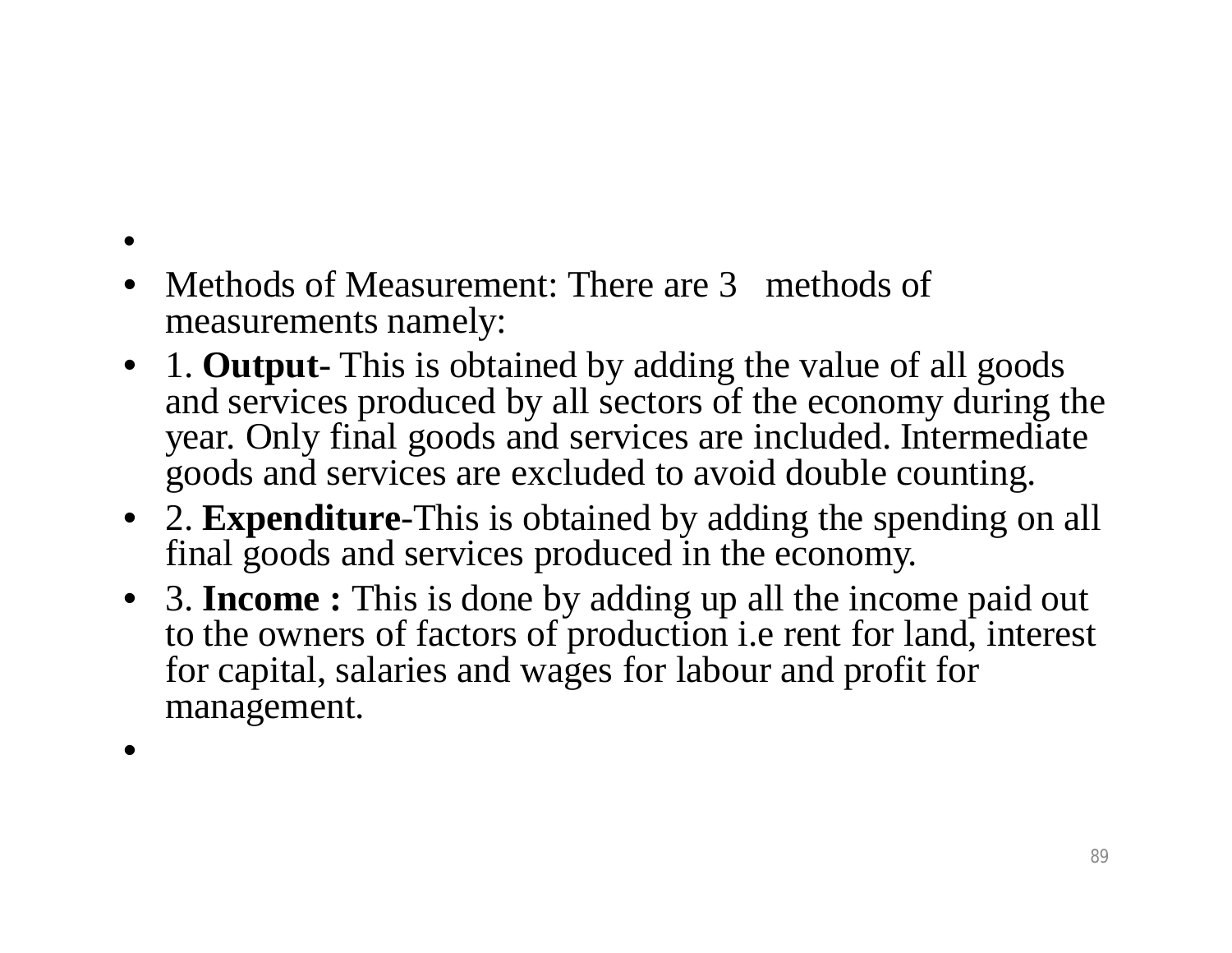- Methods of Measurement: There are 3 methods of measurements namely:
- 1. **Output**- This is obtained by adding the value of all goods and services produced by all sectors of the economy during the year. Only final goods and services are included. Intermediate goods and services are excluded to avoid double counting.
- 2. **Expenditure**-This is obtained by adding the spending on all final goods and services produced in the economy.
- 3. **Income :** This is done by adding up all the income paid out to the owners of factors of production i.e rent for land, interest for capital, salaries and wages for labour and profit for management.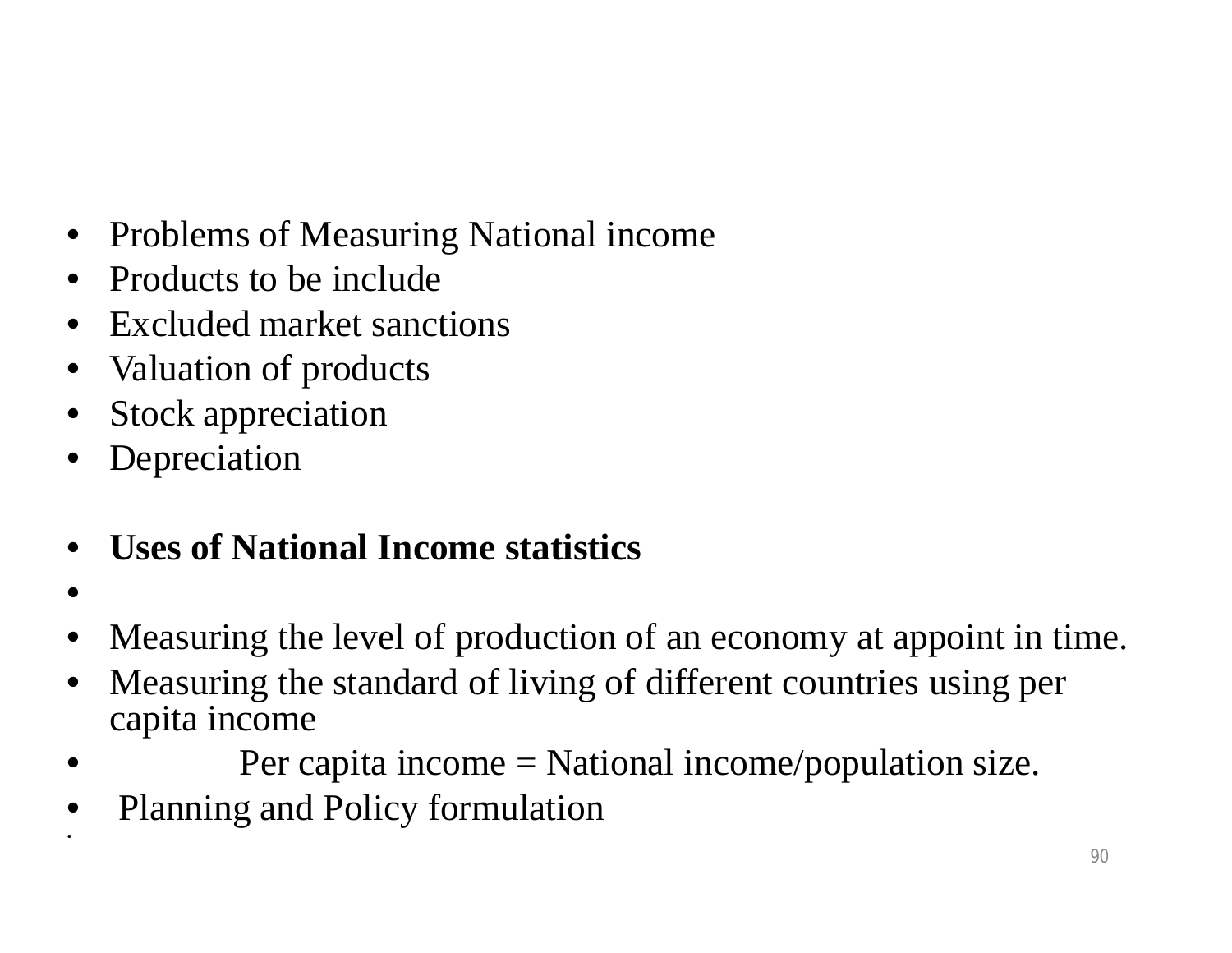- Problems of Measuring National income
- Products to be include
- Excluded market sanctions
- Valuation of products
- Stock appreciation
- Depreciation

- **Uses of National Income statistics**
- 
- Measuring the level of production of an economy at appoint in time.
- Measuring the standard of living of different countries using per capita income
- Per capita income = National income/population size.
- Planning and Policy formulation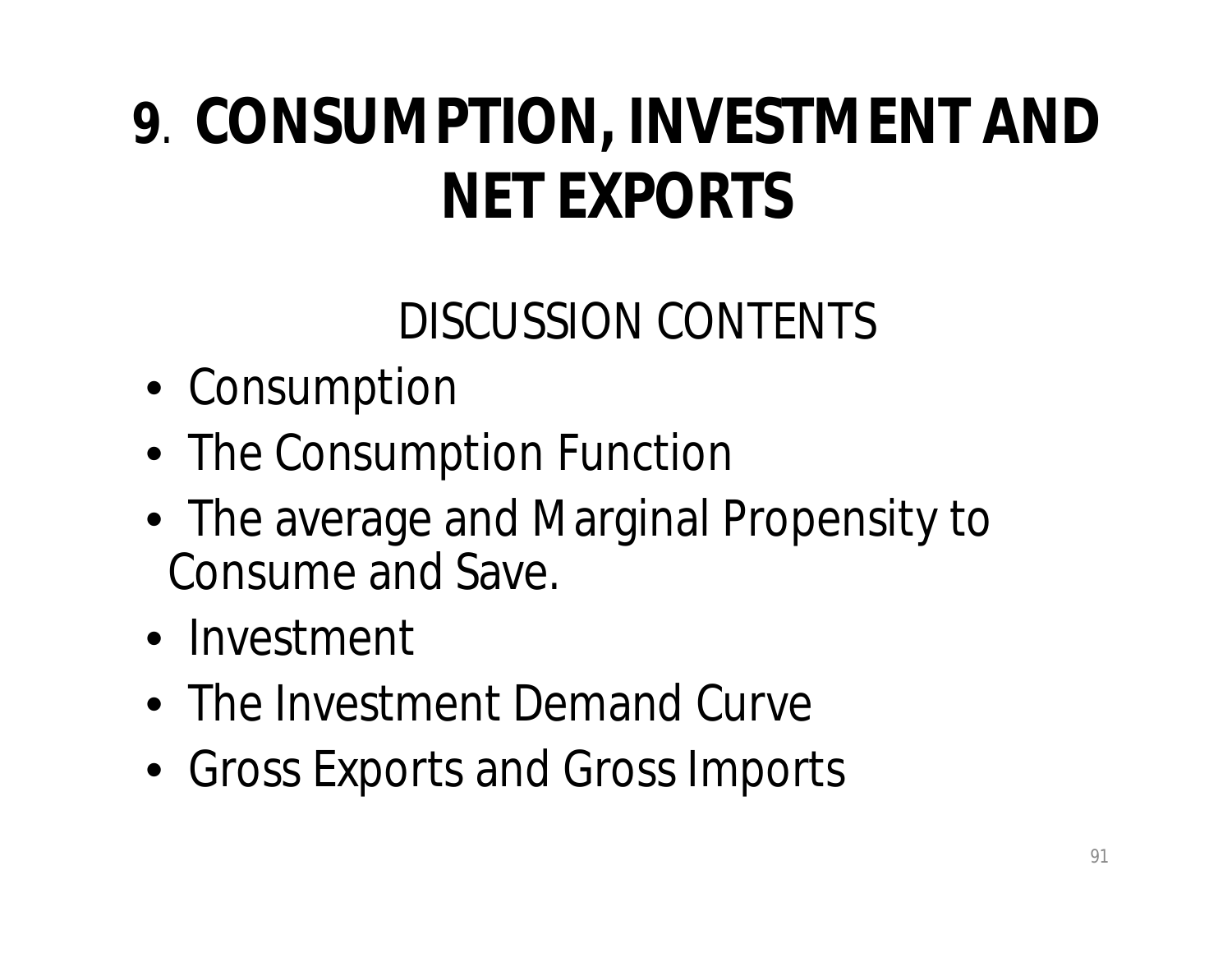# 9. CONSUMPTION, INVESTMENT AND NET EXPORTS

DISCUSSION CONTENTS

- Consumption
- The Consumption Function
- The average and Marginal Propensity to Consume and Save.
- Investment
- The Investment Demand Curve
- Gross Exports and Gross Imports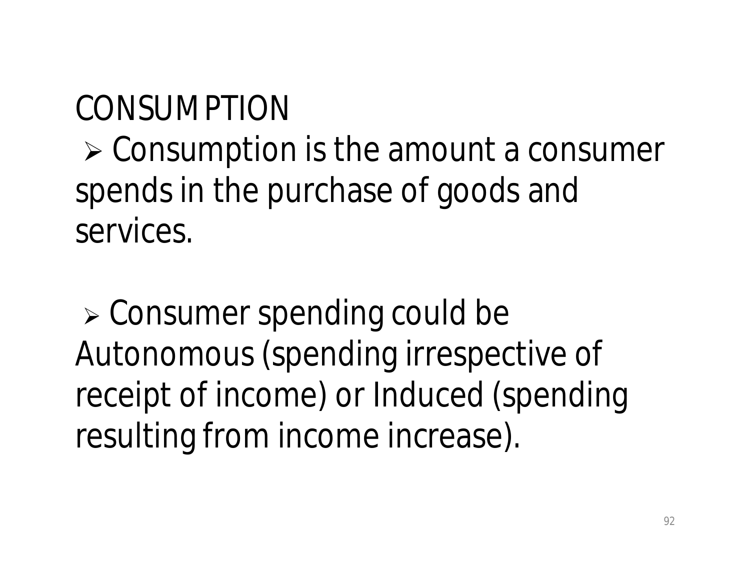# CONSUMPTION

- Consumption is the amount a consumer spends in the purchase of goods and services.

- Consumer spending could be Autonomous (spending irrespective of receipt of income) or Induced (spending resulting from income increase).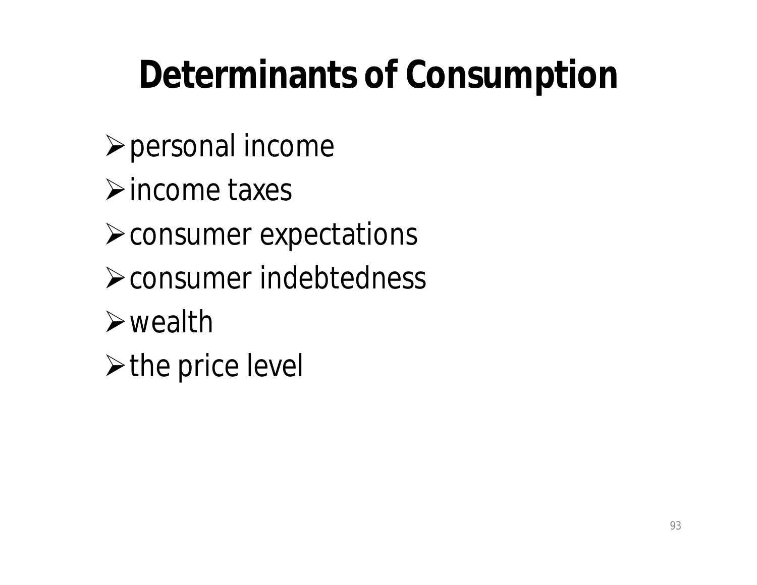# Determinants of Consumption

- personal income
- income taxes
- consumer expectations
- consumer indebtedness
- wealth
- the price level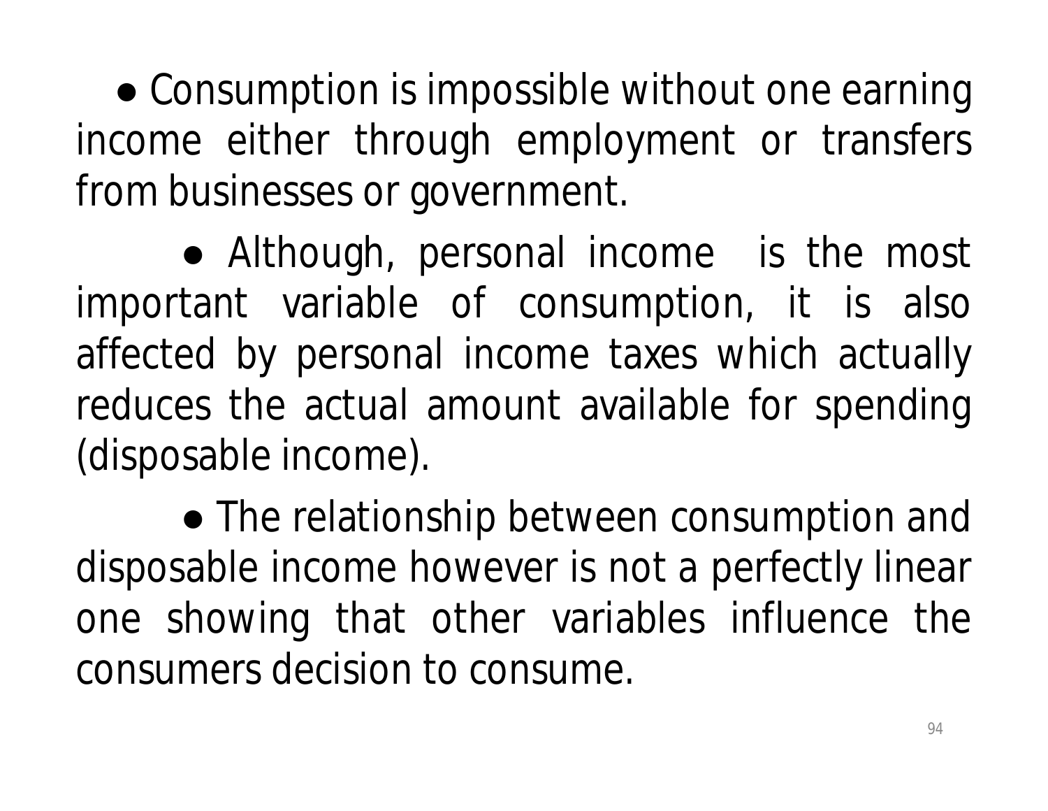- Consumption is impossible without one earning income either through employment or transfers from businesses or government.

- Although, personal income is the most important variable of consumption, it is also affected by personal income taxes which actually reduces the actual amount available for spending (disposable income).

- The relationship between consumption and disposable income however is not a perfectly linear one showing that other variables influence the consumers decision to consume.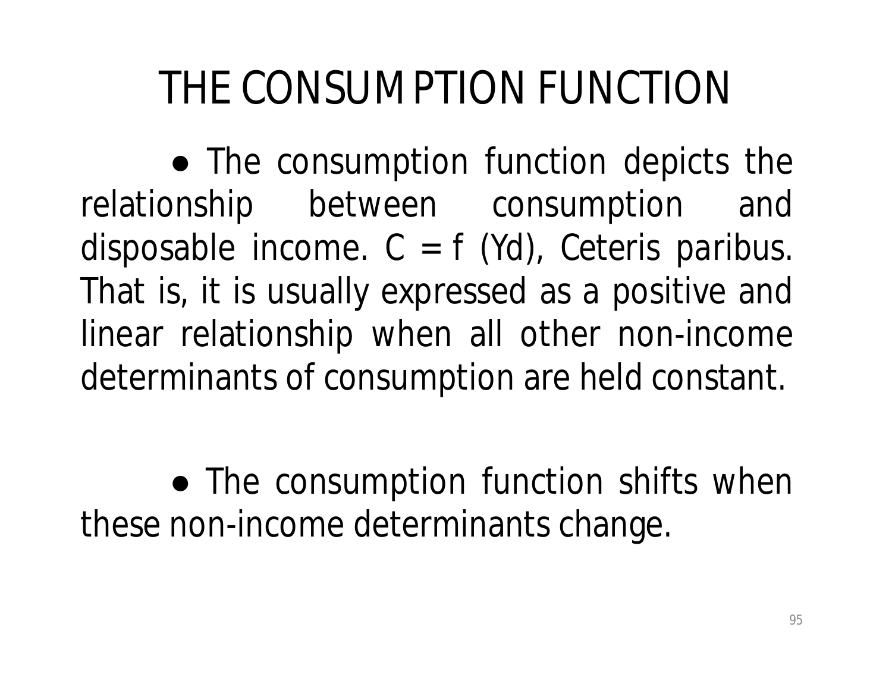# THE CONSUMPTION FUNCTION

- The consumption function depicts the relationship between consumption and disposable income. $C = f(Yd)$, Ceteris paribus. That is, it is usually expressed as a positive and linear relationship when all other non-income determinants of consumption are held constant.

- The consumption function shifts when these non-income determinants change.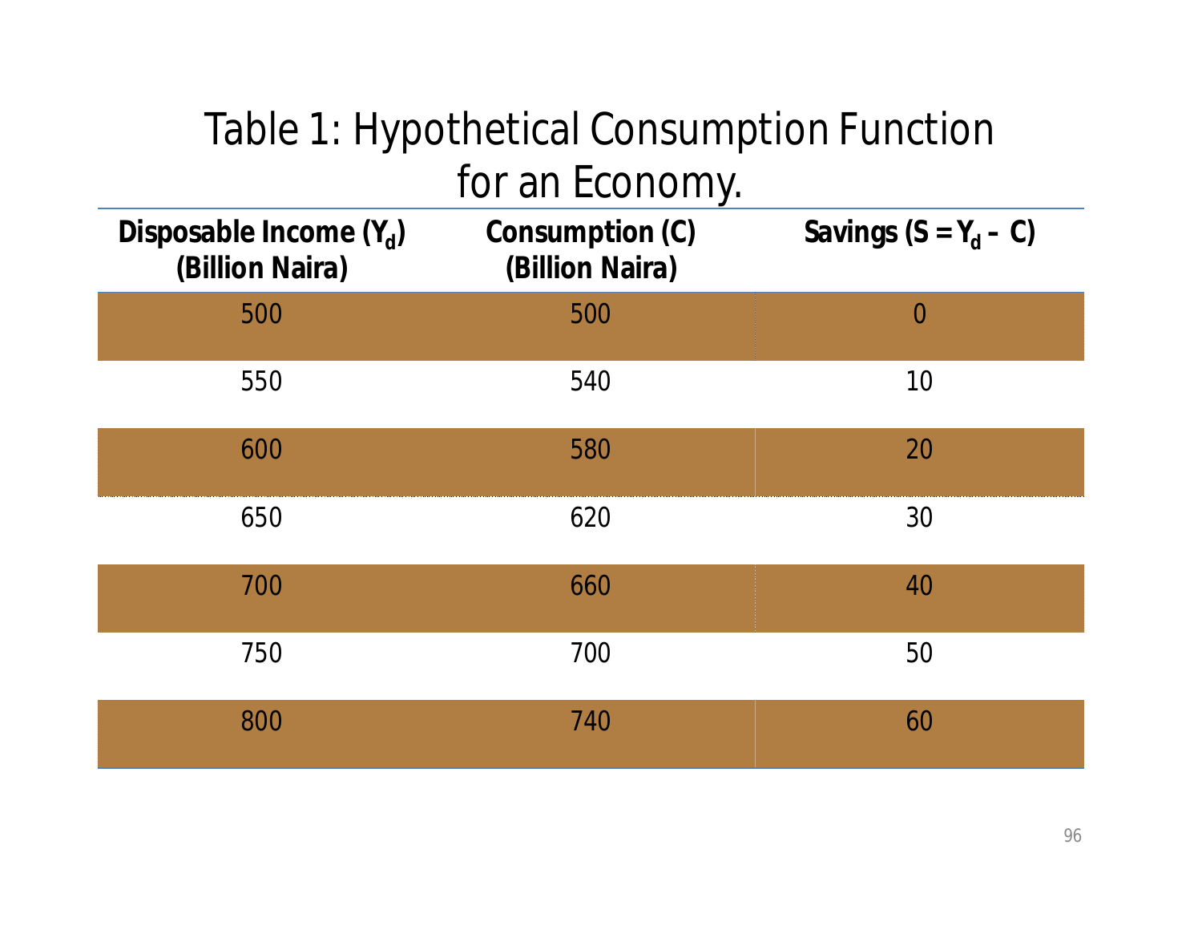# Table 1: Hypothetical Consumption Function for an Economy.

| Disposable Income ($Y_d$) (Billion Naira) | Consumption (C) (Billion Naira) | Savings ($S = Y_d - C$) |
|---|---|---|
| 500 | 500 | 0 |
| 550 | 540 | 10 |
| 600 | 580 | 20 |
| 650 | 620 | 30 |
| 700 | 660 | 40 |
| 750 | 700 | 50 |
| 800 | 740 | 60 |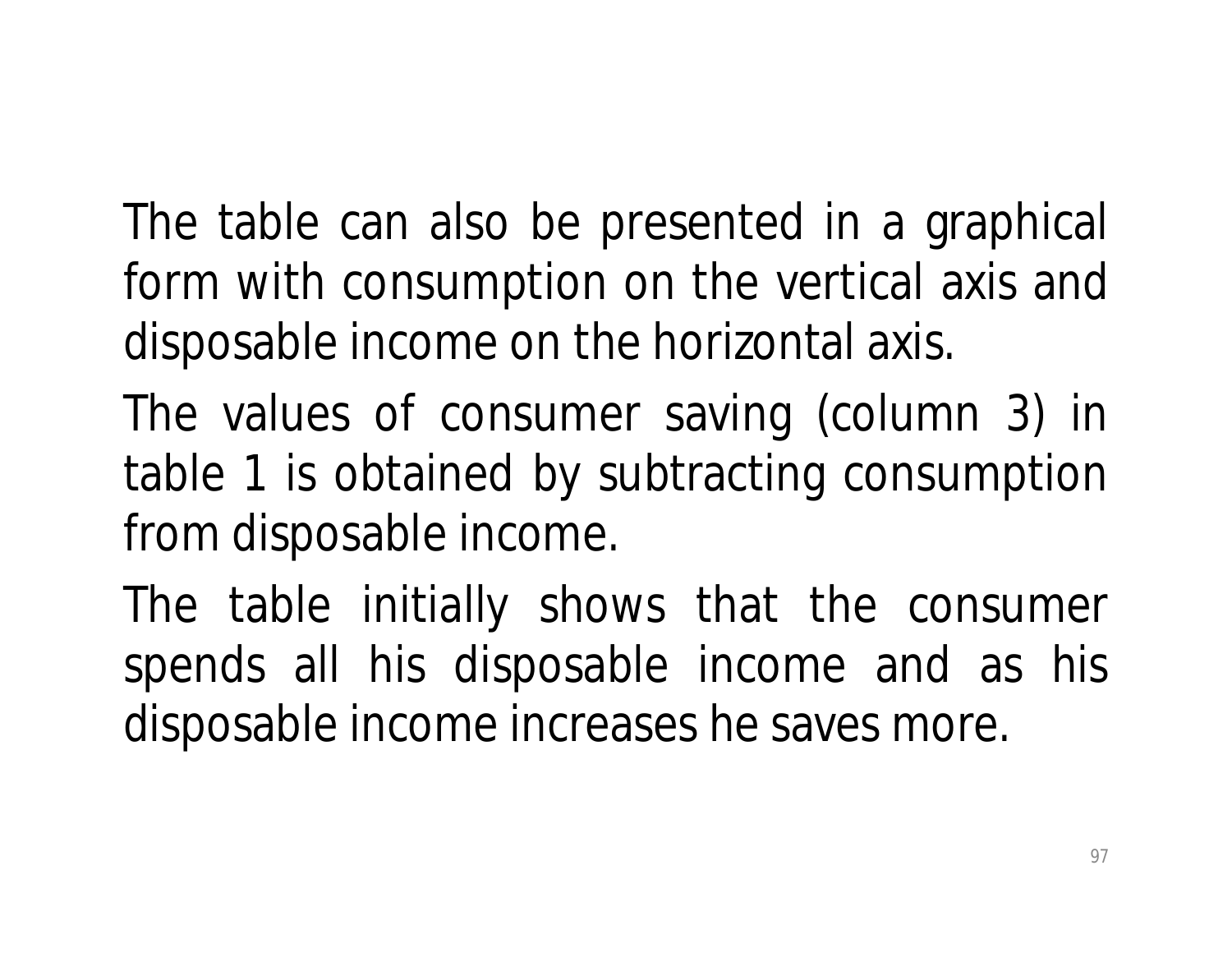The table can also be presented in a graphical form with consumption on the vertical axis and disposable income on the horizontal axis.

The values of consumer saving (column 3) in table 1 is obtained by subtracting consumption from disposable income.

The table initially shows that the consumer spends all his disposable income and as his disposable income increases he saves more.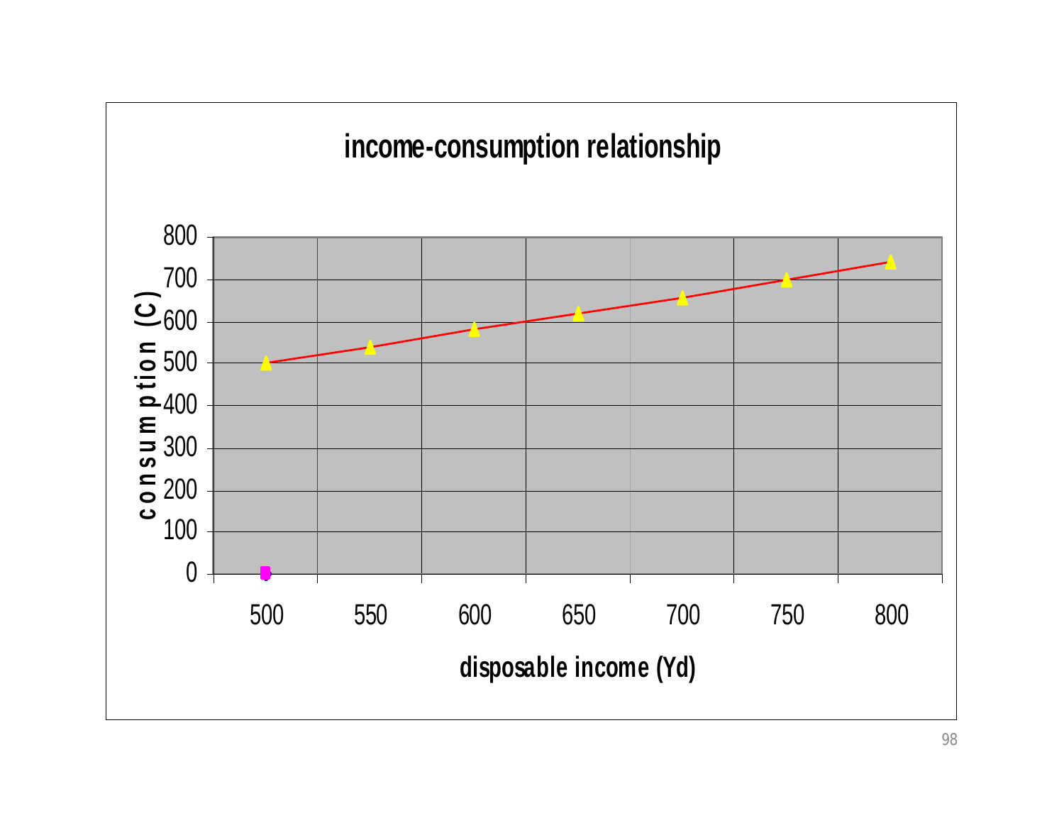income-consumption relationship

consumption (C)

800
700
600
500
400
300
200
100
0

500
550
600
650
700
750
800

disposable income (Yd)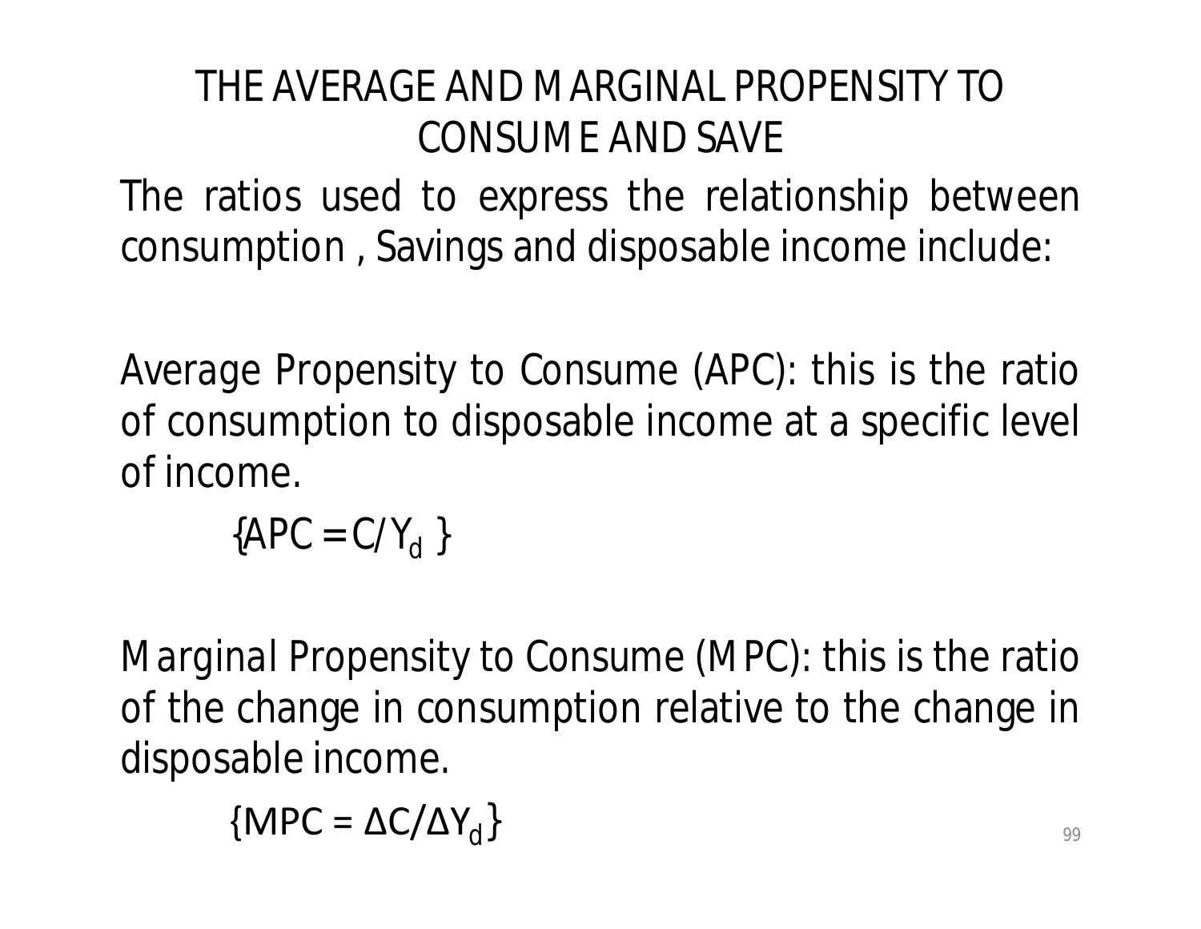# THE AVERAGE AND MARGINAL PROPENSITY TO CONSUME AND SAVE

The ratios used to express the relationship between consumption , Savings and disposable income include:

Average Propensity to Consume (APC): this is the ratio of consumption to disposable income at a specific level of income.

$\{APC = C/Y_d\}$

Marginal Propensity to Consume (MPC): this is the ratio of the change in consumption relative to the change in disposable income.

$\{MPC = \Delta C/\Delta Y_d\}$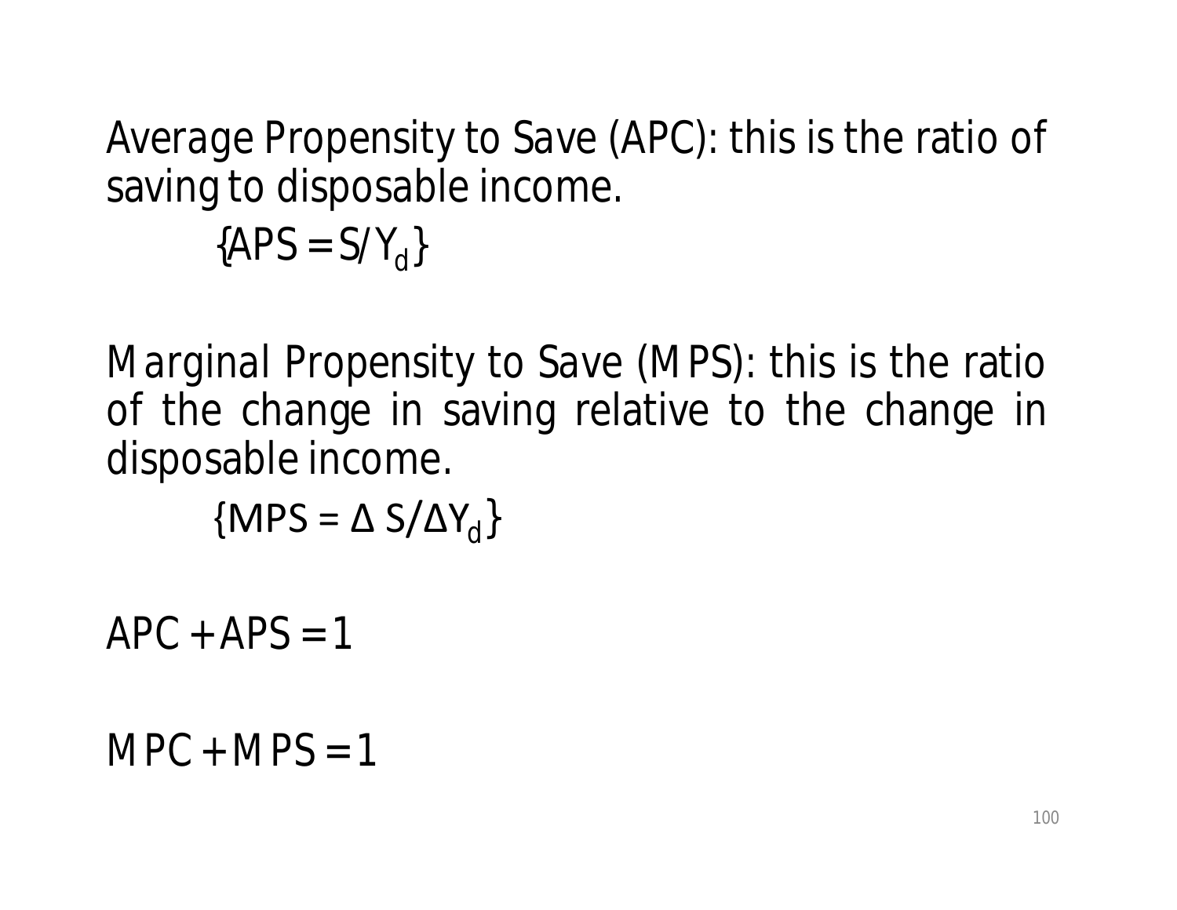Average Propensity to Save (APC): this is the ratio of saving to disposable income.

$$\{APS = S/Y_d\}$$

Marginal Propensity to Save (MPS): this is the ratio of the change in saving relative to the change in disposable income.

$$\{MPS = \Delta S/\Delta Y_d\}$$

$$APC + APS = 1$$

$$MPC + MPS = 1$$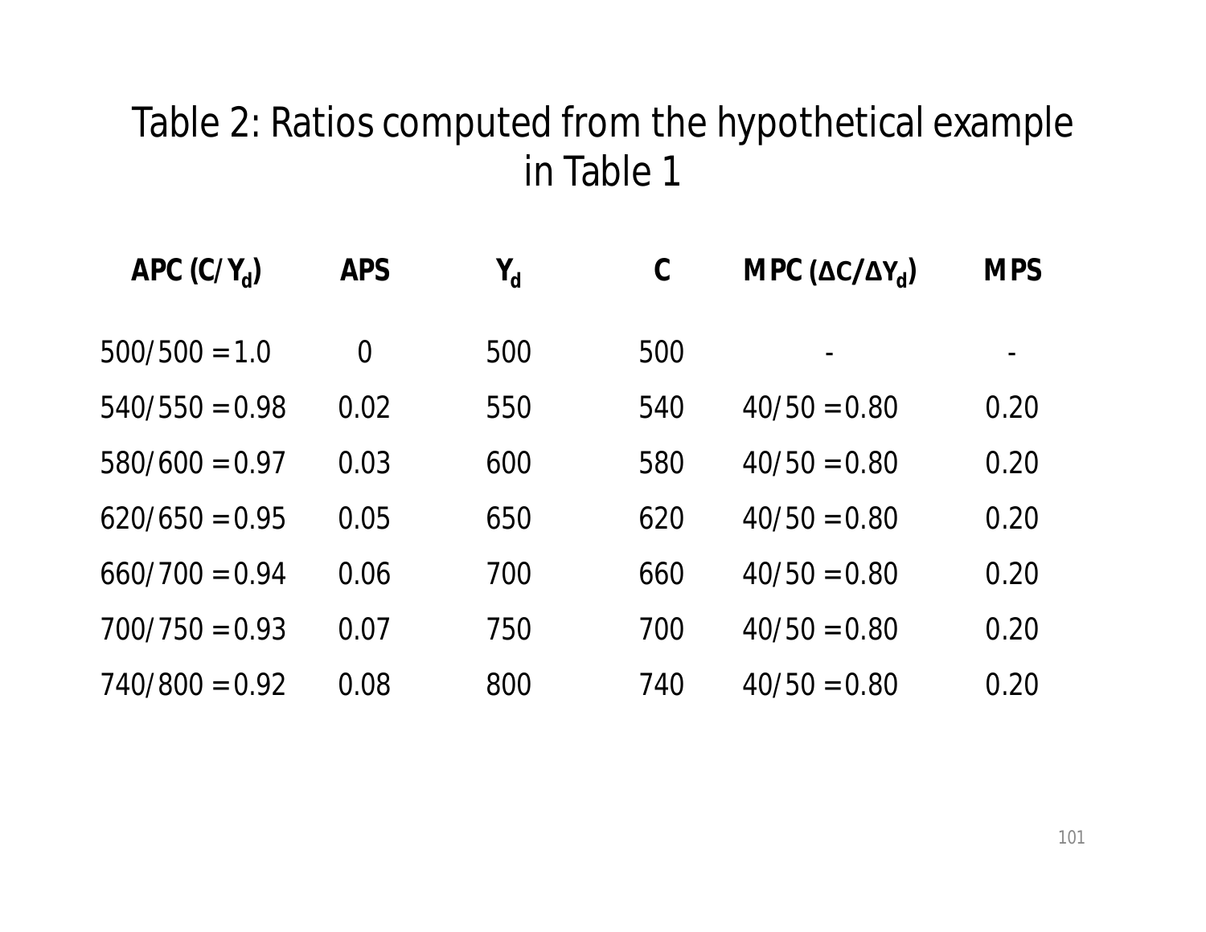# Table 2: Ratios computed from the hypothetical example in Table 1

| APC ($C/Y_d$) | APS | $Y_d$ | C | MPC ($\Delta C/\Delta Y_d$) | MPS |
|---|---|---|---|---|---|
| 500/500 = 1.0 | 0 | 500 | 500 | - | - |
| 540/550 = 0.98 | 0.02 | 550 | 540 | 40/50 = 0.80 | 0.20 |
| 580/600 = 0.97 | 0.03 | 600 | 580 | 40/50 = 0.80 | 0.20 |
| 620/650 = 0.95 | 0.05 | 650 | 620 | 40/50 = 0.80 | 0.20 |
| 660/700 = 0.94 | 0.06 | 700 | 660 | 40/50 = 0.80 | 0.20 |
| 700/750 = 0.93 | 0.07 | 750 | 700 | 40/50 = 0.80 | 0.20 |
| 740/800 = 0.92 | 0.08 | 800 | 740 | 40/50 = 0.80 | 0.20 |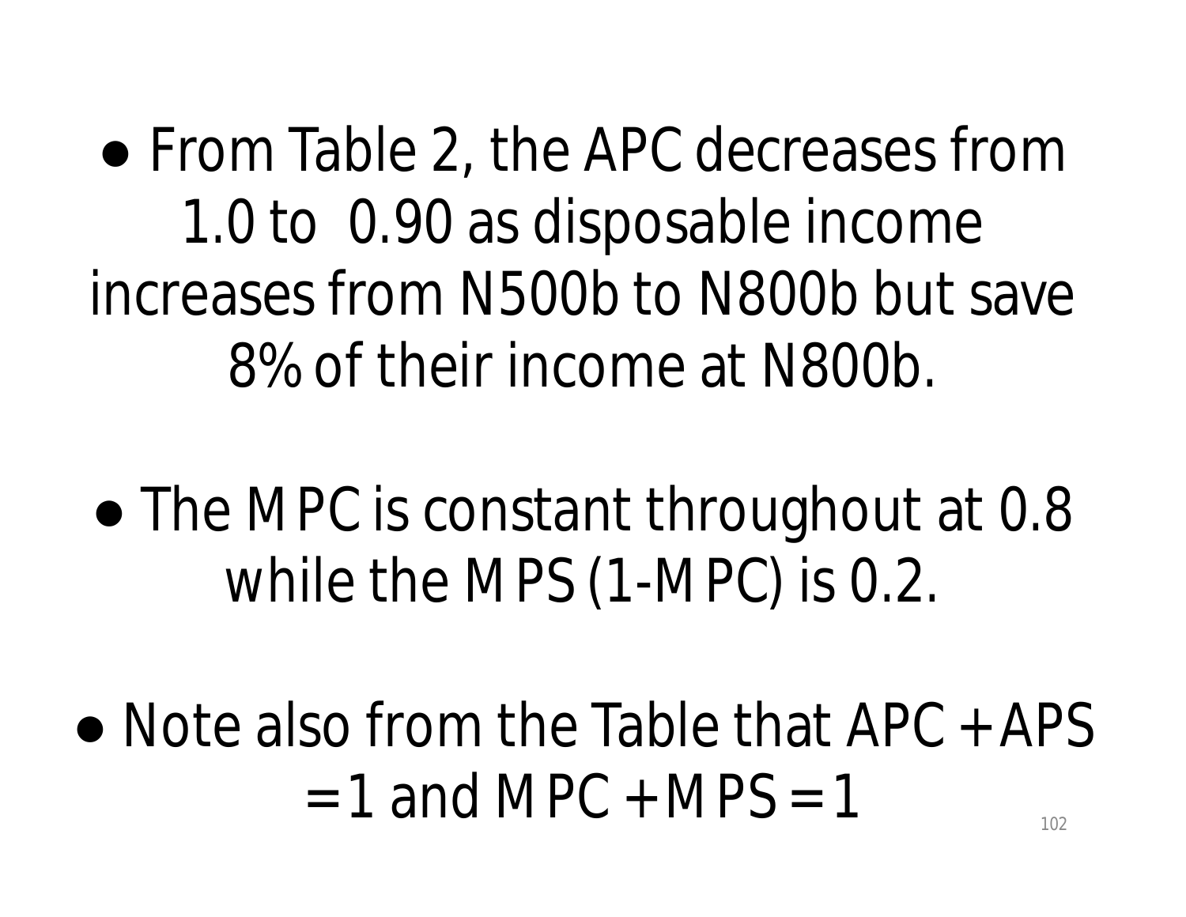- From Table 2, the APC decreases from 1.0 to 0.90 as disposable income increases from N500b to N800b but save 8% of their income at N800b.

- The MPC is constant throughout at 0.8 while the MPS (1-MPC) is 0.2.

- Note also from the Table that APC + APS = 1 and MPC + MPS = 1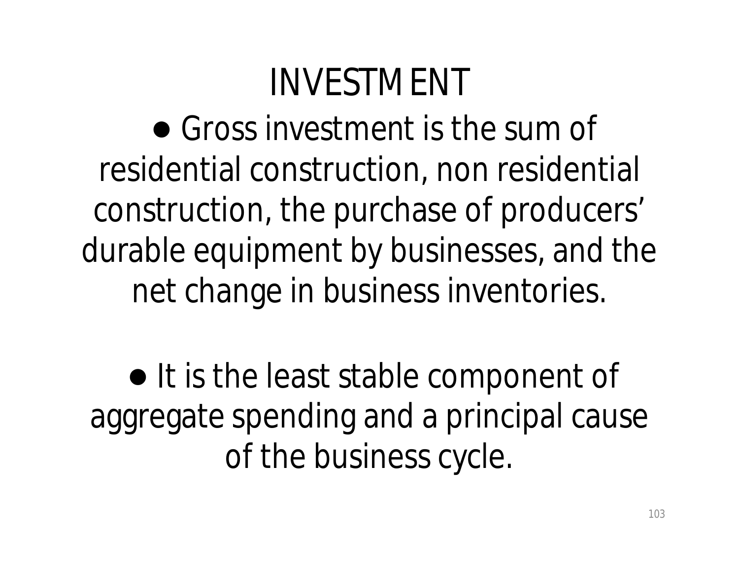# INVESTMENT

- Gross investment is the sum of residential construction, non residential construction, the purchase of producers' durable equipment by businesses, and the net change in business inventories.

- It is the least stable component of aggregate spending and a principal cause of the business cycle.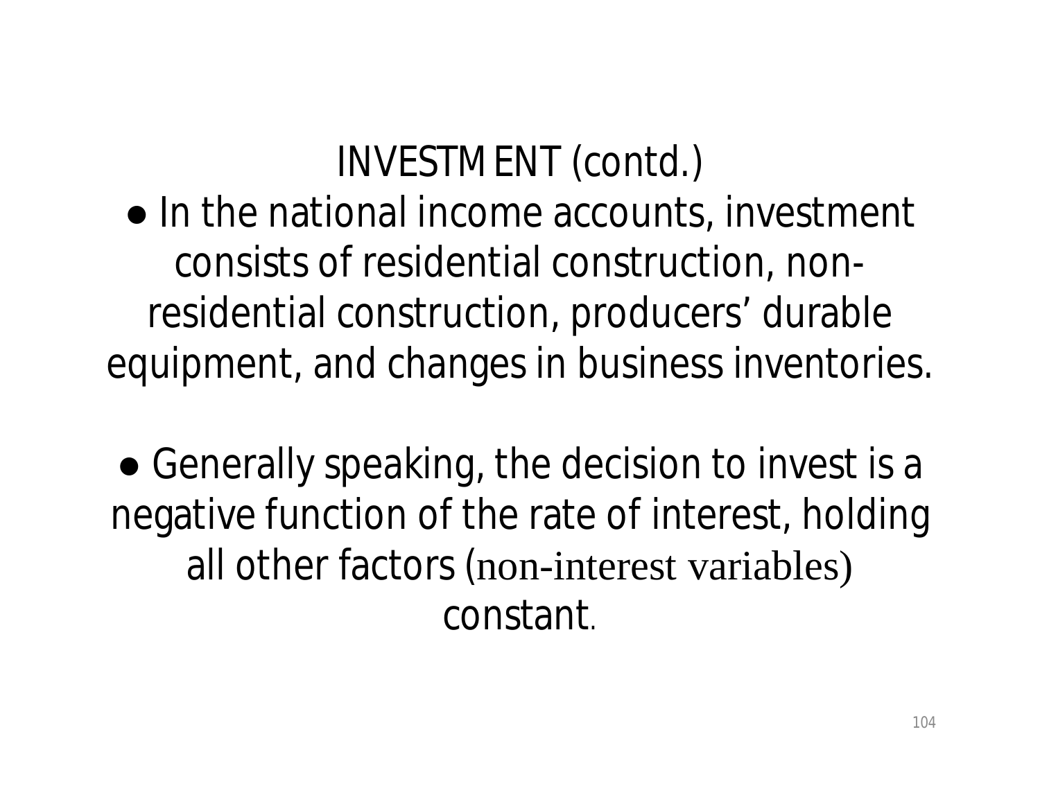# INVESTMENT (contd.)

- In the national income accounts, investment consists of residential construction, non-residential construction, producers' durable equipment, and changes in business inventories.

- Generally speaking, the decision to invest is a negative function of the rate of interest, holding all other factors (non-interest variables) constant.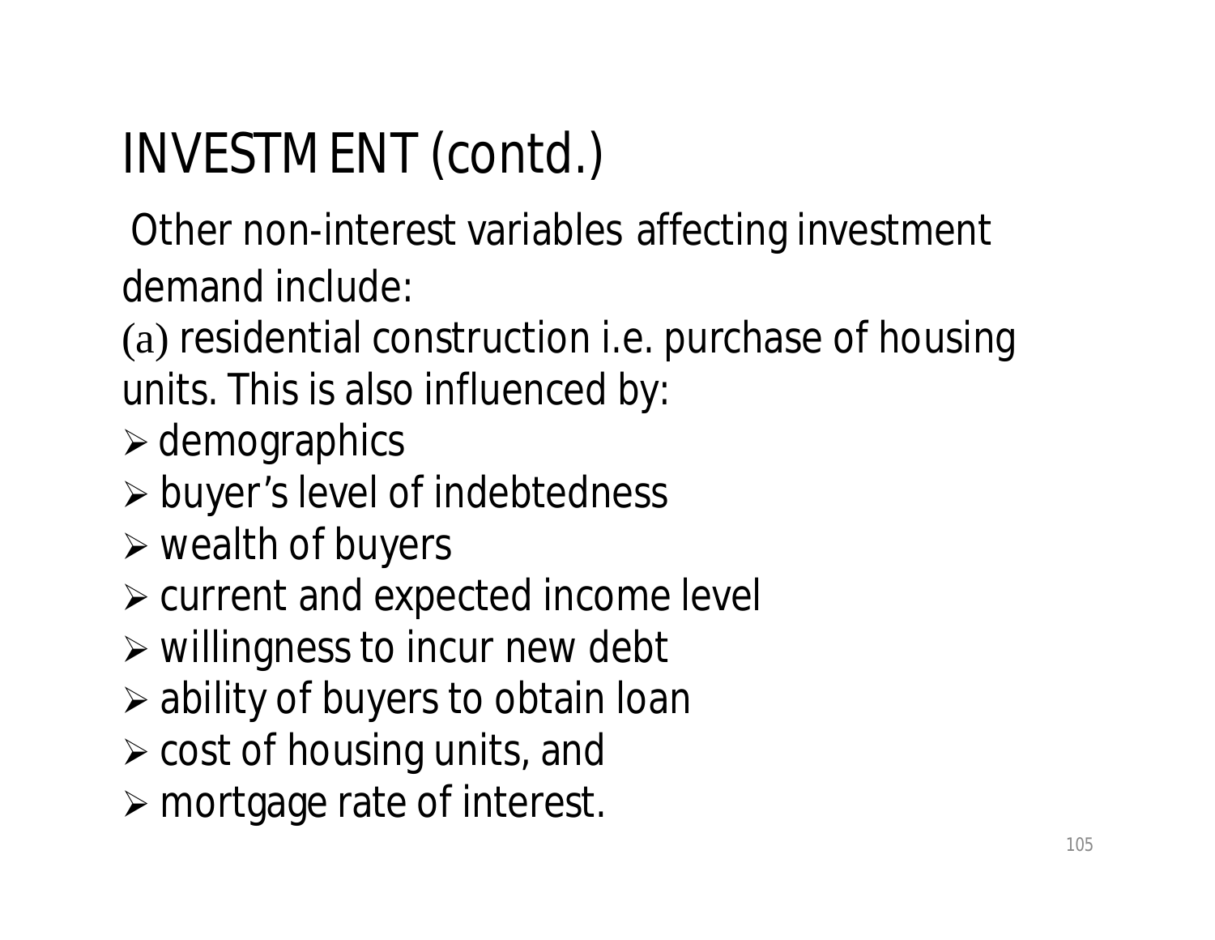# INVESTMENT (contd.)

Other non-interest variables affecting investment demand include:

(a) residential construction i.e. purchase of housing units. This is also influenced by:

- demographics
- buyer's level of indebtedness
- wealth of buyers
- current and expected income level
- willingness to incur new debt
- ability of buyers to obtain loan
- cost of housing units, and
- mortgage rate of interest.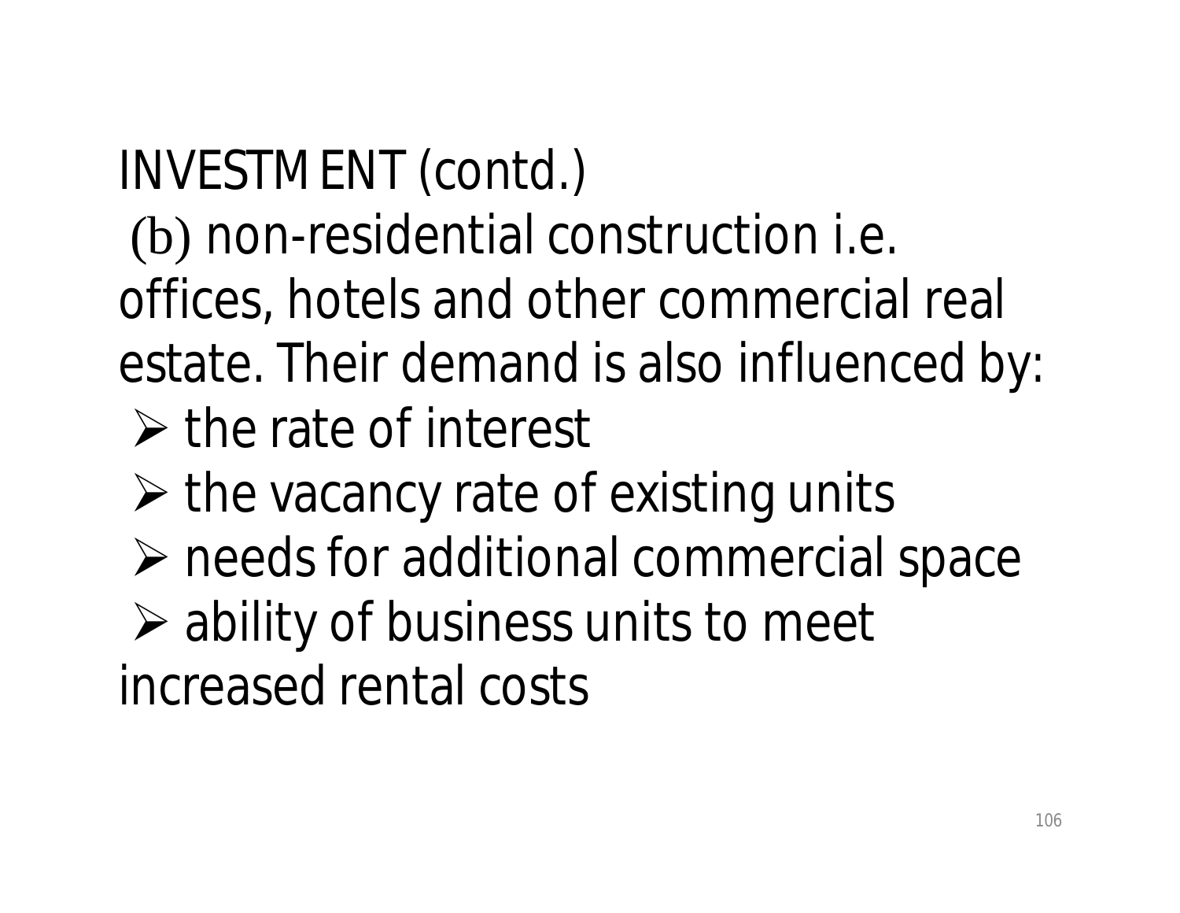INVESTMENT (contd.)

(b) non-residential construction i.e. offices, hotels and other commercial real estate. Their demand is also influenced by:

- the rate of interest
- the vacancy rate of existing units
- needs for additional commercial space
- ability of business units to meet increased rental costs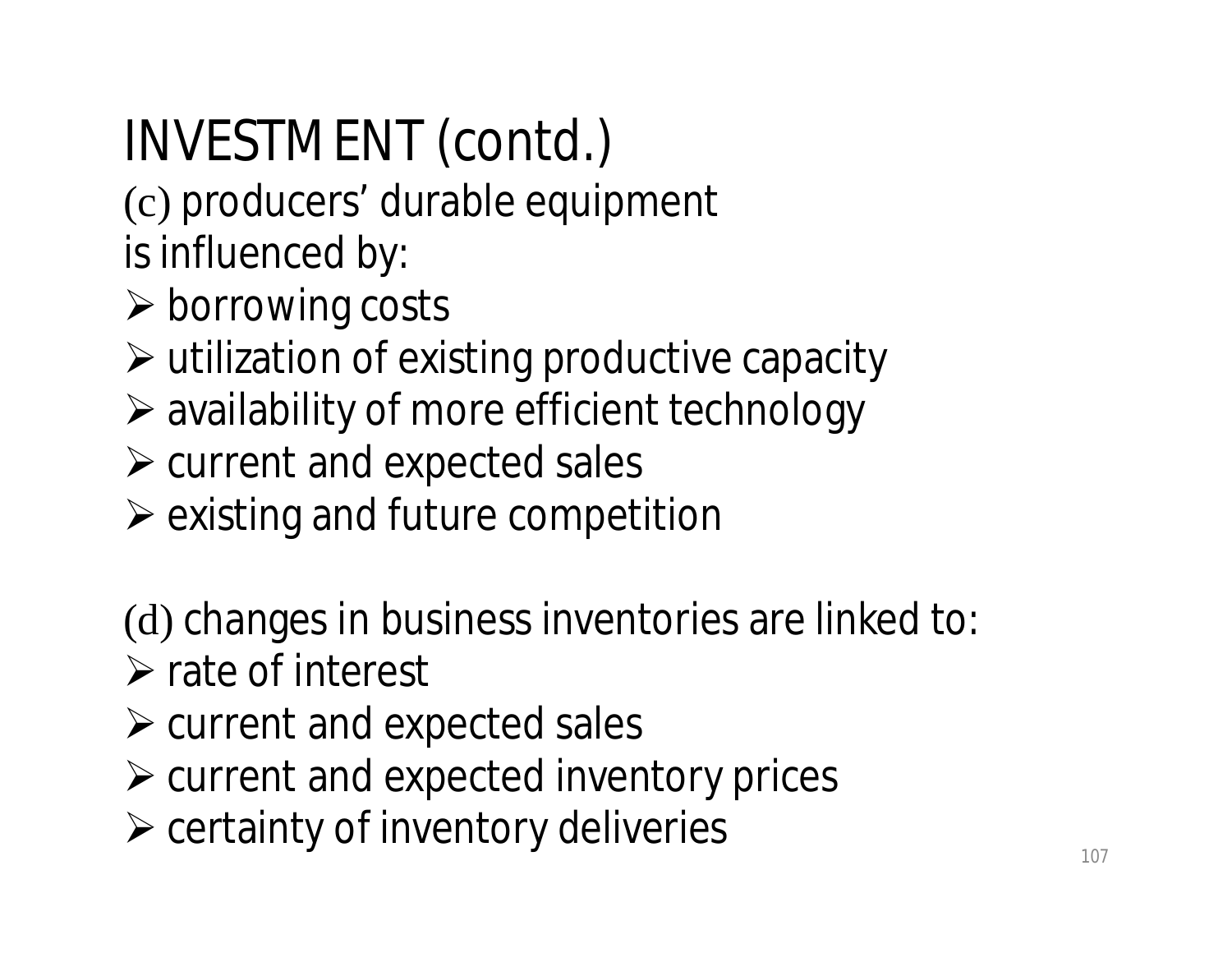# INVESTMENT (contd.)

(c) producers' durable equipment
is influenced by:

- borrowing costs
- utilization of existing productive capacity
- availability of more efficient technology
- current and expected sales
- existing and future competition

(d) changes in business inventories are linked to:

- rate of interest
- current and expected sales
- current and expected inventory prices
- certainty of inventory deliveries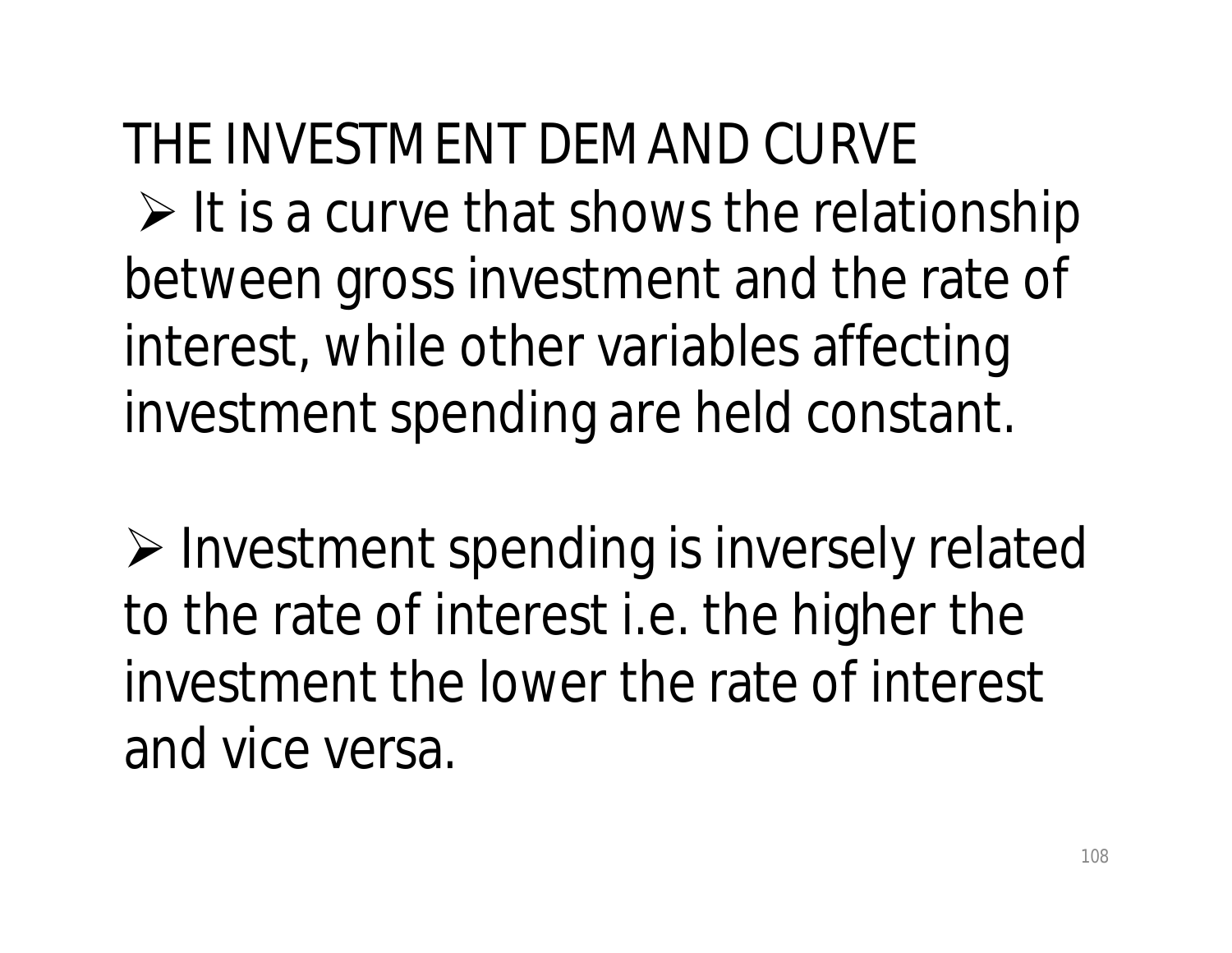# THE INVESTMENT DEMAND CURVE

- It is a curve that shows the relationship between gross investment and the rate of interest, while other variables affecting investment spending are held constant.

- Investment spending is inversely related to the rate of interest i.e. the higher the investment the lower the rate of interest and vice versa.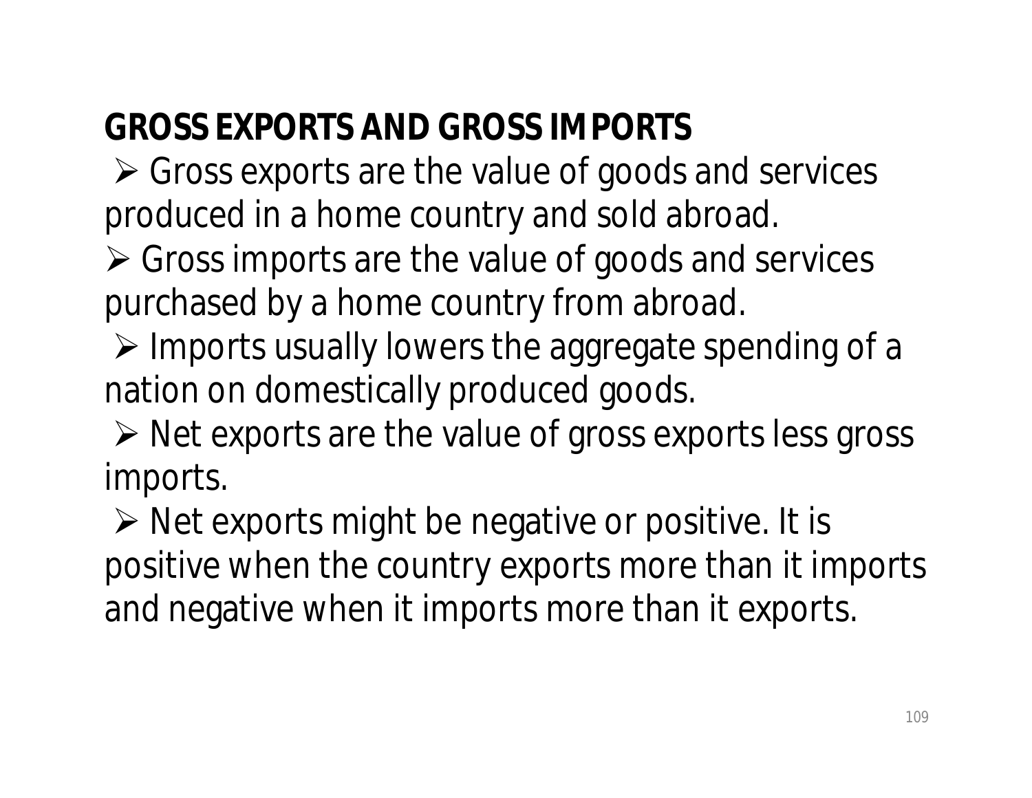## GROSS EXPORTS AND GROSS IMPORTS

- Gross exports are the value of goods and services produced in a home country and sold abroad.
- Gross imports are the value of goods and services purchased by a home country from abroad.
- Imports usually lowers the aggregate spending of a nation on domestically produced goods.
- Net exports are the value of gross exports less gross imports.
- Net exports might be negative or positive. It is positive when the country exports more than it imports and negative when it imports more than it exports.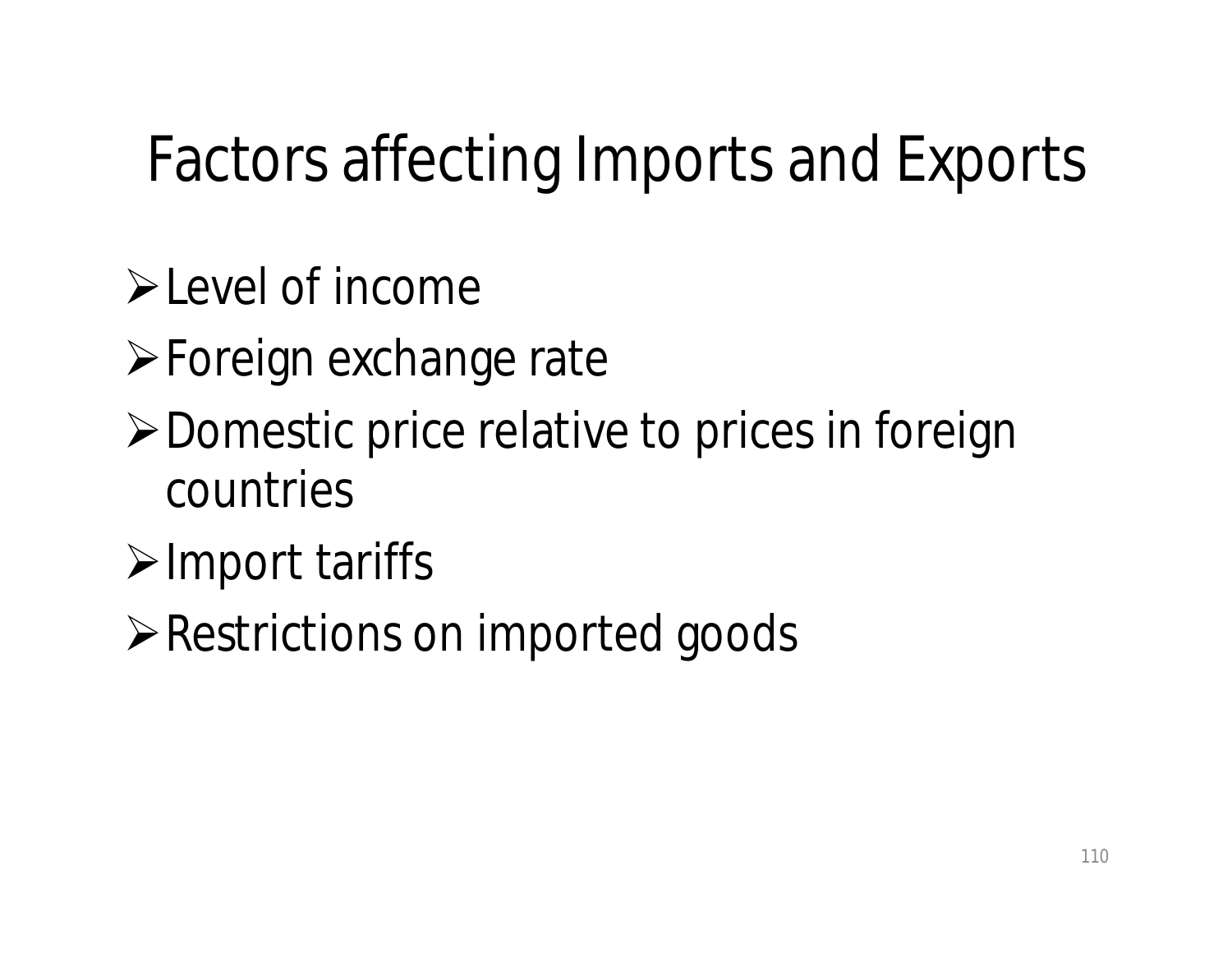# Factors affecting Imports and Exports

- Level of income
- Foreign exchange rate
- Domestic price relative to prices in foreign countries
- Import tariffs
- Restrictions on imported goods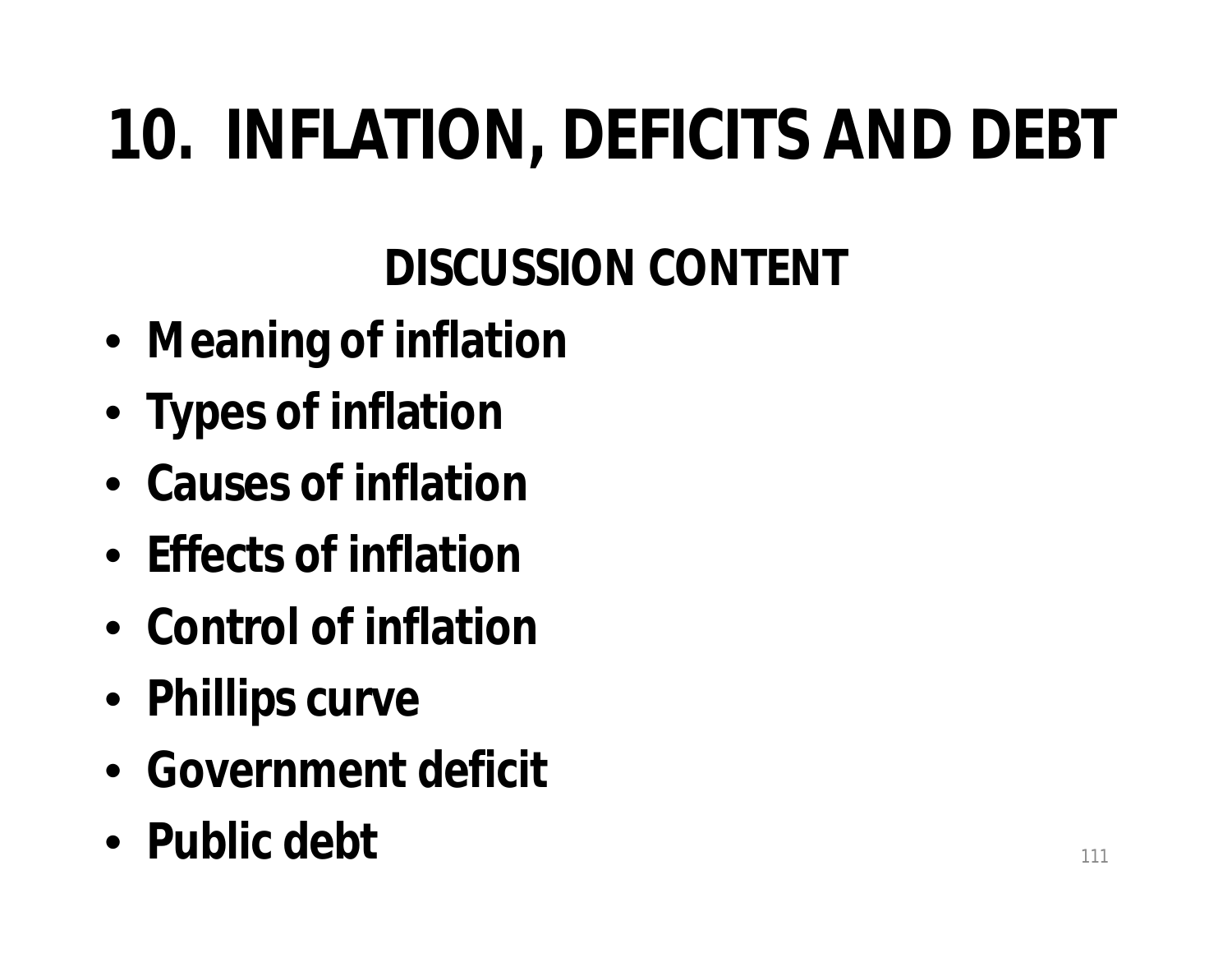# 10. INFLATION, DEFICITS AND DEBT

## DISCUSSION CONTENT

- **Meaning of inflation**
- **Types of inflation**
- **Causes of inflation**
- **Effects of inflation**
- **Control of inflation**
- **Phillips curve**
- **Government deficit**
- **Public debt**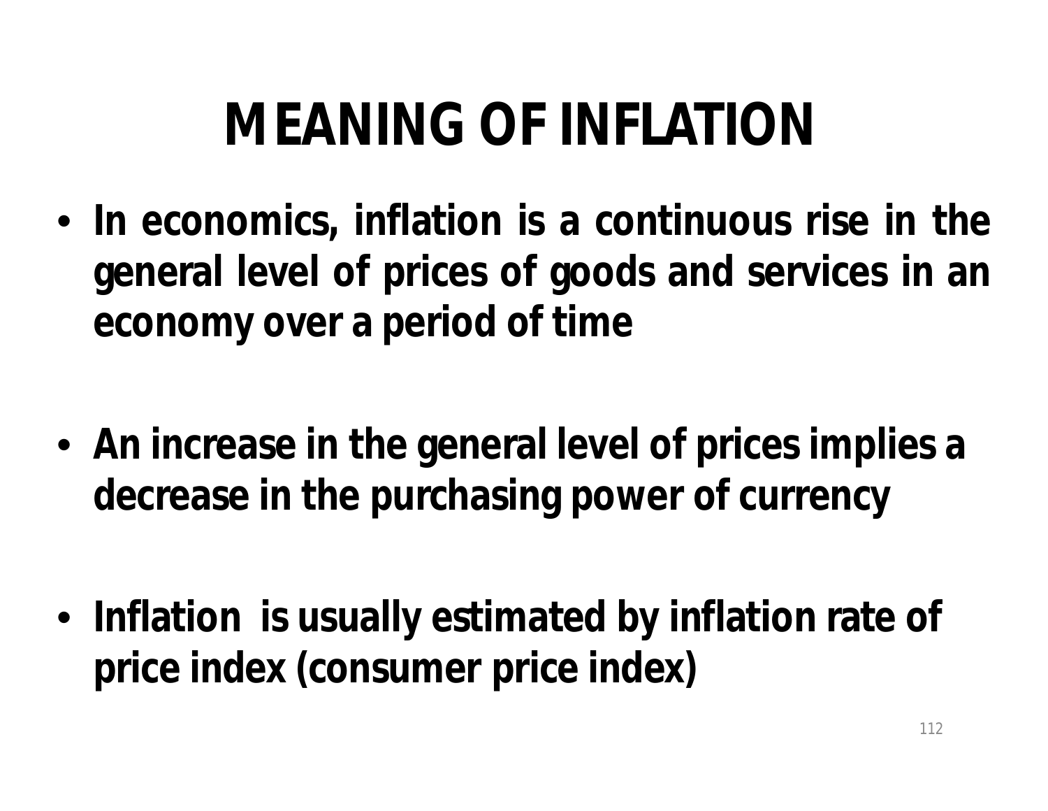# MEANING OF INFLATION

- **In economics, inflation is a continuous rise in the general level of prices of goods and services in an economy over a period of time**

- **An increase in the general level of prices implies a decrease in the purchasing power of currency**

- **Inflation  is usually estimated by inflation rate of price index (consumer price index)**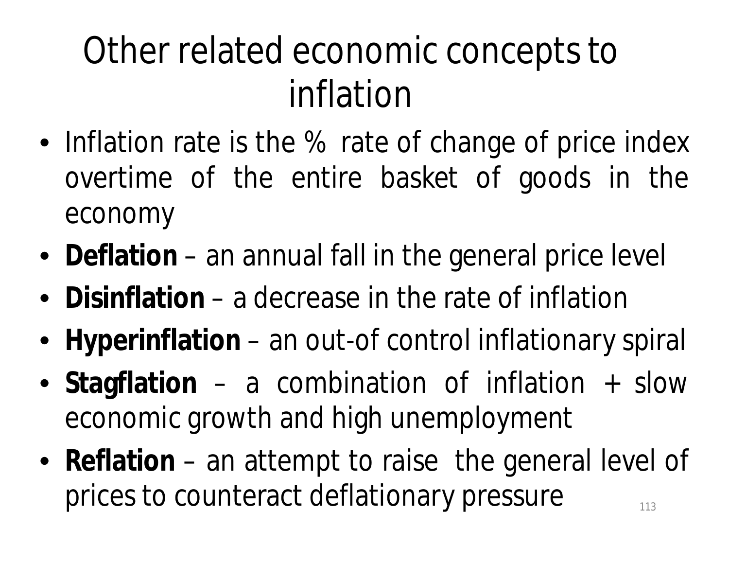# Other related economic concepts to inflation

- Inflation rate is the % rate of change of price index overtime of the entire basket of goods in the economy
- **Deflation** – an annual fall in the general price level
- **Disinflation** – a decrease in the rate of inflation
- **Hyperinflation** – an out-of control inflationary spiral
- **Stagflation** – a combination of inflation + slow economic growth and high unemployment
- **Reflation** – an attempt to raise the general level of prices to counteract deflationary pressure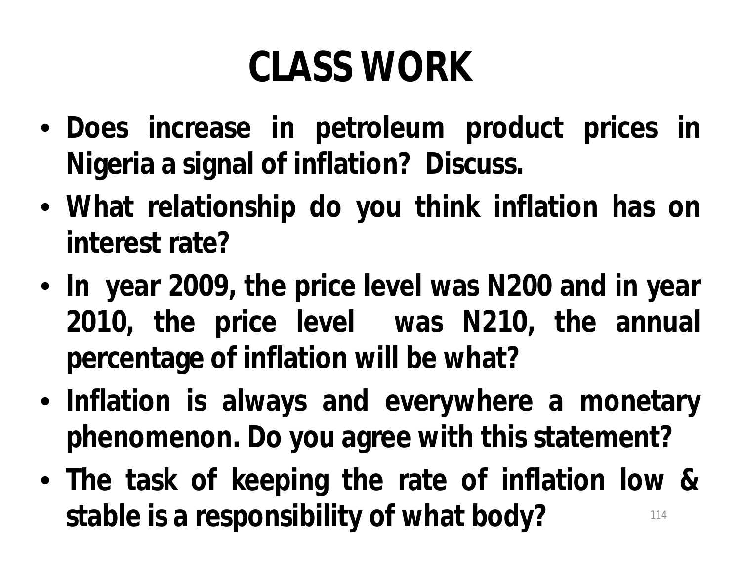# CLASS WORK

- **Does increase in petroleum product prices in Nigeria a signal of inflation? Discuss.**
- **What relationship do you think inflation has on interest rate?**
- **In year 2009, the price level was N200 and in year 2010, the price level was N210, the annual percentage of inflation will be what?**
- **Inflation is always and everywhere a monetary phenomenon. Do you agree with this statement?**
- **The task of keeping the rate of inflation low & stable is a responsibility of what body?**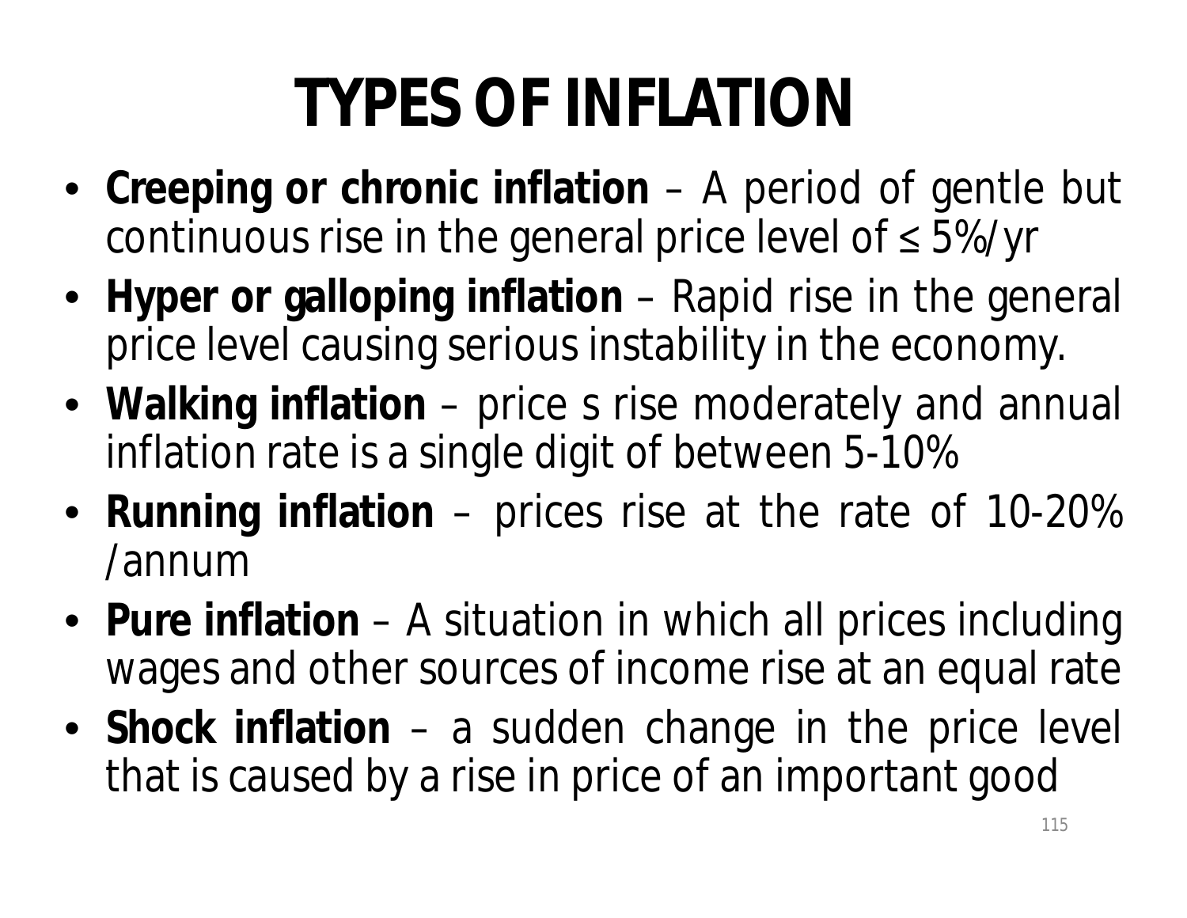# TYPES OF INFLATION

- **Creeping or chronic inflation** – A period of gentle but continuous rise in the general price level of ≤ 5%/yr
- **Hyper or galloping inflation** – Rapid rise in the general price level causing serious instability in the economy.
- **Walking inflation** – price s rise moderately and annual inflation rate is a single digit of between 5-10%
- **Running inflation** – prices rise at the rate of 10-20% /annum
- **Pure inflation** – A situation in which all prices including wages and other sources of income rise at an equal rate
- **Shock inflation** – a sudden change in the price level that is caused by a rise in price of an important good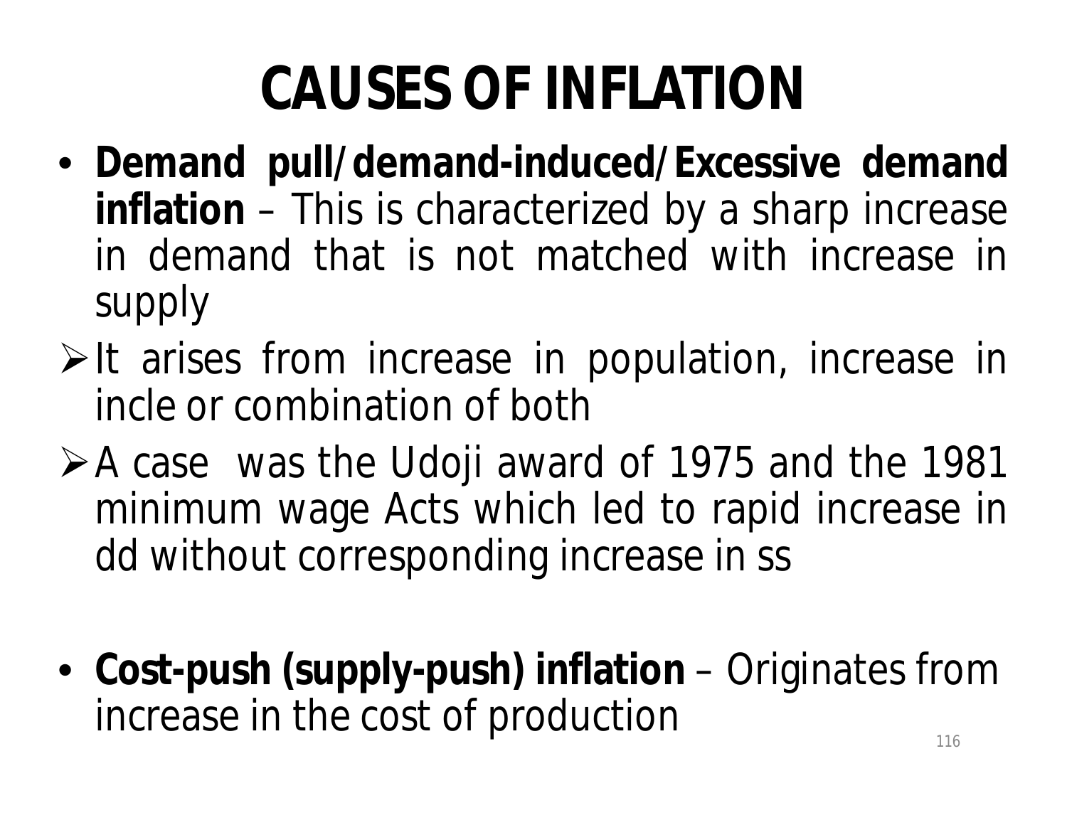# CAUSES OF INFLATION

- **Demand pull/demand-induced/Excessive demand inflation** – This is characterized by a sharp increase in demand that is not matched with increase in supply
  - It arises from increase in population, increase in incle or combination of both
  - A case was the Udoji award of 1975 and the 1981 minimum wage Acts which led to rapid increase in dd without corresponding increase in ss

- **Cost-push (supply-push) inflation** – Originates from increase in the cost of production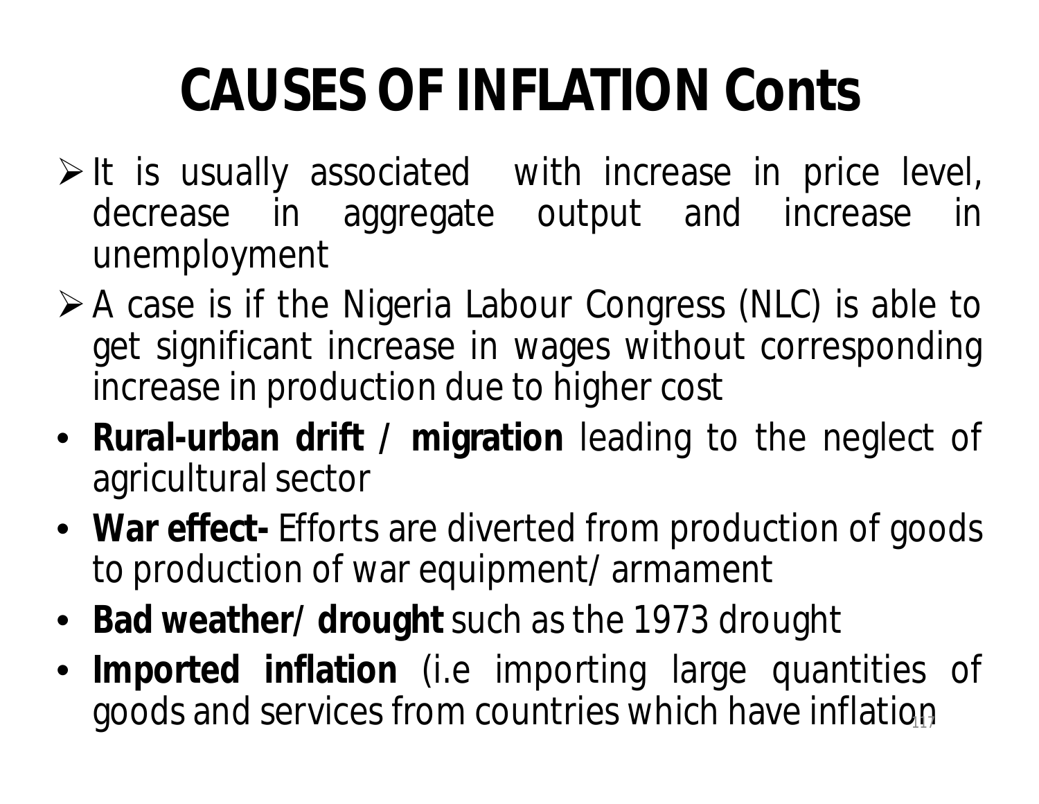# CAUSES OF INFLATION Conts

- It is usually associated with increase in price level, decrease in aggregate output and increase in unemployment
- A case is if the Nigeria Labour Congress (NLC) is able to get significant increase in wages without corresponding increase in production due to higher cost

- **Rural-urban drift / migration** leading to the neglect of agricultural sector
- **War effect-** Efforts are diverted from production of goods to production of war equipment/ armament
- **Bad weather/ drought** such as the 1973 drought
- **Imported inflation** (i.e importing large quantities of goods and services from countries which have inflation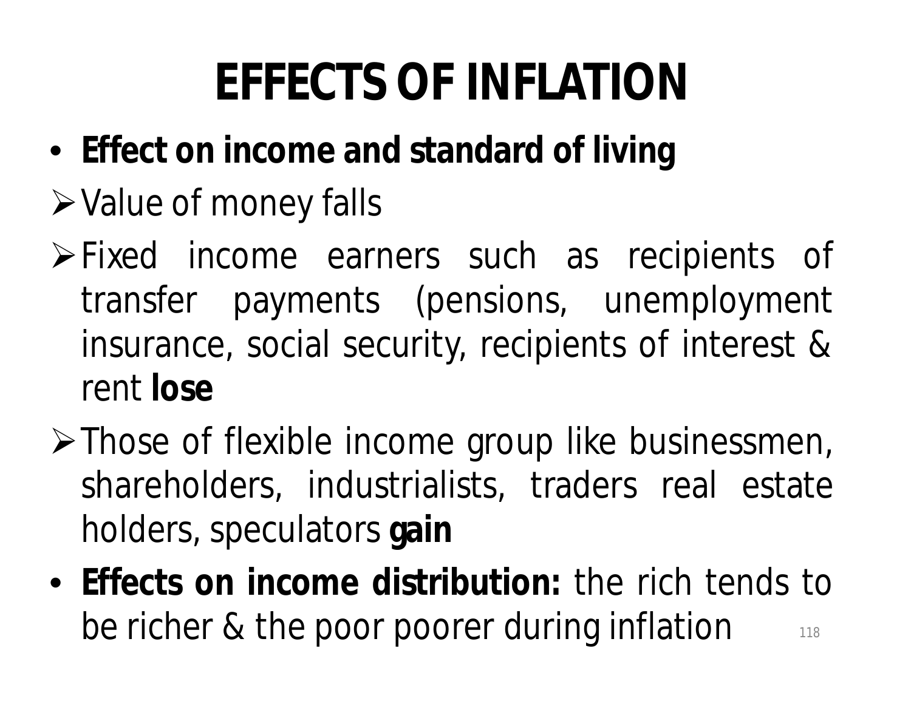# EFFECTS OF INFLATION

- **Effect on income and standard of living**
  - Value of money falls
  - Fixed income earners such as recipients of transfer payments (pensions, unemployment insurance, social security, recipients of interest & rent **lose**
  - Those of flexible income group like businessmen, shareholders, industrialists, traders real estate holders, speculators **gain**
- **Effects on income distribution:** the rich tends to be richer & the poor poorer during inflation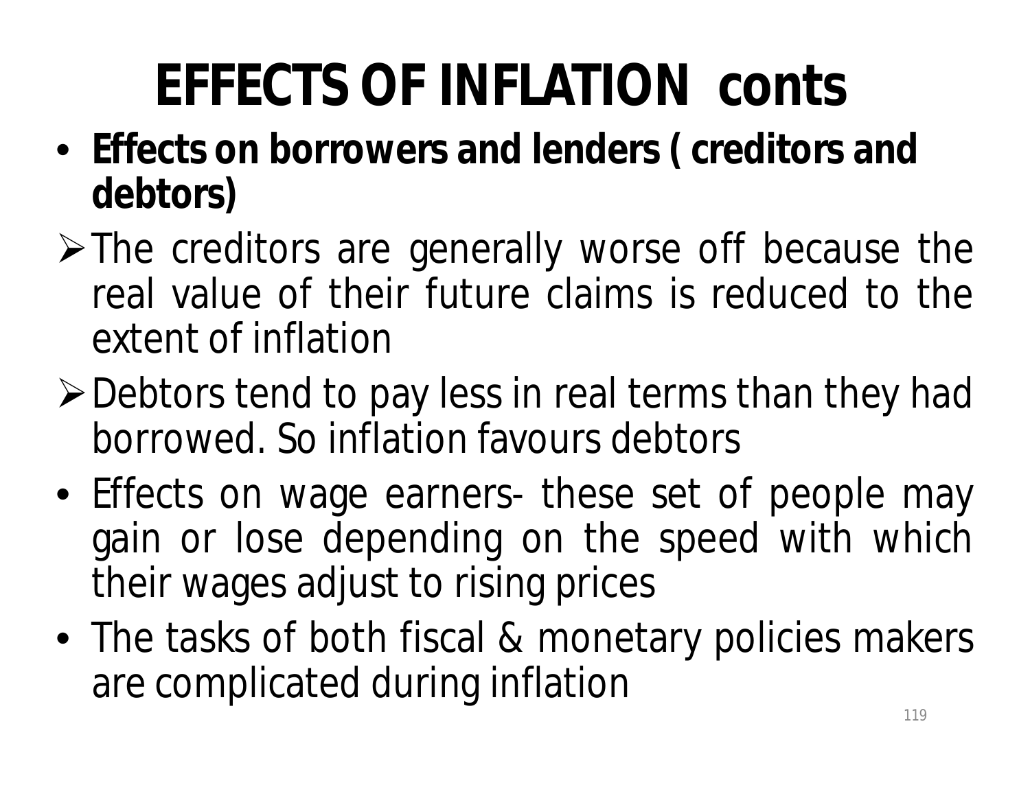# EFFECTS OF INFLATION conts

- **Effects on borrowers and lenders ( creditors and debtors)**
  - The creditors are generally worse off because the real value of their future claims is reduced to the extent of inflation
  - Debtors tend to pay less in real terms than they had borrowed. So inflation favours debtors
- Effects on wage earners- these set of people may gain or lose depending on the speed with which their wages adjust to rising prices
- The tasks of both fiscal & monetary policies makers are complicated during inflation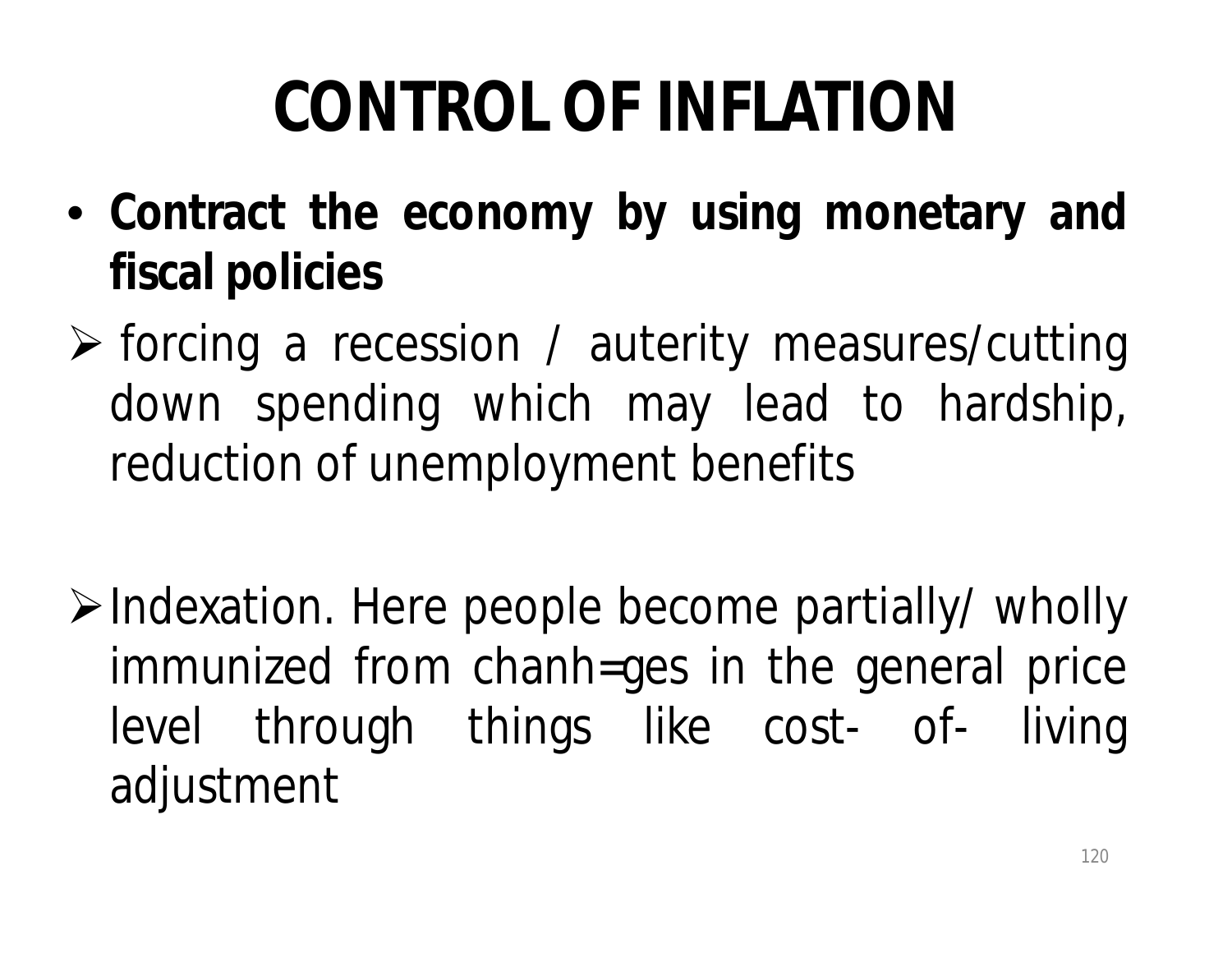# CONTROL OF INFLATION

- **Contract the economy by using monetary and fiscal policies**

  - forcing a recession / auterity measures/cutting down spending which may lead to hardship, reduction of unemployment benefits

  - Indexation. Here people become partially/ wholly immunized from chanh=ges in the general price level through things like cost- of- living adjustment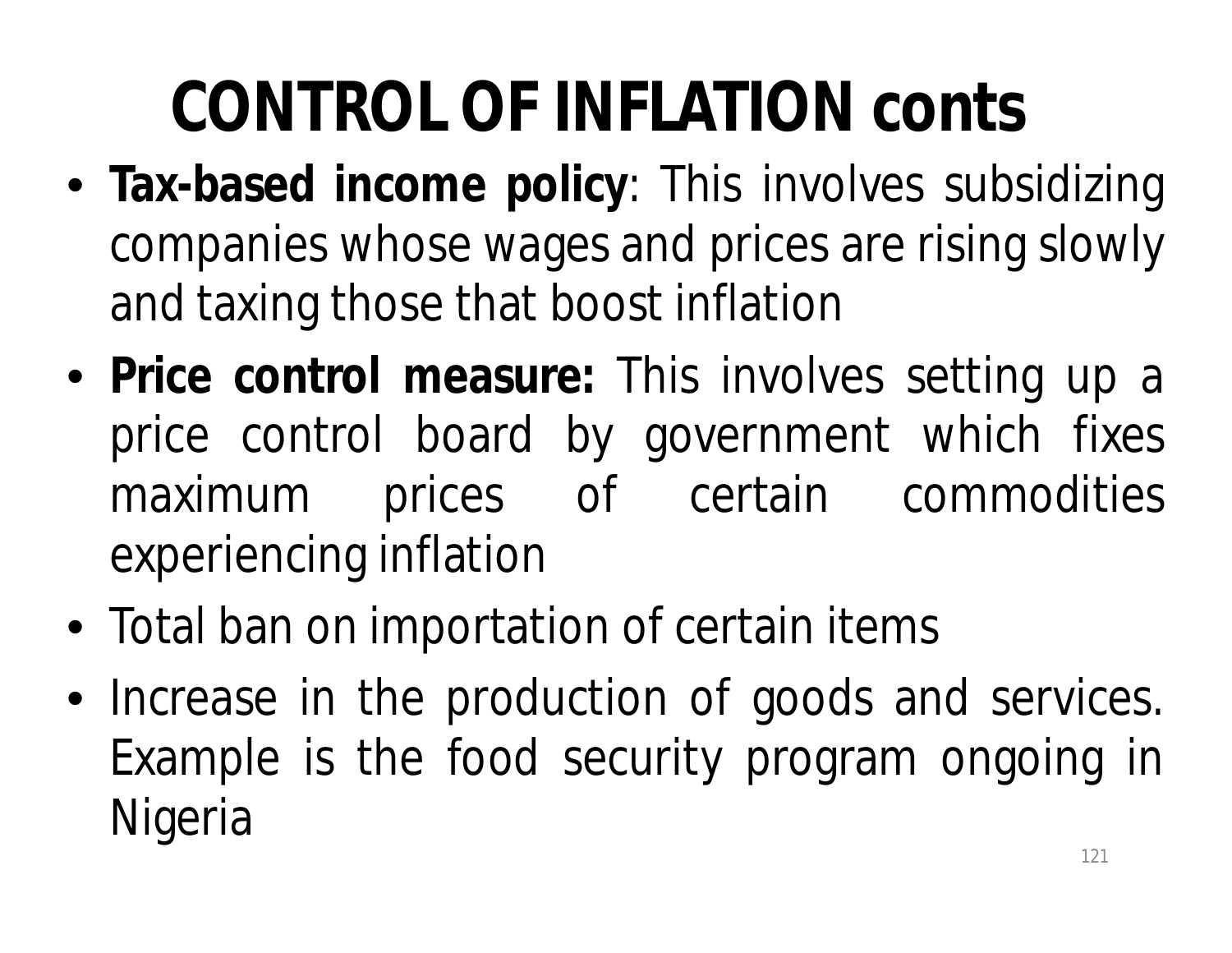# CONTROL OF INFLATION conts

- **Tax-based income policy**: This involves subsidizing companies whose wages and prices are rising slowly and taxing those that boost inflation
- **Price control measure:** This involves setting up a price control board by government which fixes maximum prices of certain commodities experiencing inflation
- Total ban on importation of certain items
- Increase in the production of goods and services. Example is the food security program ongoing in Nigeria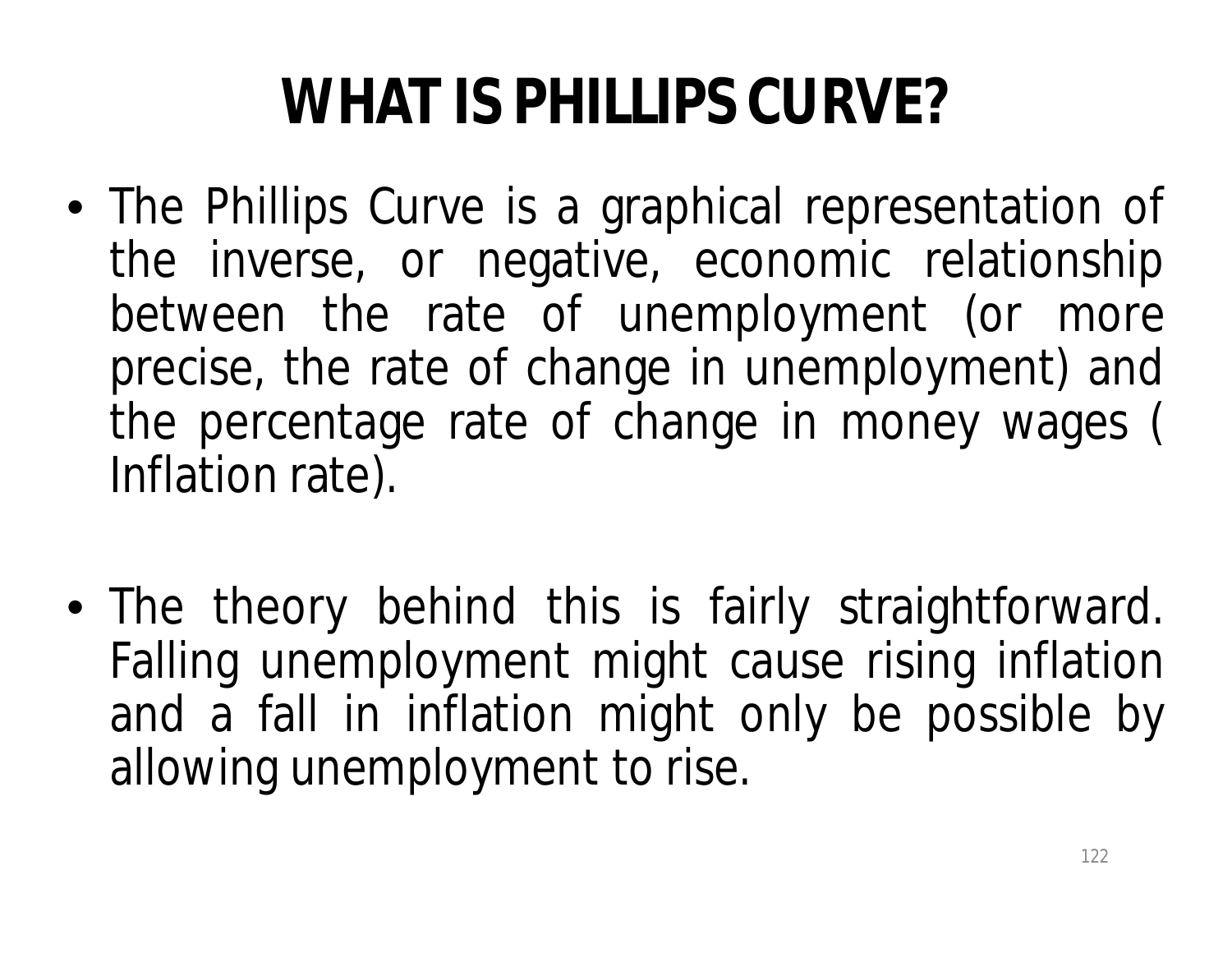# WHAT IS PHILLIPS CURVE?

- The Phillips Curve is a graphical representation of the inverse, or negative, economic relationship between the rate of unemployment (or more precise, the rate of change in unemployment) and the percentage rate of change in money wages ( Inflation rate).

- The theory behind this is fairly straightforward. Falling unemployment might cause rising inflation and a fall in inflation might only be possible by allowing unemployment to rise.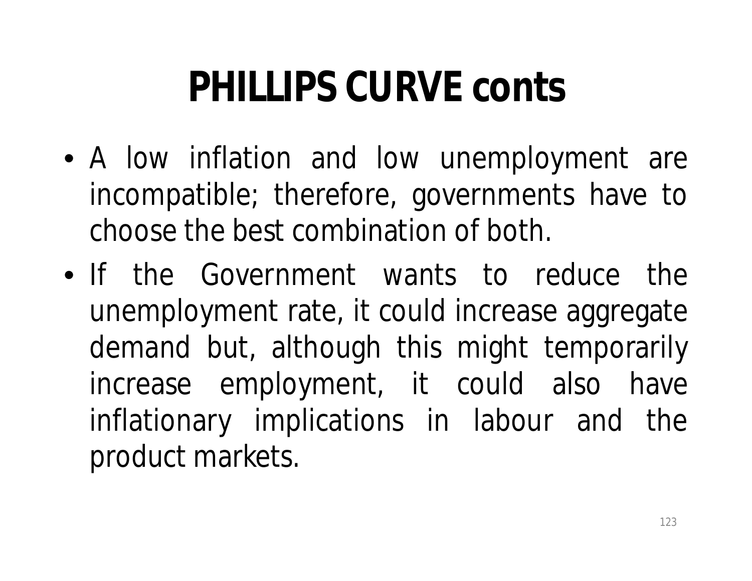# PHILLIPS CURVE conts

- A low inflation and low unemployment are incompatible; therefore, governments have to choose the best combination of both.
- If the Government wants to reduce the unemployment rate, it could increase aggregate demand but, although this might temporarily increase employment, it could also have inflationary implications in labour and the product markets.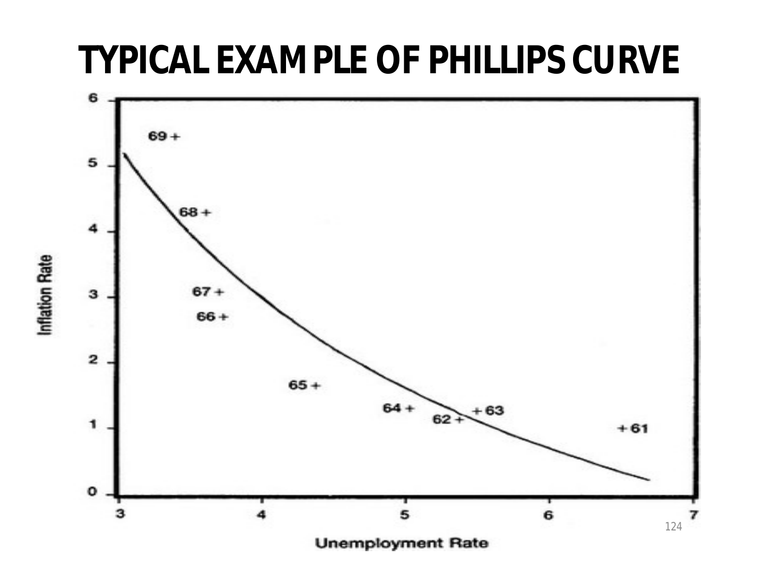# TYPICAL EXAMPLE OF PHILLIPS CURVE

Inflation Rate

6
5
4
3
2
1
0

69 +
68 +
67 +
66 +
65 +
64 +
62 +
+ 63
+ 61

3
4
5
6
7

Unemployment Rate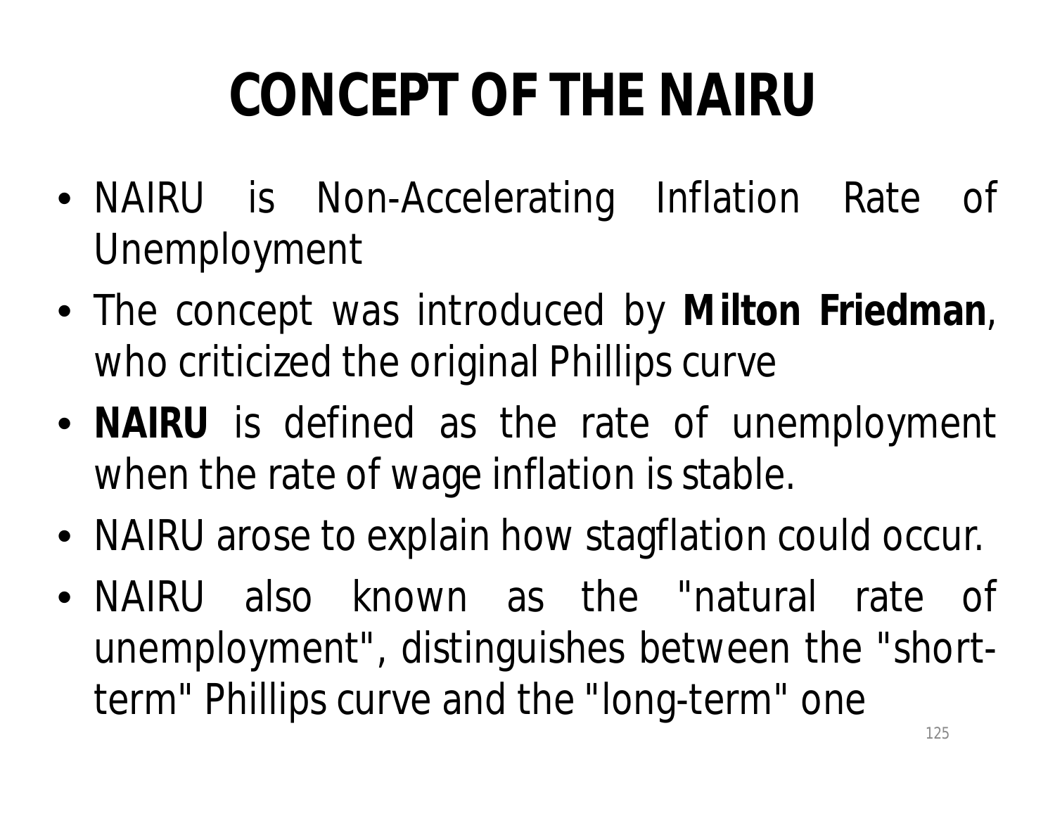# CONCEPT OF THE NAIRU

- NAIRU is Non-Accelerating Inflation Rate of Unemployment
- The concept was introduced by **Milton Friedman**, who criticized the original Phillips curve
- **NAIRU** is defined as the rate of unemployment when the rate of wage inflation is stable.
- NAIRU arose to explain how stagflation could occur.
- NAIRU also known as the "natural rate of unemployment", distinguishes between the "short-term" Phillips curve and the "long-term" one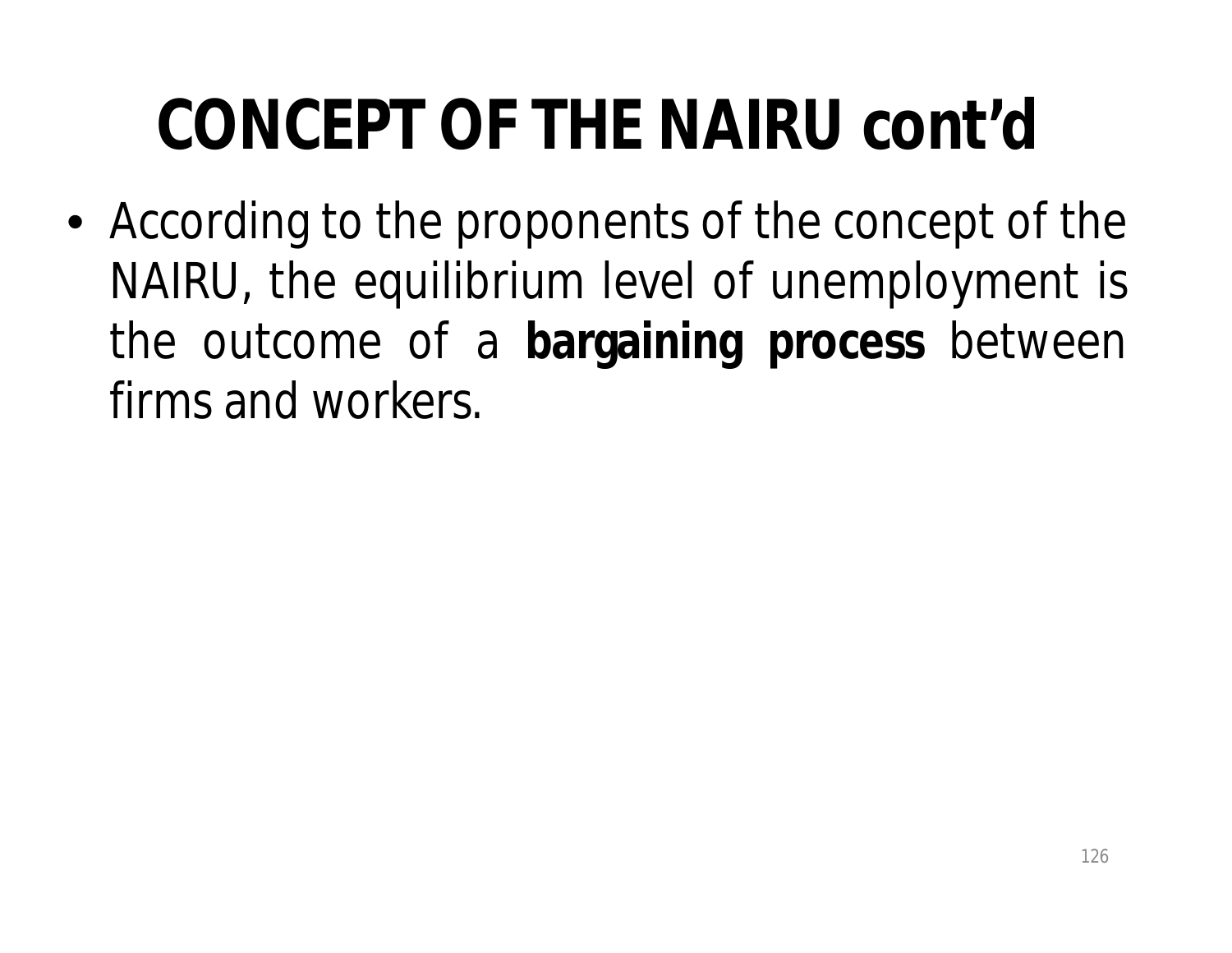# CONCEPT OF THE NAIRU cont'd

- According to the proponents of the concept of the NAIRU, the equilibrium level of unemployment is the outcome of a **bargaining process** between firms and workers.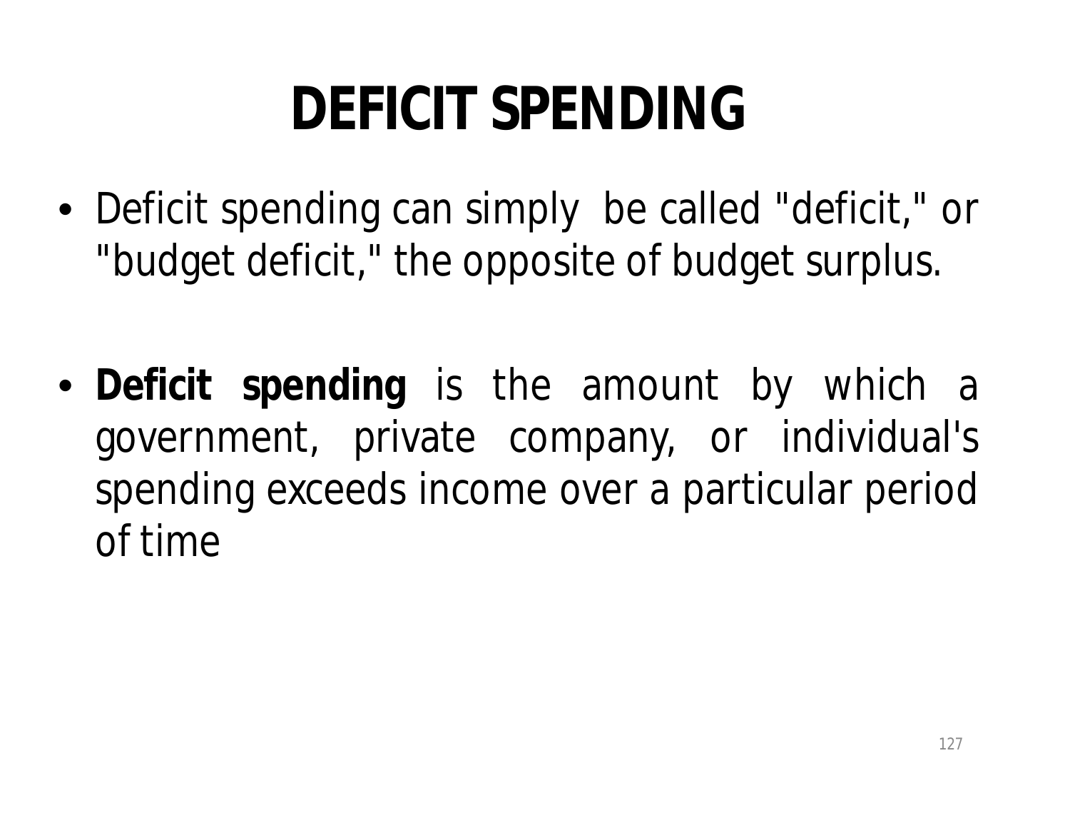# DEFICIT SPENDING

- Deficit spending can simply be called "deficit," or "budget deficit," the opposite of budget surplus.

- **Deficit spending** is the amount by which a government, private company, or individual's spending exceeds income over a particular period of time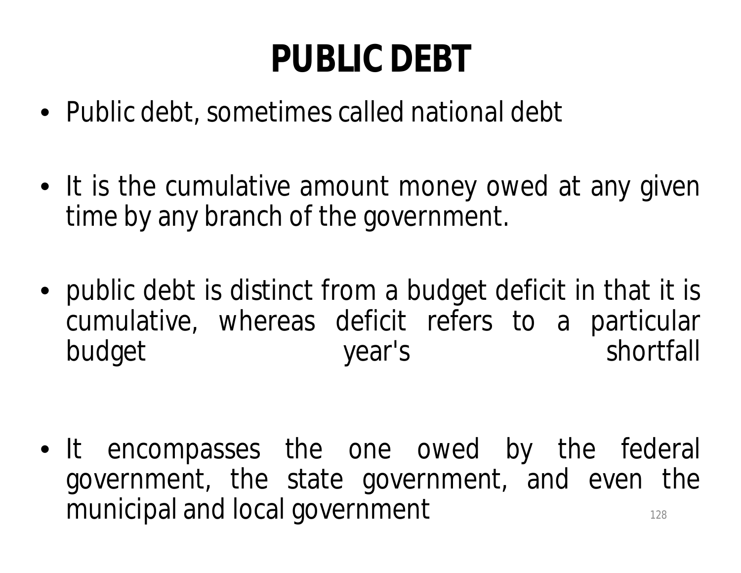# PUBLIC DEBT

- Public debt, sometimes called national debt

- It is the cumulative amount money owed at any given time by any branch of the government.

- public debt is distinct from a budget deficit in that it is cumulative, whereas deficit refers to a particular budget year's shortfall

- It encompasses the one owed by the federal government, the state government, and even the municipal and local government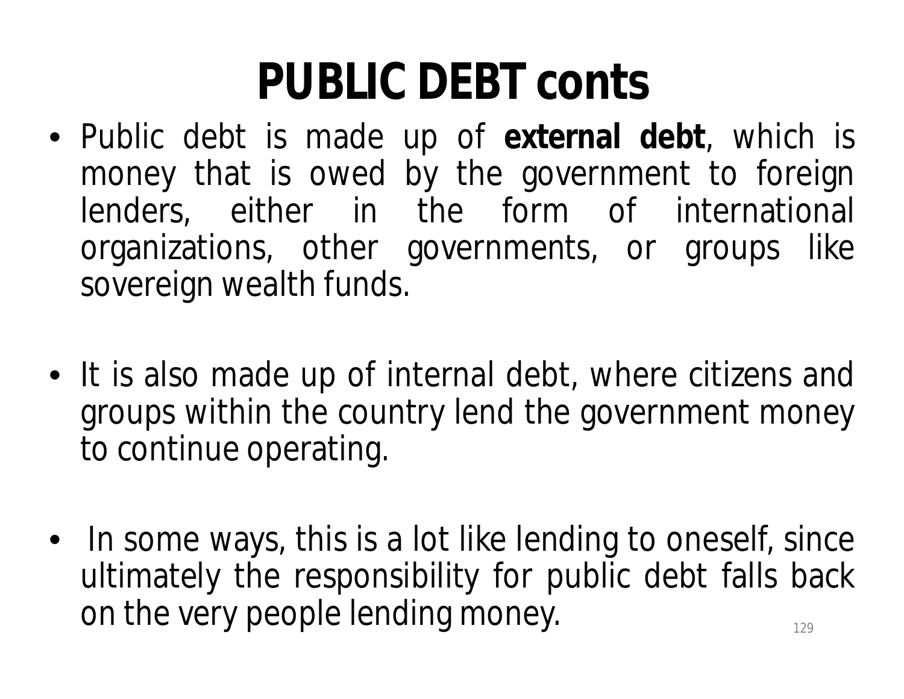# PUBLIC DEBT conts

- Public debt is made up of **external debt**, which is money that is owed by the government to foreign lenders, either in the form of international organizations, other governments, or groups like sovereign wealth funds.

- It is also made up of internal debt, where citizens and groups within the country lend the government money to continue operating.

- In some ways, this is a lot like lending to oneself, since ultimately the responsibility for public debt falls back on the very people lending money.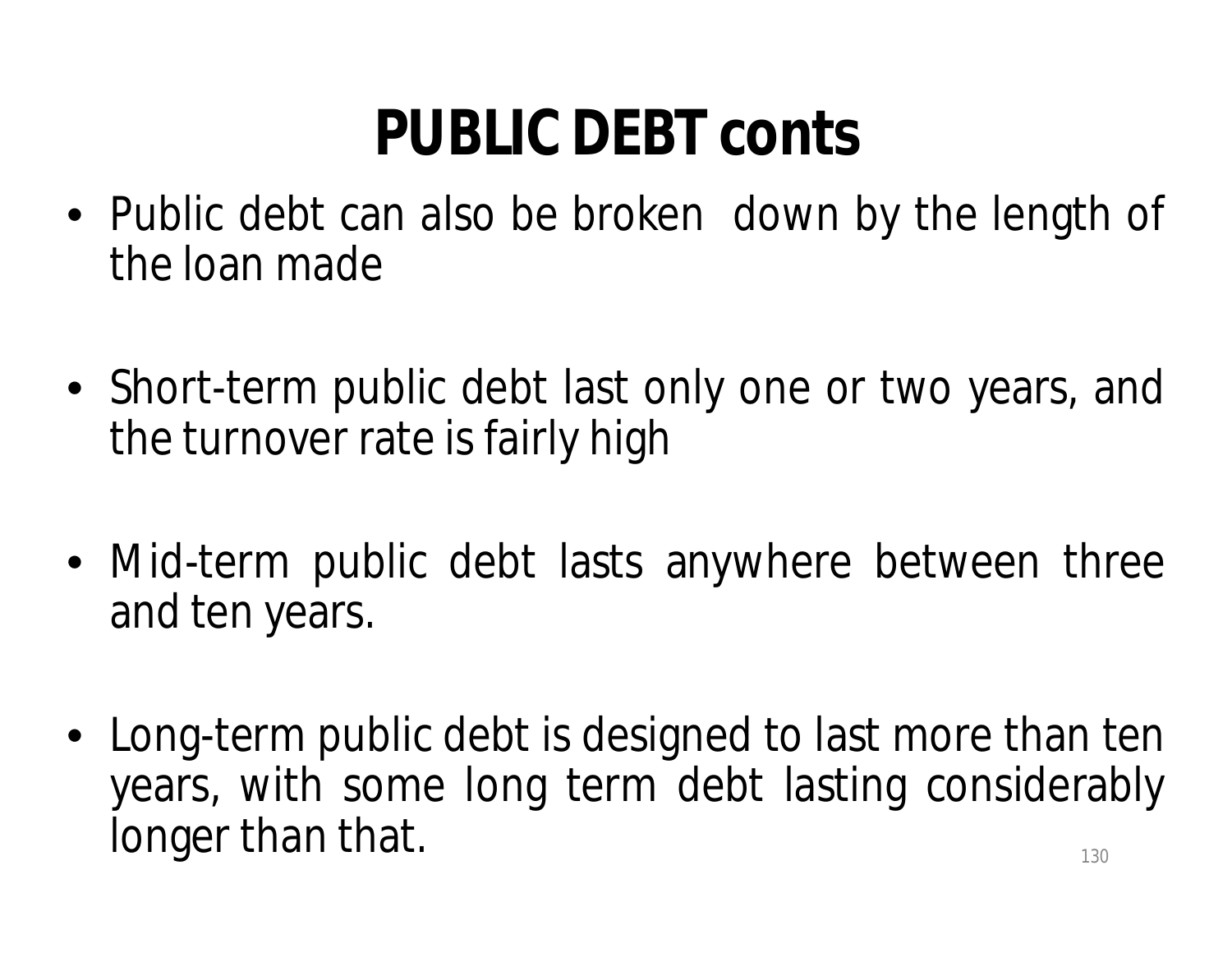# PUBLIC DEBT conts

- Public debt can also be broken down by the length of the loan made
- Short-term public debt last only one or two years, and the turnover rate is fairly high
- Mid-term public debt lasts anywhere between three and ten years.
- Long-term public debt is designed to last more than ten years, with some long term debt lasting considerably longer than that.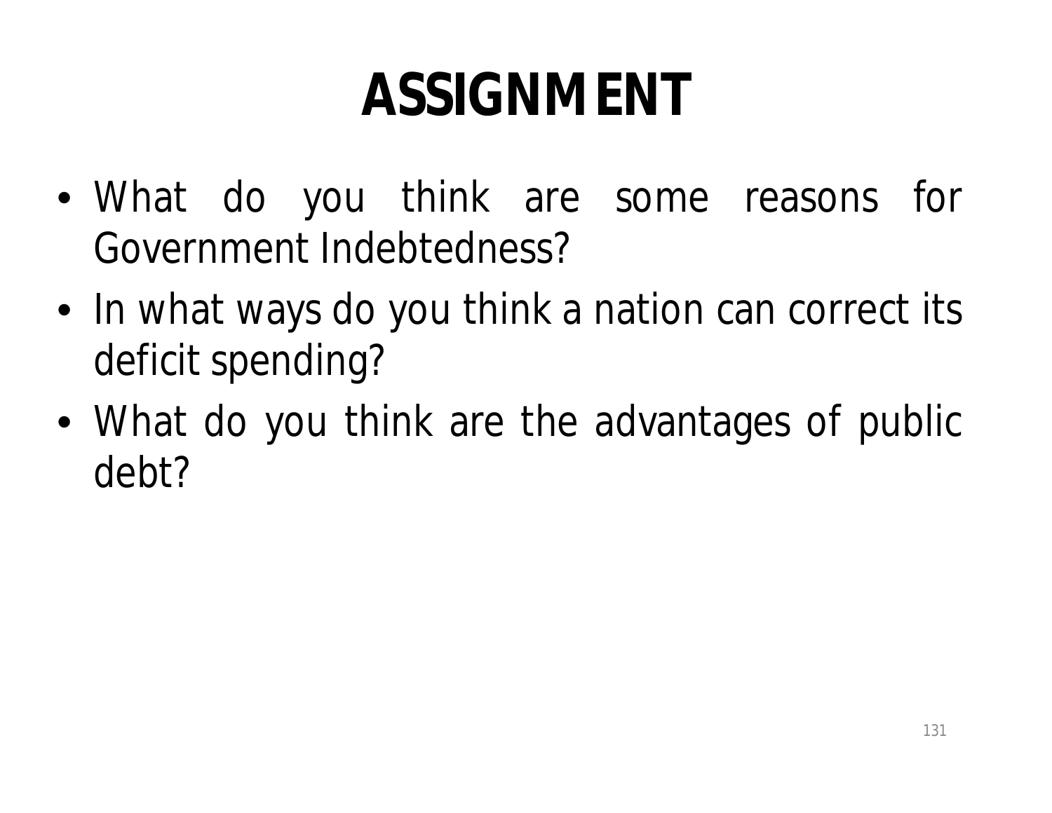# ASSIGNMENT

- What do you think are some reasons for Government Indebtedness?
- In what ways do you think a nation can correct its deficit spending?
- What do you think are the advantages of public debt?